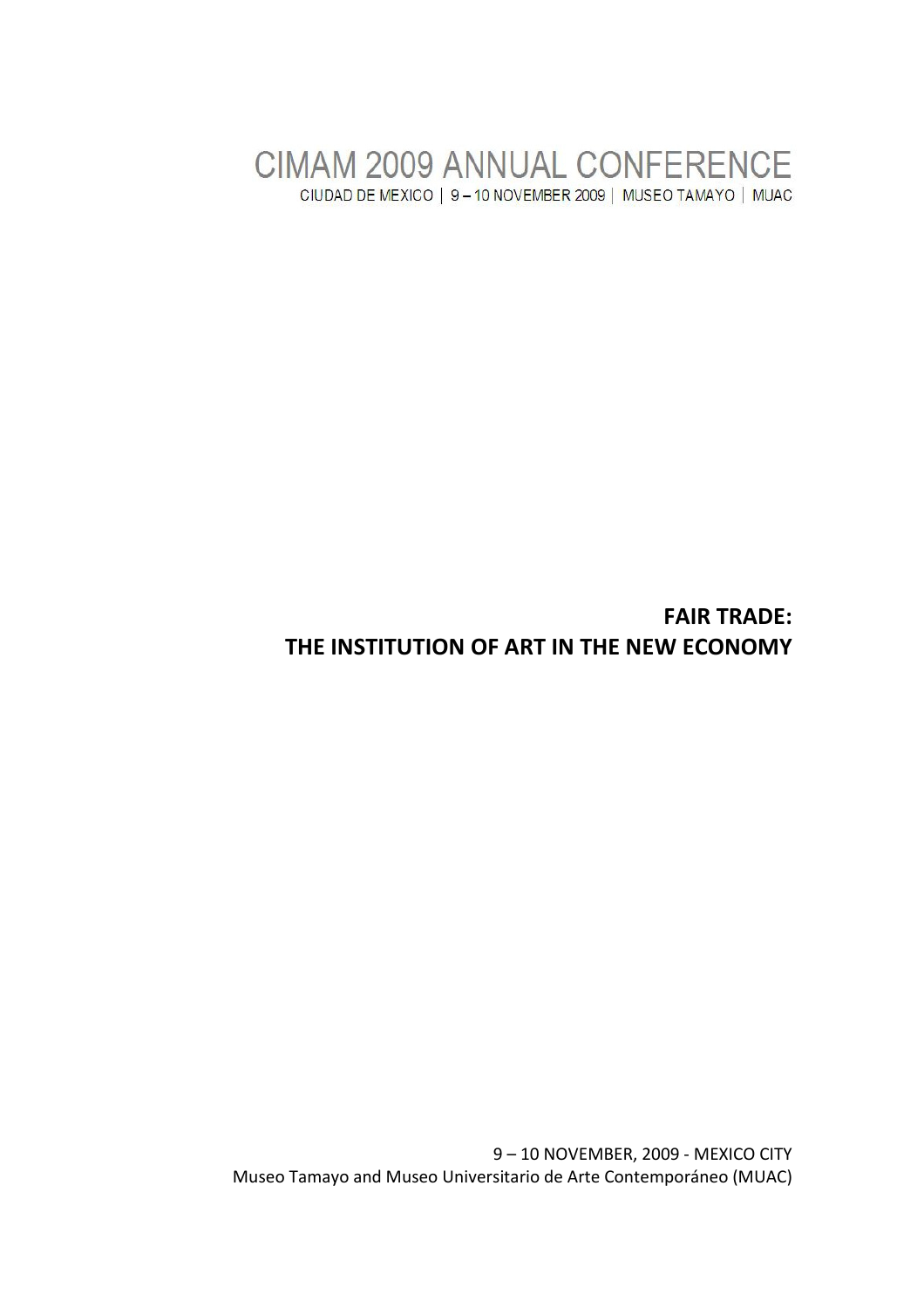# CIMAM 2009 ANNUAL CONFERENCE

CIUDAD DE MEXICO | 9 – 10 NOVEMBER 2009 | MUSEO TAMAYO | MUAC

## FAIR TRADE:
## THE INSTITUTION OF ART IN THE NEW ECONOMY

9 – 10 NOVEMBER, 2009 - MEXICO CITY
Museo Tamayo and Museo Universitario de Arte Contemporáneo (MUAC)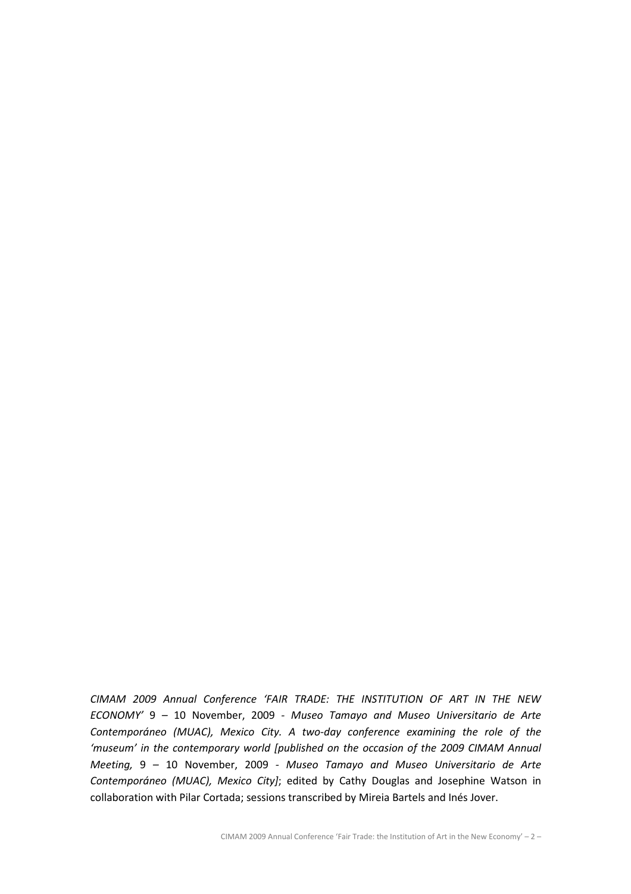*CIMAM 2009 Annual Conference 'FAIR TRADE: THE INSTITUTION OF ART IN THE NEW ECONOMY'* 9 – 10 November, 2009 - *Museo Tamayo and Museo Universitario de Arte Contemporáneo (MUAC), Mexico City. A two-day conference examining the role of the 'museum' in the contemporary world [published on the occasion of the 2009 CIMAM Annual Meeting,* 9 – 10 November, 2009 - *Museo Tamayo and Museo Universitario de Arte Contemporáneo (MUAC), Mexico City]*; edited by Cathy Douglas and Josephine Watson in collaboration with Pilar Cortada; sessions transcribed by Mireia Bartels and Inés Jover.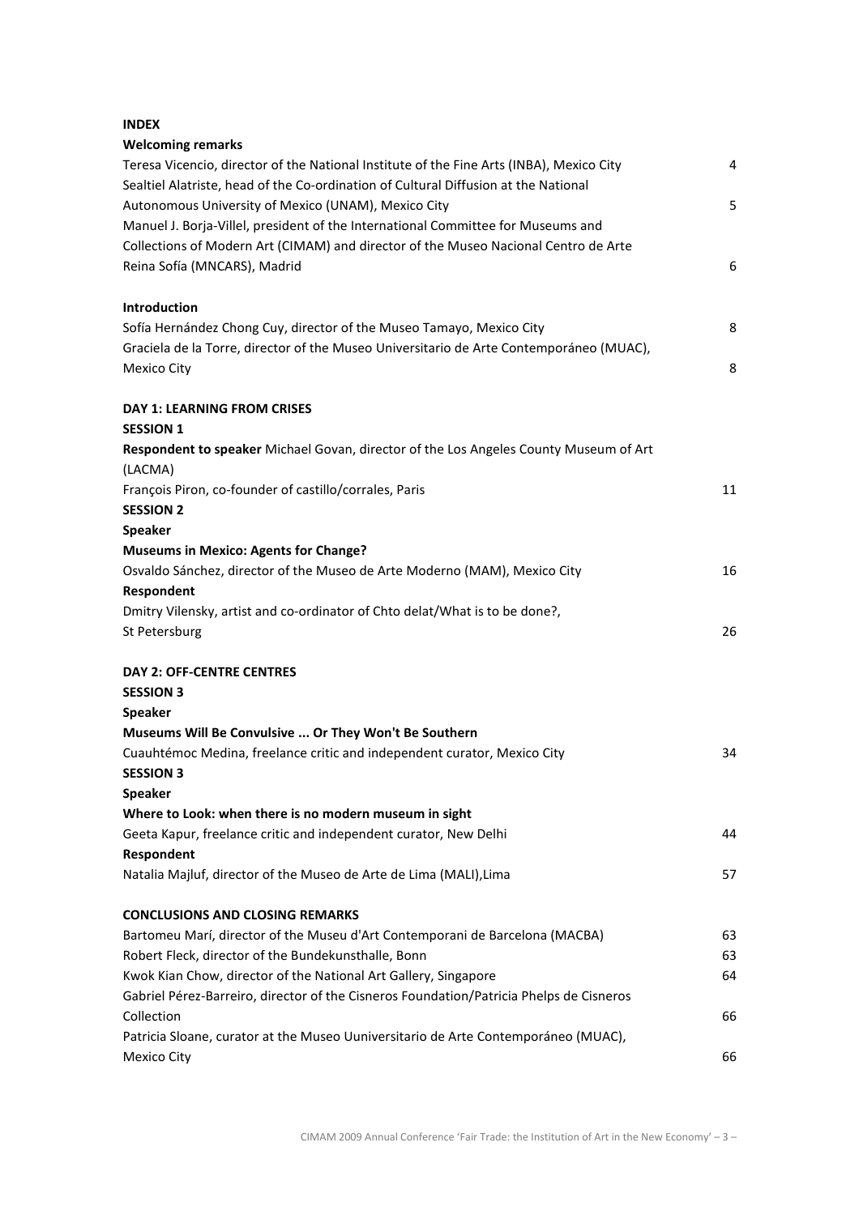**INDEX**

**Welcoming remarks**

Teresa Vicencio, director of the National Institute of the Fine Arts (INBA), Mexico City 4

Sealtiel Alatriste, head of the Co-ordination of Cultural Diffusion at the National Autonomous University of Mexico (UNAM), Mexico City 5

Manuel J. Borja-Villel, president of the International Committee for Museums and Collections of Modern Art (CIMAM) and director of the Museo Nacional Centro de Arte Reina Sofía (MNCARS), Madrid 6

**Introduction**

Sofía Hernández Chong Cuy, director of the Museo Tamayo, Mexico City 8

Graciela de la Torre, director of the Museo Universitario de Arte Contemporáneo (MUAC), Mexico City 8

**DAY 1: LEARNING FROM CRISES**

**SESSION 1**

**Respondent to speaker** Michael Govan, director of the Los Angeles County Museum of Art (LACMA)

François Piron, co-founder of castillo/corrales, Paris 11

**SESSION 2**

**Speaker**

**Museums in Mexico: Agents for Change?**

Osvaldo Sánchez, director of the Museo de Arte Moderno (MAM), Mexico City 16

**Respondent**

Dmitry Vilensky, artist and co-ordinator of Chto delat/What is to be done?, St Petersburg 26

**DAY 2: OFF-CENTRE CENTRES**

**SESSION 3**

**Speaker**

**Museums Will Be Convulsive ... Or They Won't Be Southern**

Cuauhtémoc Medina, freelance critic and independent curator, Mexico City 34

**SESSION 3**

**Speaker**

**Where to Look: when there is no modern museum in sight**

Geeta Kapur, freelance critic and independent curator, New Delhi 44

**Respondent**

Natalia Majluf, director of the Museo de Arte de Lima (MALI),Lima 57

**CONCLUSIONS AND CLOSING REMARKS**

Bartomeu Marí, director of the Museu d'Art Contemporani de Barcelona (MACBA) 63

Robert Fleck, director of the Bundekunsthalle, Bonn 63

Kwok Kian Chow, director of the National Art Gallery, Singapore 64

Gabriel Pérez-Barreiro, director of the Cisneros Foundation/Patricia Phelps de Cisneros Collection 66

Patricia Sloane, curator at the Museo Uuniversitario de Arte Contemporáneo (MUAC), Mexico City 66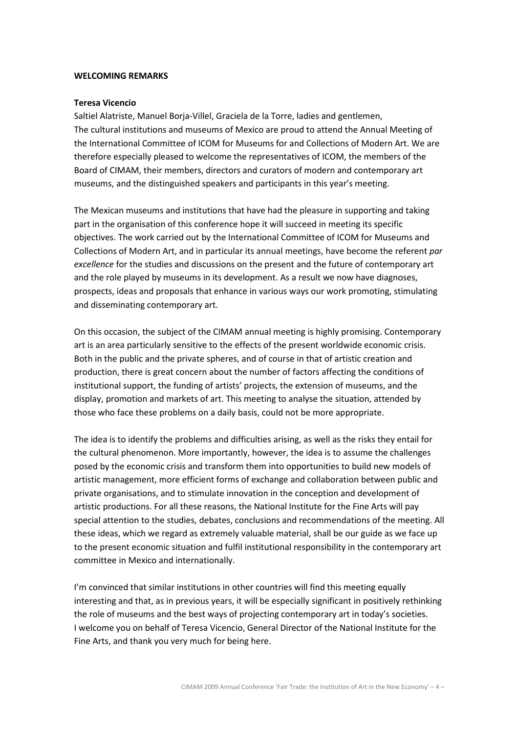**WELCOMING REMARKS**

**Teresa Vicencio**

Saltiel Alatriste, Manuel Borja-Villel, Graciela de la Torre, ladies and gentlemen,
The cultural institutions and museums of Mexico are proud to attend the Annual Meeting of the International Committee of ICOM for Museums for and Collections of Modern Art. We are therefore especially pleased to welcome the representatives of ICOM, the members of the Board of CIMAM, their members, directors and curators of modern and contemporary art museums, and the distinguished speakers and participants in this year's meeting.

The Mexican museums and institutions that have had the pleasure in supporting and taking part in the organisation of this conference hope it will succeed in meeting its specific objectives. The work carried out by the International Committee of ICOM for Museums and Collections of Modern Art, and in particular its annual meetings, have become the referent *par excellence* for the studies and discussions on the present and the future of contemporary art and the role played by museums in its development. As a result we now have diagnoses, prospects, ideas and proposals that enhance in various ways our work promoting, stimulating and disseminating contemporary art.

On this occasion, the subject of the CIMAM annual meeting is highly promising. Contemporary art is an area particularly sensitive to the effects of the present worldwide economic crisis. Both in the public and the private spheres, and of course in that of artistic creation and production, there is great concern about the number of factors affecting the conditions of institutional support, the funding of artists' projects, the extension of museums, and the display, promotion and markets of art. This meeting to analyse the situation, attended by those who face these problems on a daily basis, could not be more appropriate.

The idea is to identify the problems and difficulties arising, as well as the risks they entail for the cultural phenomenon. More importantly, however, the idea is to assume the challenges posed by the economic crisis and transform them into opportunities to build new models of artistic management, more efficient forms of exchange and collaboration between public and private organisations, and to stimulate innovation in the conception and development of artistic productions. For all these reasons, the National Institute for the Fine Arts will pay special attention to the studies, debates, conclusions and recommendations of the meeting. All these ideas, which we regard as extremely valuable material, shall be our guide as we face up to the present economic situation and fulfil institutional responsibility in the contemporary art committee in Mexico and internationally.

I'm convinced that similar institutions in other countries will find this meeting equally interesting and that, as in previous years, it will be especially significant in positively rethinking the role of museums and the best ways of projecting contemporary art in today's societies.
I welcome you on behalf of Teresa Vicencio, General Director of the National Institute for the Fine Arts, and thank you very much for being here.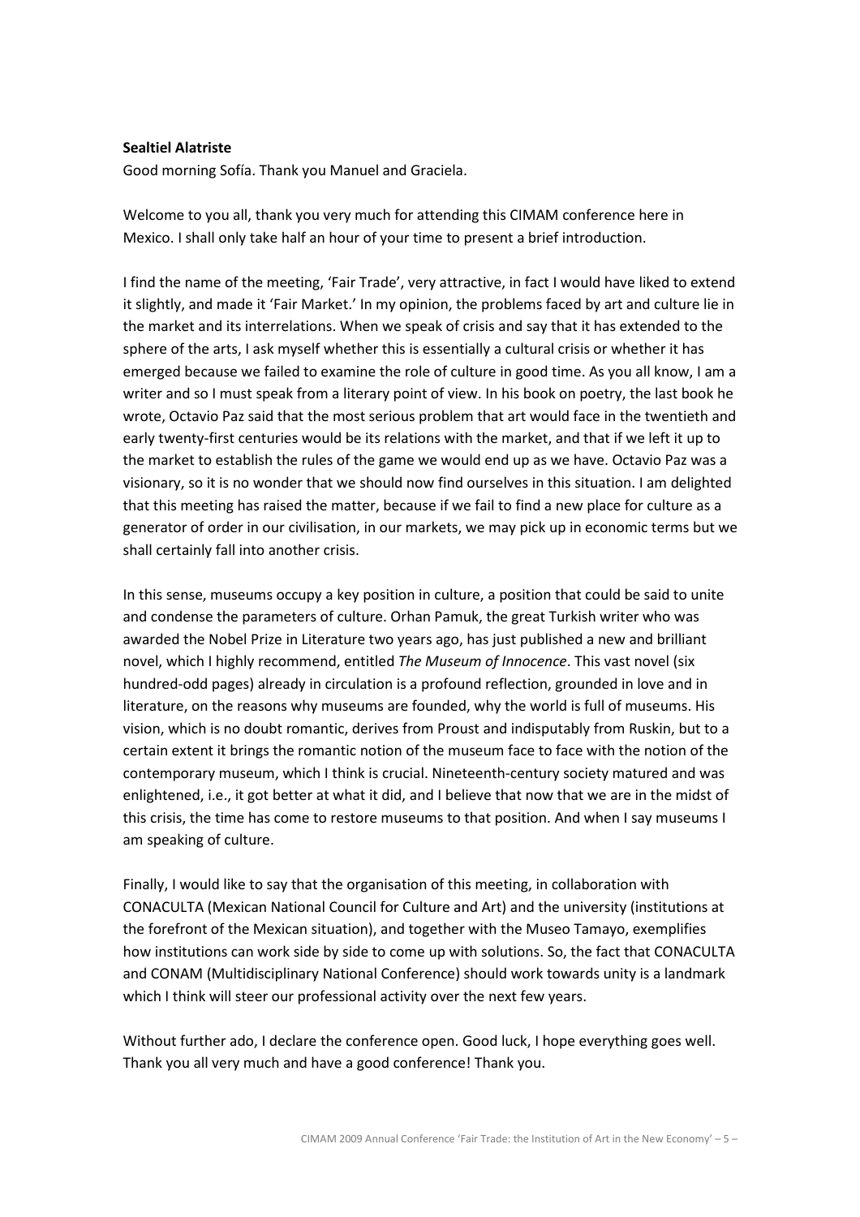**Sealtiel Alatriste**

Good morning Sofía. Thank you Manuel and Graciela.

Welcome to you all, thank you very much for attending this CIMAM conference here in Mexico. I shall only take half an hour of your time to present a brief introduction.

I find the name of the meeting, 'Fair Trade', very attractive, in fact I would have liked to extend it slightly, and made it 'Fair Market.' In my opinion, the problems faced by art and culture lie in the market and its interrelations. When we speak of crisis and say that it has extended to the sphere of the arts, I ask myself whether this is essentially a cultural crisis or whether it has emerged because we failed to examine the role of culture in good time. As you all know, I am a writer and so I must speak from a literary point of view. In his book on poetry, the last book he wrote, Octavio Paz said that the most serious problem that art would face in the twentieth and early twenty-first centuries would be its relations with the market, and that if we left it up to the market to establish the rules of the game we would end up as we have. Octavio Paz was a visionary, so it is no wonder that we should now find ourselves in this situation. I am delighted that this meeting has raised the matter, because if we fail to find a new place for culture as a generator of order in our civilisation, in our markets, we may pick up in economic terms but we shall certainly fall into another crisis.

In this sense, museums occupy a key position in culture, a position that could be said to unite and condense the parameters of culture. Orhan Pamuk, the great Turkish writer who was awarded the Nobel Prize in Literature two years ago, has just published a new and brilliant novel, which I highly recommend, entitled *The Museum of Innocence*. This vast novel (six hundred-odd pages) already in circulation is a profound reflection, grounded in love and in literature, on the reasons why museums are founded, why the world is full of museums. His vision, which is no doubt romantic, derives from Proust and indisputably from Ruskin, but to a certain extent it brings the romantic notion of the museum face to face with the notion of the contemporary museum, which I think is crucial. Nineteenth-century society matured and was enlightened, i.e., it got better at what it did, and I believe that now that we are in the midst of this crisis, the time has come to restore museums to that position. And when I say museums I am speaking of culture.

Finally, I would like to say that the organisation of this meeting, in collaboration with CONACULTA (Mexican National Council for Culture and Art) and the university (institutions at the forefront of the Mexican situation), and together with the Museo Tamayo, exemplifies how institutions can work side by side to come up with solutions. So, the fact that CONACULTA and CONAM (Multidisciplinary National Conference) should work towards unity is a landmark which I think will steer our professional activity over the next few years.

Without further ado, I declare the conference open. Good luck, I hope everything goes well. Thank you all very much and have a good conference! Thank you.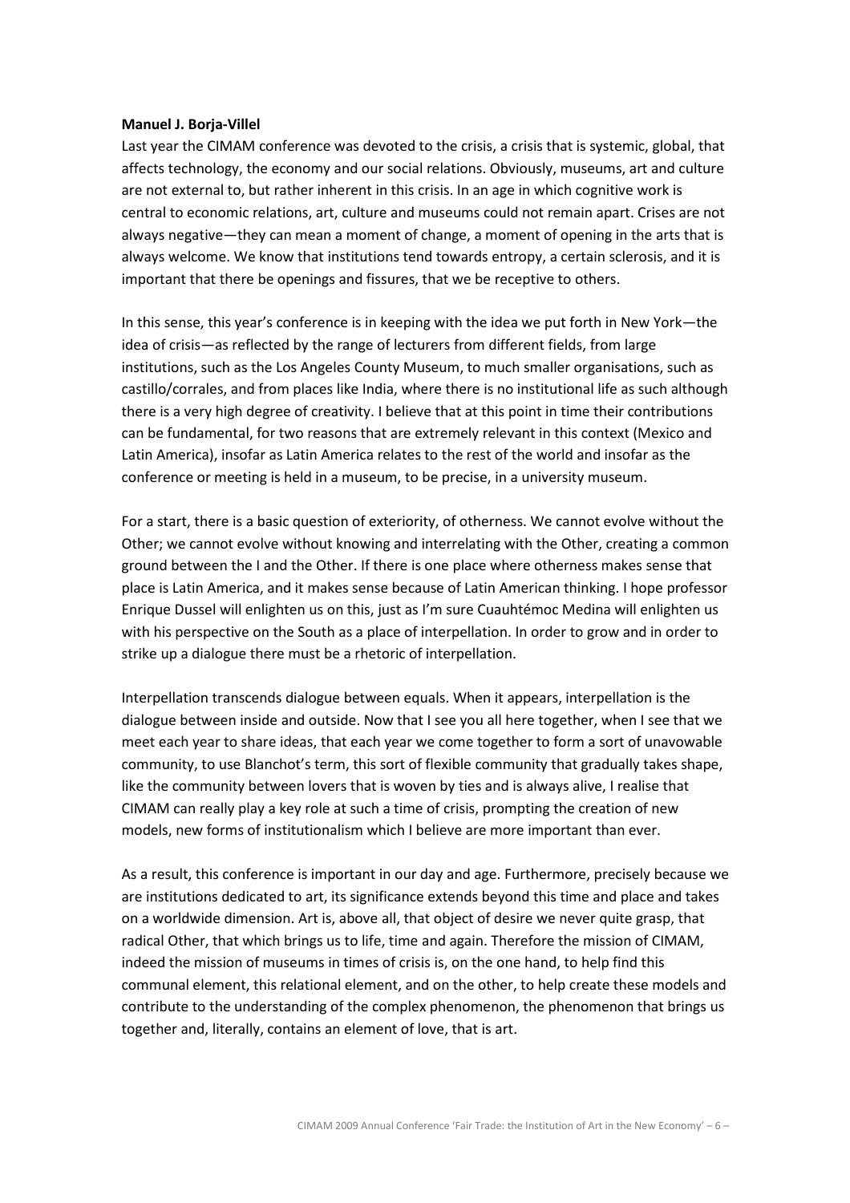**Manuel J. Borja-Villel**

Last year the CIMAM conference was devoted to the crisis, a crisis that is systemic, global, that affects technology, the economy and our social relations. Obviously, museums, art and culture are not external to, but rather inherent in this crisis. In an age in which cognitive work is central to economic relations, art, culture and museums could not remain apart. Crises are not always negative—they can mean a moment of change, a moment of opening in the arts that is always welcome. We know that institutions tend towards entropy, a certain sclerosis, and it is important that there be openings and fissures, that we be receptive to others.

In this sense, this year's conference is in keeping with the idea we put forth in New York—the idea of crisis—as reflected by the range of lecturers from different fields, from large institutions, such as the Los Angeles County Museum, to much smaller organisations, such as castillo/corrales, and from places like India, where there is no institutional life as such although there is a very high degree of creativity. I believe that at this point in time their contributions can be fundamental, for two reasons that are extremely relevant in this context (Mexico and Latin America), insofar as Latin America relates to the rest of the world and insofar as the conference or meeting is held in a museum, to be precise, in a university museum.

For a start, there is a basic question of exteriority, of otherness. We cannot evolve without the Other; we cannot evolve without knowing and interrelating with the Other, creating a common ground between the I and the Other. If there is one place where otherness makes sense that place is Latin America, and it makes sense because of Latin American thinking. I hope professor Enrique Dussel will enlighten us on this, just as I'm sure Cuauhtémoc Medina will enlighten us with his perspective on the South as a place of interpellation. In order to grow and in order to strike up a dialogue there must be a rhetoric of interpellation.

Interpellation transcends dialogue between equals. When it appears, interpellation is the dialogue between inside and outside. Now that I see you all here together, when I see that we meet each year to share ideas, that each year we come together to form a sort of unavowable community, to use Blanchot's term, this sort of flexible community that gradually takes shape, like the community between lovers that is woven by ties and is always alive, I realise that CIMAM can really play a key role at such a time of crisis, prompting the creation of new models, new forms of institutionalism which I believe are more important than ever.

As a result, this conference is important in our day and age. Furthermore, precisely because we are institutions dedicated to art, its significance extends beyond this time and place and takes on a worldwide dimension. Art is, above all, that object of desire we never quite grasp, that radical Other, that which brings us to life, time and again. Therefore the mission of CIMAM, indeed the mission of museums in times of crisis is, on the one hand, to help find this communal element, this relational element, and on the other, to help create these models and contribute to the understanding of the complex phenomenon, the phenomenon that brings us together and, literally, contains an element of love, that is art.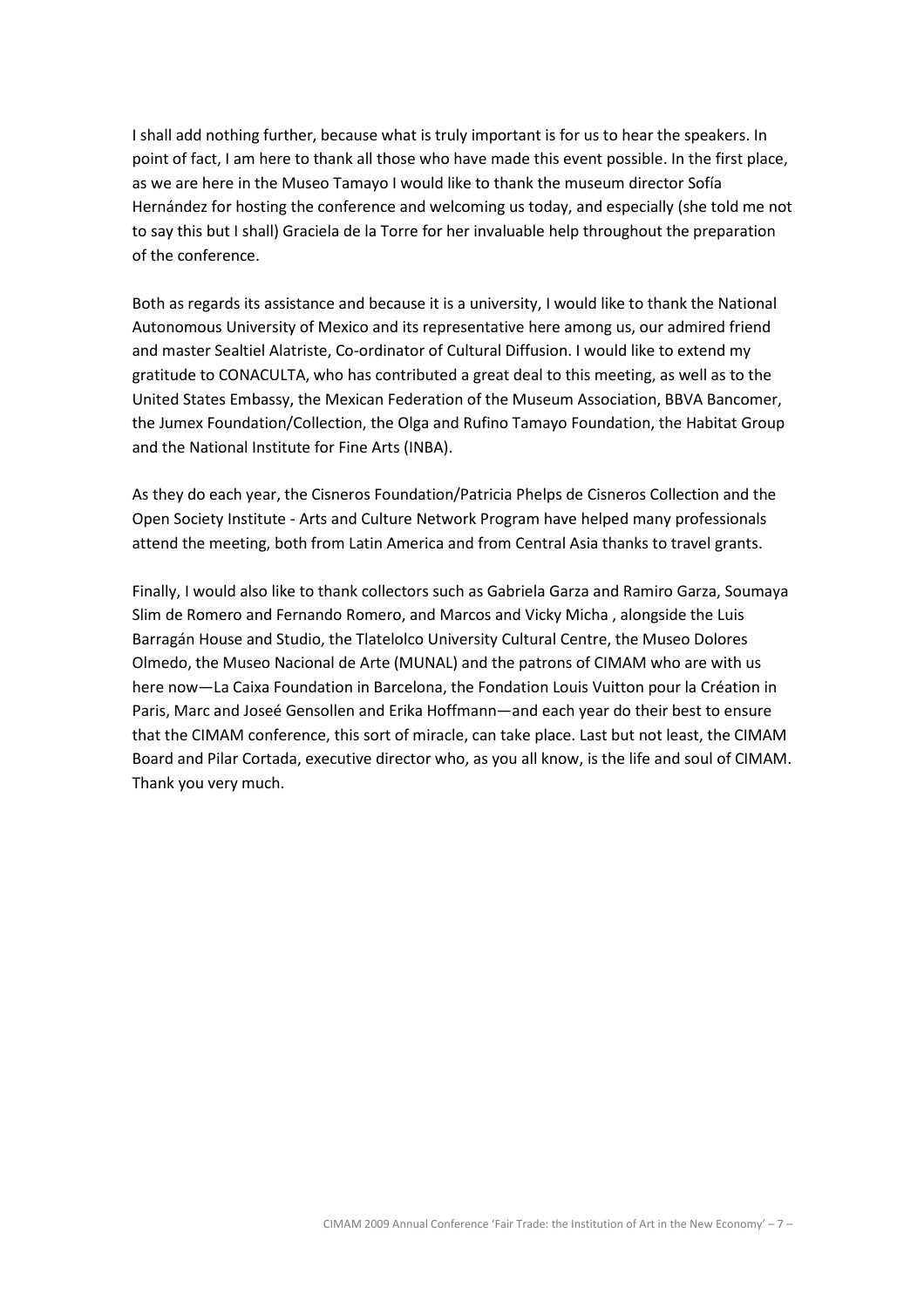I shall add nothing further, because what is truly important is for us to hear the speakers. In point of fact, I am here to thank all those who have made this event possible. In the first place, as we are here in the Museo Tamayo I would like to thank the museum director Sofía Hernández for hosting the conference and welcoming us today, and especially (she told me not to say this but I shall) Graciela de la Torre for her invaluable help throughout the preparation of the conference.

Both as regards its assistance and because it is a university, I would like to thank the National Autonomous University of Mexico and its representative here among us, our admired friend and master Sealtiel Alatriste, Co-ordinator of Cultural Diffusion. I would like to extend my gratitude to CONACULTA, who has contributed a great deal to this meeting, as well as to the United States Embassy, the Mexican Federation of the Museum Association, BBVA Bancomer, the Jumex Foundation/Collection, the Olga and Rufino Tamayo Foundation, the Habitat Group and the National Institute for Fine Arts (INBA).

As they do each year, the Cisneros Foundation/Patricia Phelps de Cisneros Collection and the Open Society Institute - Arts and Culture Network Program have helped many professionals attend the meeting, both from Latin America and from Central Asia thanks to travel grants.

Finally, I would also like to thank collectors such as Gabriela Garza and Ramiro Garza, Soumaya Slim de Romero and Fernando Romero, and Marcos and Vicky Micha , alongside the Luis Barragán House and Studio, the Tlatelolco University Cultural Centre, the Museo Dolores Olmedo, the Museo Nacional de Arte (MUNAL) and the patrons of CIMAM who are with us here now—La Caixa Foundation in Barcelona, the Fondation Louis Vuitton pour la Création in Paris, Marc and Joseé Gensollen and Erika Hoffmann—and each year do their best to ensure that the CIMAM conference, this sort of miracle, can take place. Last but not least, the CIMAM Board and Pilar Cortada, executive director who, as you all know, is the life and soul of CIMAM. Thank you very much.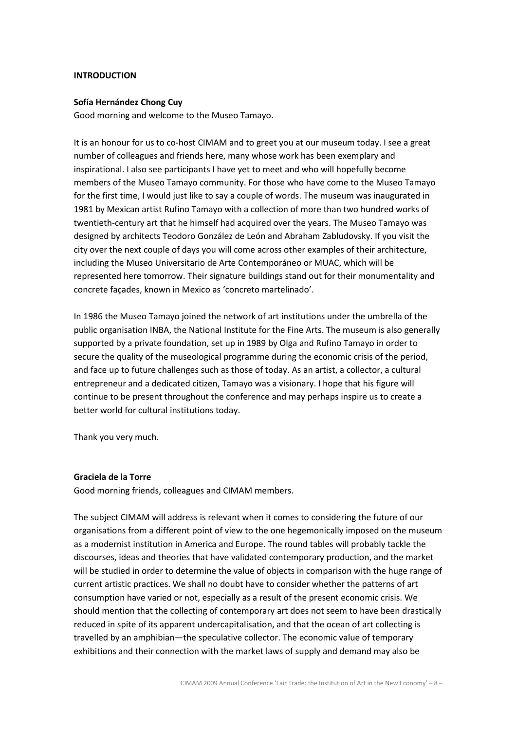**INTRODUCTION**

**Sofía Hernández Chong Cuy**

Good morning and welcome to the Museo Tamayo.

It is an honour for us to co-host CIMAM and to greet you at our museum today. I see a great number of colleagues and friends here, many whose work has been exemplary and inspirational. I also see participants I have yet to meet and who will hopefully become members of the Museo Tamayo community. For those who have come to the Museo Tamayo for the first time, I would just like to say a couple of words. The museum was inaugurated in 1981 by Mexican artist Rufino Tamayo with a collection of more than two hundred works of twentieth-century art that he himself had acquired over the years. The Museo Tamayo was designed by architects Teodoro González de León and Abraham Zabludovsky. If you visit the city over the next couple of days you will come across other examples of their architecture, including the Museo Universitario de Arte Contemporáneo or MUAC, which will be represented here tomorrow. Their signature buildings stand out for their monumentality and concrete façades, known in Mexico as 'concreto martelinado'.

In 1986 the Museo Tamayo joined the network of art institutions under the umbrella of the public organisation INBA, the National Institute for the Fine Arts. The museum is also generally supported by a private foundation, set up in 1989 by Olga and Rufino Tamayo in order to secure the quality of the museological programme during the economic crisis of the period, and face up to future challenges such as those of today. As an artist, a collector, a cultural entrepreneur and a dedicated citizen, Tamayo was a visionary. I hope that his figure will continue to be present throughout the conference and may perhaps inspire us to create a better world for cultural institutions today.

Thank you very much.

**Graciela de la Torre**

Good morning friends, colleagues and CIMAM members.

The subject CIMAM will address is relevant when it comes to considering the future of our organisations from a different point of view to the one hegemonically imposed on the museum as a modernist institution in America and Europe. The round tables will probably tackle the discourses, ideas and theories that have validated contemporary production, and the market will be studied in order to determine the value of objects in comparison with the huge range of current artistic practices. We shall no doubt have to consider whether the patterns of art consumption have varied or not, especially as a result of the present economic crisis. We should mention that the collecting of contemporary art does not seem to have been drastically reduced in spite of its apparent undercapitalisation, and that the ocean of art collecting is travelled by an amphibian—the speculative collector. The economic value of temporary exhibitions and their connection with the market laws of supply and demand may also be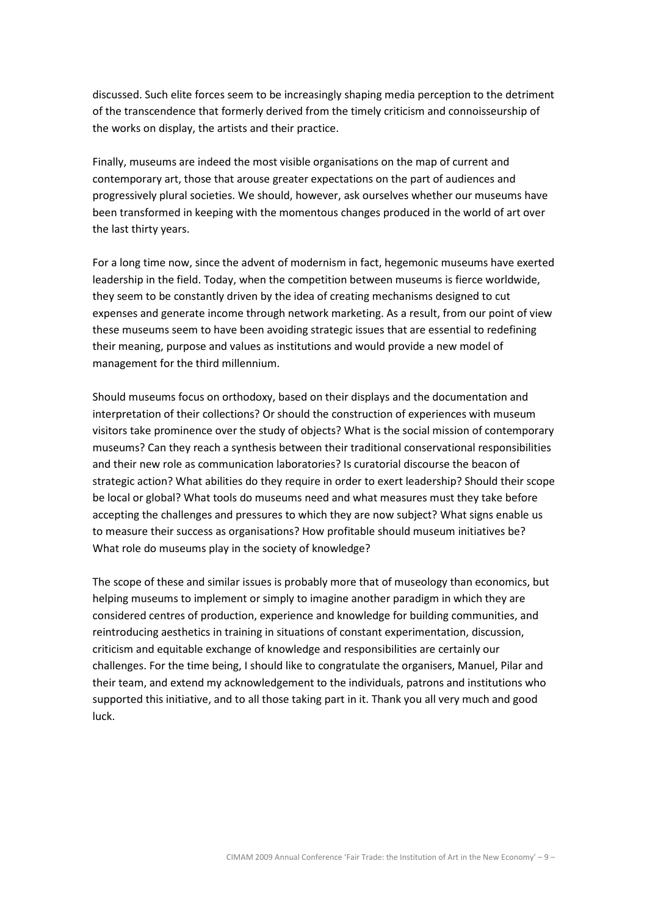discussed. Such elite forces seem to be increasingly shaping media perception to the detriment of the transcendence that formerly derived from the timely criticism and connoisseurship of the works on display, the artists and their practice.

Finally, museums are indeed the most visible organisations on the map of current and contemporary art, those that arouse greater expectations on the part of audiences and progressively plural societies. We should, however, ask ourselves whether our museums have been transformed in keeping with the momentous changes produced in the world of art over the last thirty years.

For a long time now, since the advent of modernism in fact, hegemonic museums have exerted leadership in the field. Today, when the competition between museums is fierce worldwide, they seem to be constantly driven by the idea of creating mechanisms designed to cut expenses and generate income through network marketing. As a result, from our point of view these museums seem to have been avoiding strategic issues that are essential to redefining their meaning, purpose and values as institutions and would provide a new model of management for the third millennium.

Should museums focus on orthodoxy, based on their displays and the documentation and interpretation of their collections? Or should the construction of experiences with museum visitors take prominence over the study of objects? What is the social mission of contemporary museums? Can they reach a synthesis between their traditional conservational responsibilities and their new role as communication laboratories? Is curatorial discourse the beacon of strategic action? What abilities do they require in order to exert leadership? Should their scope be local or global? What tools do museums need and what measures must they take before accepting the challenges and pressures to which they are now subject? What signs enable us to measure their success as organisations? How profitable should museum initiatives be? What role do museums play in the society of knowledge?

The scope of these and similar issues is probably more that of museology than economics, but helping museums to implement or simply to imagine another paradigm in which they are considered centres of production, experience and knowledge for building communities, and reintroducing aesthetics in training in situations of constant experimentation, discussion, criticism and equitable exchange of knowledge and responsibilities are certainly our challenges. For the time being, I should like to congratulate the organisers, Manuel, Pilar and their team, and extend my acknowledgement to the individuals, patrons and institutions who supported this initiative, and to all those taking part in it. Thank you all very much and good luck.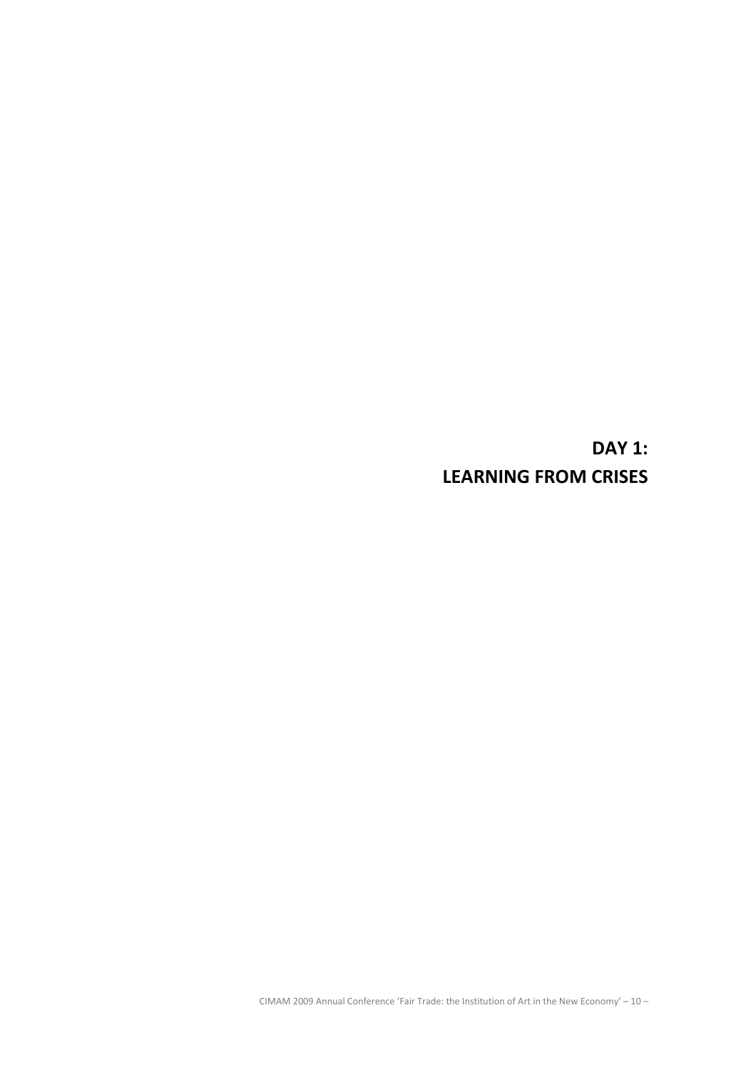# DAY 1:
# LEARNING FROM CRISES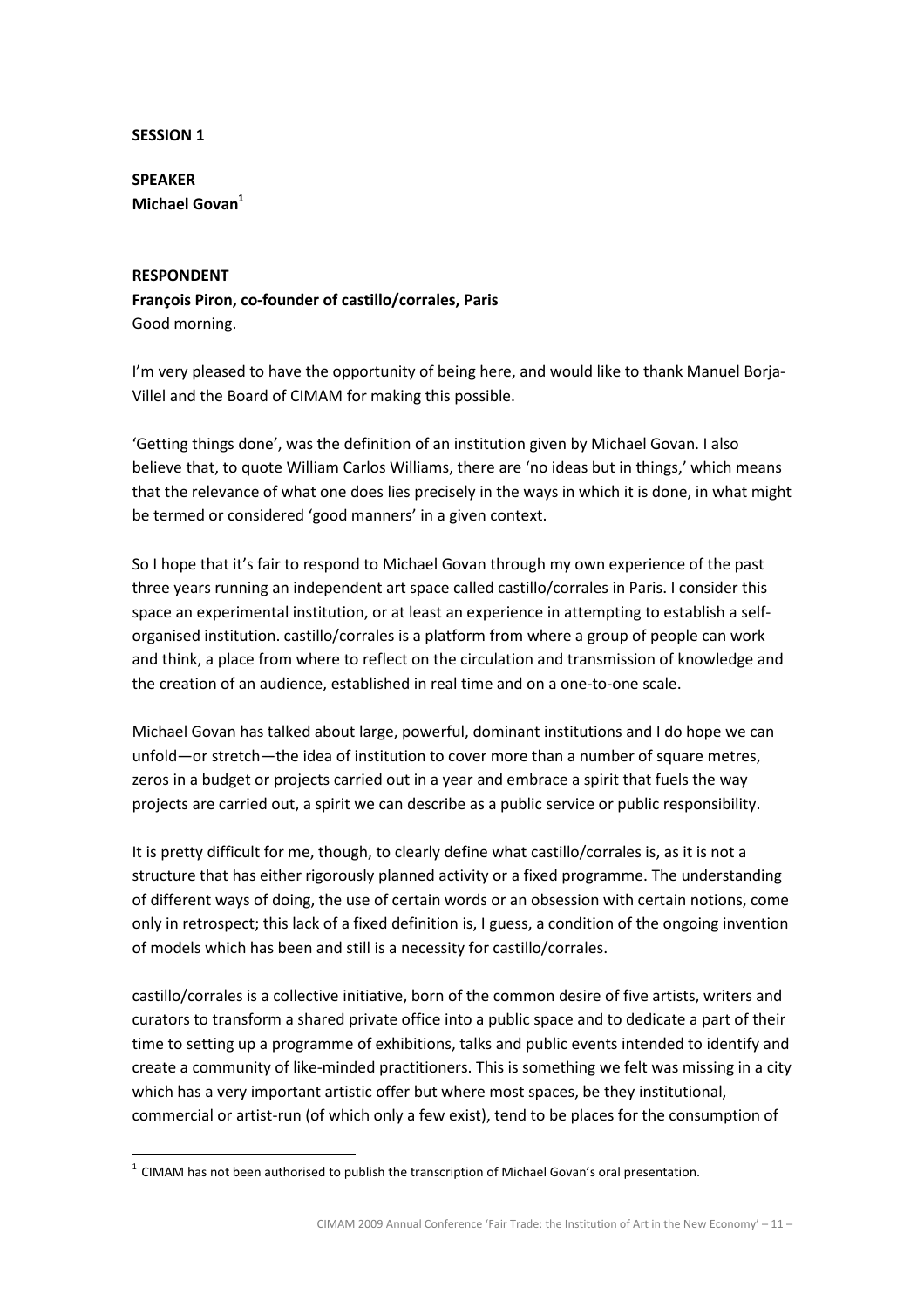**SESSION 1**

**SPEAKER**
**Michael Govan**[1]

**RESPONDENT**
**François Piron, co-founder of castillo/corrales, Paris**
Good morning.

I'm very pleased to have the opportunity of being here, and would like to thank Manuel Borja-Villel and the Board of CIMAM for making this possible.

'Getting things done', was the definition of an institution given by Michael Govan. I also believe that, to quote William Carlos Williams, there are 'no ideas but in things,' which means that the relevance of what one does lies precisely in the ways in which it is done, in what might be termed or considered 'good manners' in a given context.

So I hope that it's fair to respond to Michael Govan through my own experience of the past three years running an independent art space called castillo/corrales in Paris. I consider this space an experimental institution, or at least an experience in attempting to establish a self-organised institution. castillo/corrales is a platform from where a group of people can work and think, a place from where to reflect on the circulation and transmission of knowledge and the creation of an audience, established in real time and on a one-to-one scale.

Michael Govan has talked about large, powerful, dominant institutions and I do hope we can unfold—or stretch—the idea of institution to cover more than a number of square metres, zeros in a budget or projects carried out in a year and embrace a spirit that fuels the way projects are carried out, a spirit we can describe as a public service or public responsibility.

It is pretty difficult for me, though, to clearly define what castillo/corrales is, as it is not a structure that has either rigorously planned activity or a fixed programme. The understanding of different ways of doing, the use of certain words or an obsession with certain notions, come only in retrospect; this lack of a fixed definition is, I guess, a condition of the ongoing invention of models which has been and still is a necessity for castillo/corrales.

castillo/corrales is a collective initiative, born of the common desire of five artists, writers and curators to transform a shared private office into a public space and to dedicate a part of their time to setting up a programme of exhibitions, talks and public events intended to identify and create a community of like-minded practitioners. This is something we felt was missing in a city which has a very important artistic offer but where most spaces, be they institutional, commercial or artist-run (of which only a few exist), tend to be places for the consumption of

---

[1] CIMAM has not been authorised to publish the transcription of Michael Govan's oral presentation.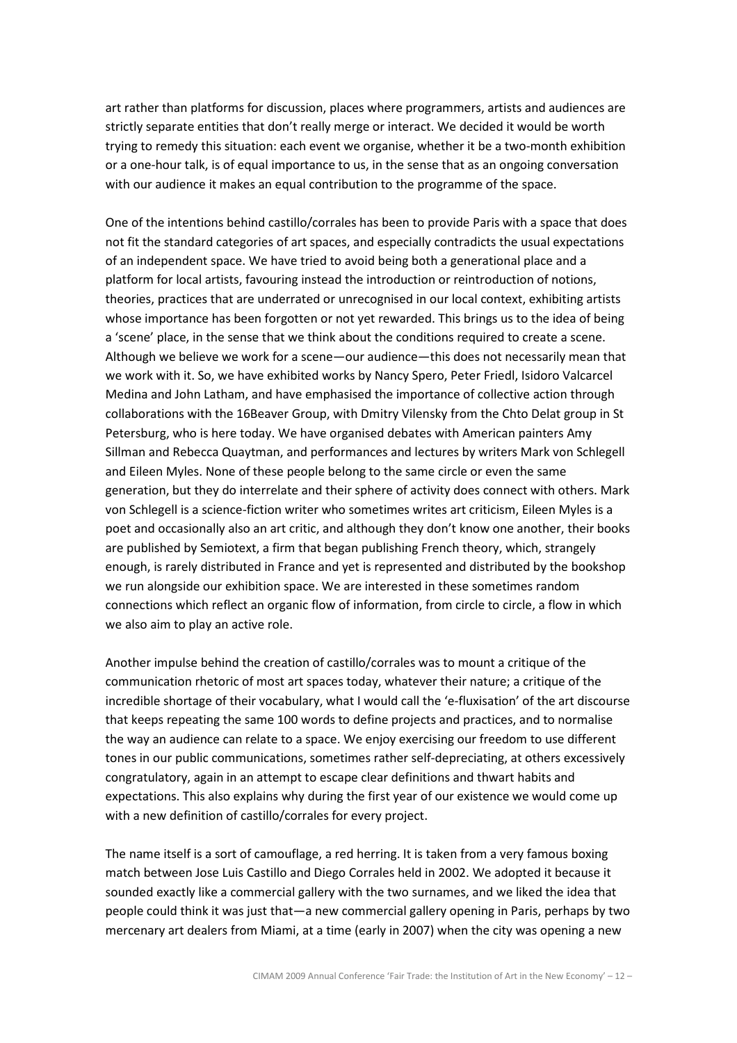art rather than platforms for discussion, places where programmers, artists and audiences are strictly separate entities that don't really merge or interact. We decided it would be worth trying to remedy this situation: each event we organise, whether it be a two-month exhibition or a one-hour talk, is of equal importance to us, in the sense that as an ongoing conversation with our audience it makes an equal contribution to the programme of the space.

One of the intentions behind castillo/corrales has been to provide Paris with a space that does not fit the standard categories of art spaces, and especially contradicts the usual expectations of an independent space. We have tried to avoid being both a generational place and a platform for local artists, favouring instead the introduction or reintroduction of notions, theories, practices that are underrated or unrecognised in our local context, exhibiting artists whose importance has been forgotten or not yet rewarded. This brings us to the idea of being a 'scene' place, in the sense that we think about the conditions required to create a scene. Although we believe we work for a scene—our audience—this does not necessarily mean that we work with it. So, we have exhibited works by Nancy Spero, Peter Friedl, Isidoro Valcarcel Medina and John Latham, and have emphasised the importance of collective action through collaborations with the 16Beaver Group, with Dmitry Vilensky from the Chto Delat group in St Petersburg, who is here today. We have organised debates with American painters Amy Sillman and Rebecca Quaytman, and performances and lectures by writers Mark von Schlegell and Eileen Myles. None of these people belong to the same circle or even the same generation, but they do interrelate and their sphere of activity does connect with others. Mark von Schlegell is a science-fiction writer who sometimes writes art criticism, Eileen Myles is a poet and occasionally also an art critic, and although they don't know one another, their books are published by Semiotext, a firm that began publishing French theory, which, strangely enough, is rarely distributed in France and yet is represented and distributed by the bookshop we run alongside our exhibition space. We are interested in these sometimes random connections which reflect an organic flow of information, from circle to circle, a flow in which we also aim to play an active role.

Another impulse behind the creation of castillo/corrales was to mount a critique of the communication rhetoric of most art spaces today, whatever their nature; a critique of the incredible shortage of their vocabulary, what I would call the 'e-fluxisation' of the art discourse that keeps repeating the same 100 words to define projects and practices, and to normalise the way an audience can relate to a space. We enjoy exercising our freedom to use different tones in our public communications, sometimes rather self-depreciating, at others excessively congratulatory, again in an attempt to escape clear definitions and thwart habits and expectations. This also explains why during the first year of our existence we would come up with a new definition of castillo/corrales for every project.

The name itself is a sort of camouflage, a red herring. It is taken from a very famous boxing match between Jose Luis Castillo and Diego Corrales held in 2002. We adopted it because it sounded exactly like a commercial gallery with the two surnames, and we liked the idea that people could think it was just that—a new commercial gallery opening in Paris, perhaps by two mercenary art dealers from Miami, at a time (early in 2007) when the city was opening a new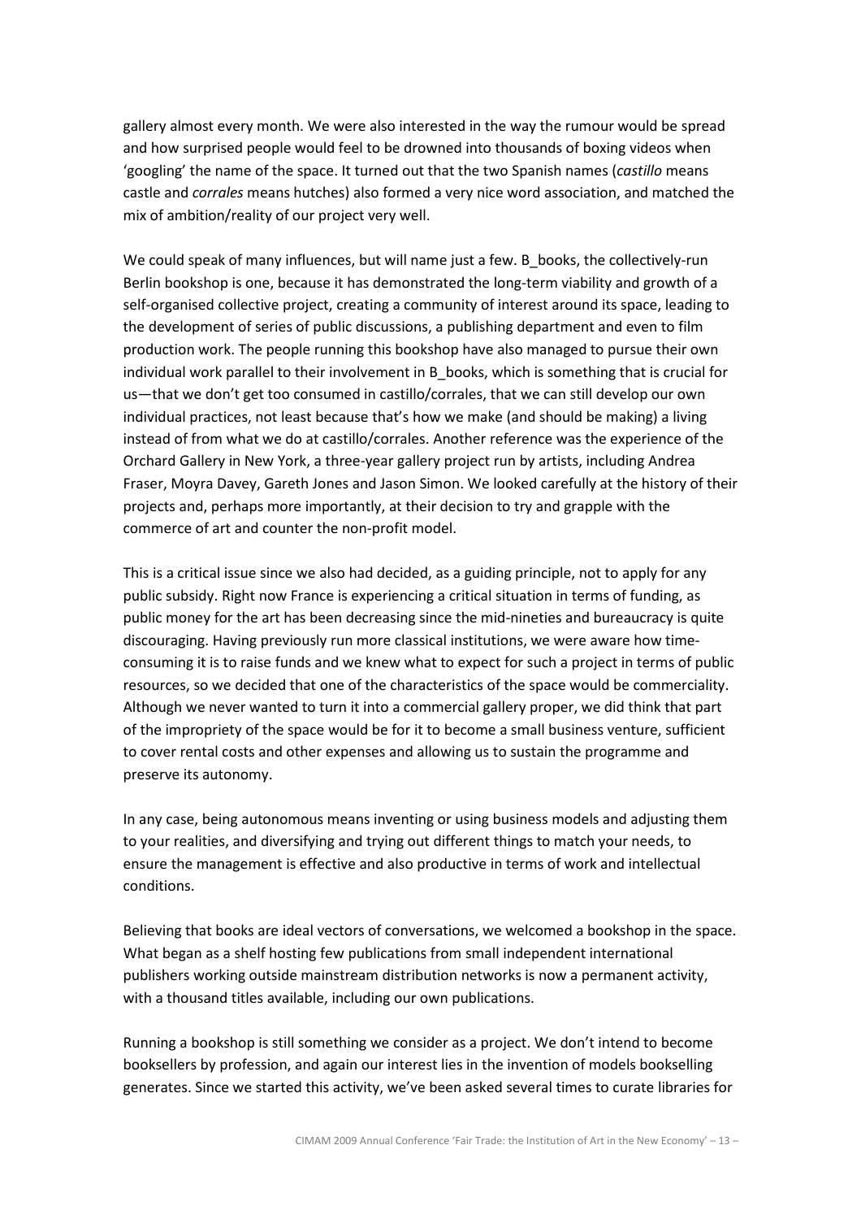gallery almost every month. We were also interested in the way the rumour would be spread and how surprised people would feel to be drowned into thousands of boxing videos when 'googling' the name of the space. It turned out that the two Spanish names (*castillo* means castle and *corrales* means hutches) also formed a very nice word association, and matched the mix of ambition/reality of our project very well.

We could speak of many influences, but will name just a few. B_books, the collectively-run Berlin bookshop is one, because it has demonstrated the long-term viability and growth of a self-organised collective project, creating a community of interest around its space, leading to the development of series of public discussions, a publishing department and even to film production work. The people running this bookshop have also managed to pursue their own individual work parallel to their involvement in B_books, which is something that is crucial for us—that we don't get too consumed in castillo/corrales, that we can still develop our own individual practices, not least because that's how we make (and should be making) a living instead of from what we do at castillo/corrales. Another reference was the experience of the Orchard Gallery in New York, a three-year gallery project run by artists, including Andrea Fraser, Moyra Davey, Gareth Jones and Jason Simon. We looked carefully at the history of their projects and, perhaps more importantly, at their decision to try and grapple with the commerce of art and counter the non-profit model.

This is a critical issue since we also had decided, as a guiding principle, not to apply for any public subsidy. Right now France is experiencing a critical situation in terms of funding, as public money for the art has been decreasing since the mid-nineties and bureaucracy is quite discouraging. Having previously run more classical institutions, we were aware how time-consuming it is to raise funds and we knew what to expect for such a project in terms of public resources, so we decided that one of the characteristics of the space would be commerciality. Although we never wanted to turn it into a commercial gallery proper, we did think that part of the impropriety of the space would be for it to become a small business venture, sufficient to cover rental costs and other expenses and allowing us to sustain the programme and preserve its autonomy.

In any case, being autonomous means inventing or using business models and adjusting them to your realities, and diversifying and trying out different things to match your needs, to ensure the management is effective and also productive in terms of work and intellectual conditions.

Believing that books are ideal vectors of conversations, we welcomed a bookshop in the space. What began as a shelf hosting few publications from small independent international publishers working outside mainstream distribution networks is now a permanent activity, with a thousand titles available, including our own publications.

Running a bookshop is still something we consider as a project. We don't intend to become booksellers by profession, and again our interest lies in the invention of models bookselling generates. Since we started this activity, we've been asked several times to curate libraries for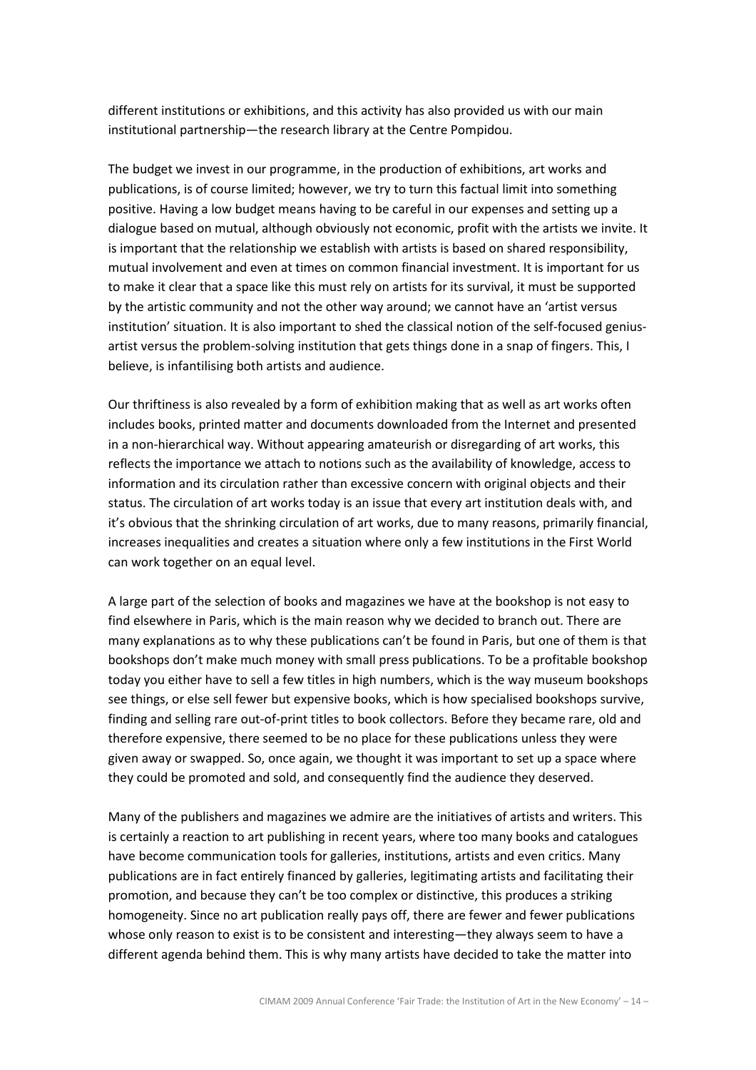different institutions or exhibitions, and this activity has also provided us with our main institutional partnership—the research library at the Centre Pompidou.

The budget we invest in our programme, in the production of exhibitions, art works and publications, is of course limited; however, we try to turn this factual limit into something positive. Having a low budget means having to be careful in our expenses and setting up a dialogue based on mutual, although obviously not economic, profit with the artists we invite. It is important that the relationship we establish with artists is based on shared responsibility, mutual involvement and even at times on common financial investment. It is important for us to make it clear that a space like this must rely on artists for its survival, it must be supported by the artistic community and not the other way around; we cannot have an 'artist versus institution' situation. It is also important to shed the classical notion of the self-focused genius-artist versus the problem-solving institution that gets things done in a snap of fingers. This, I believe, is infantilising both artists and audience.

Our thriftiness is also revealed by a form of exhibition making that as well as art works often includes books, printed matter and documents downloaded from the Internet and presented in a non-hierarchical way. Without appearing amateurish or disregarding of art works, this reflects the importance we attach to notions such as the availability of knowledge, access to information and its circulation rather than excessive concern with original objects and their status. The circulation of art works today is an issue that every art institution deals with, and it's obvious that the shrinking circulation of art works, due to many reasons, primarily financial, increases inequalities and creates a situation where only a few institutions in the First World can work together on an equal level.

A large part of the selection of books and magazines we have at the bookshop is not easy to find elsewhere in Paris, which is the main reason why we decided to branch out. There are many explanations as to why these publications can't be found in Paris, but one of them is that bookshops don't make much money with small press publications. To be a profitable bookshop today you either have to sell a few titles in high numbers, which is the way museum bookshops see things, or else sell fewer but expensive books, which is how specialised bookshops survive, finding and selling rare out-of-print titles to book collectors. Before they became rare, old and therefore expensive, there seemed to be no place for these publications unless they were given away or swapped. So, once again, we thought it was important to set up a space where they could be promoted and sold, and consequently find the audience they deserved.

Many of the publishers and magazines we admire are the initiatives of artists and writers. This is certainly a reaction to art publishing in recent years, where too many books and catalogues have become communication tools for galleries, institutions, artists and even critics. Many publications are in fact entirely financed by galleries, legitimating artists and facilitating their promotion, and because they can't be too complex or distinctive, this produces a striking homogeneity. Since no art publication really pays off, there are fewer and fewer publications whose only reason to exist is to be consistent and interesting—they always seem to have a different agenda behind them. This is why many artists have decided to take the matter into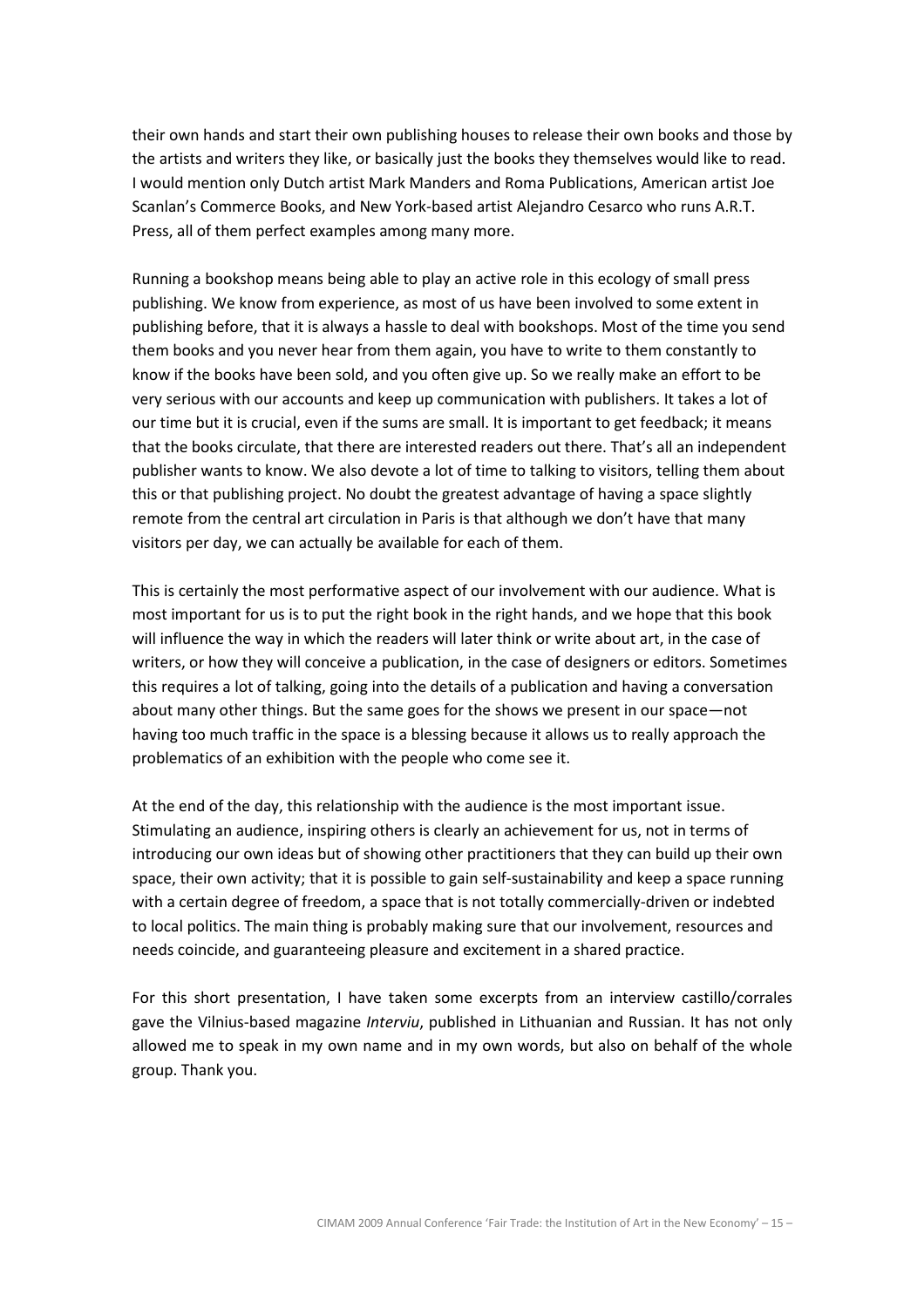their own hands and start their own publishing houses to release their own books and those by the artists and writers they like, or basically just the books they themselves would like to read. I would mention only Dutch artist Mark Manders and Roma Publications, American artist Joe Scanlan's Commerce Books, and New York-based artist Alejandro Cesarco who runs A.R.T. Press, all of them perfect examples among many more.

Running a bookshop means being able to play an active role in this ecology of small press publishing. We know from experience, as most of us have been involved to some extent in publishing before, that it is always a hassle to deal with bookshops. Most of the time you send them books and you never hear from them again, you have to write to them constantly to know if the books have been sold, and you often give up. So we really make an effort to be very serious with our accounts and keep up communication with publishers. It takes a lot of our time but it is crucial, even if the sums are small. It is important to get feedback; it means that the books circulate, that there are interested readers out there. That's all an independent publisher wants to know. We also devote a lot of time to talking to visitors, telling them about this or that publishing project. No doubt the greatest advantage of having a space slightly remote from the central art circulation in Paris is that although we don't have that many visitors per day, we can actually be available for each of them.

This is certainly the most performative aspect of our involvement with our audience. What is most important for us is to put the right book in the right hands, and we hope that this book will influence the way in which the readers will later think or write about art, in the case of writers, or how they will conceive a publication, in the case of designers or editors. Sometimes this requires a lot of talking, going into the details of a publication and having a conversation about many other things. But the same goes for the shows we present in our space—not having too much traffic in the space is a blessing because it allows us to really approach the problematics of an exhibition with the people who come see it.

At the end of the day, this relationship with the audience is the most important issue. Stimulating an audience, inspiring others is clearly an achievement for us, not in terms of introducing our own ideas but of showing other practitioners that they can build up their own space, their own activity; that it is possible to gain self-sustainability and keep a space running with a certain degree of freedom, a space that is not totally commercially-driven or indebted to local politics. The main thing is probably making sure that our involvement, resources and needs coincide, and guaranteeing pleasure and excitement in a shared practice.

For this short presentation, I have taken some excerpts from an interview castillo/corrales gave the Vilnius-based magazine *Interviu*, published in Lithuanian and Russian. It has not only allowed me to speak in my own name and in my own words, but also on behalf of the whole group. Thank you.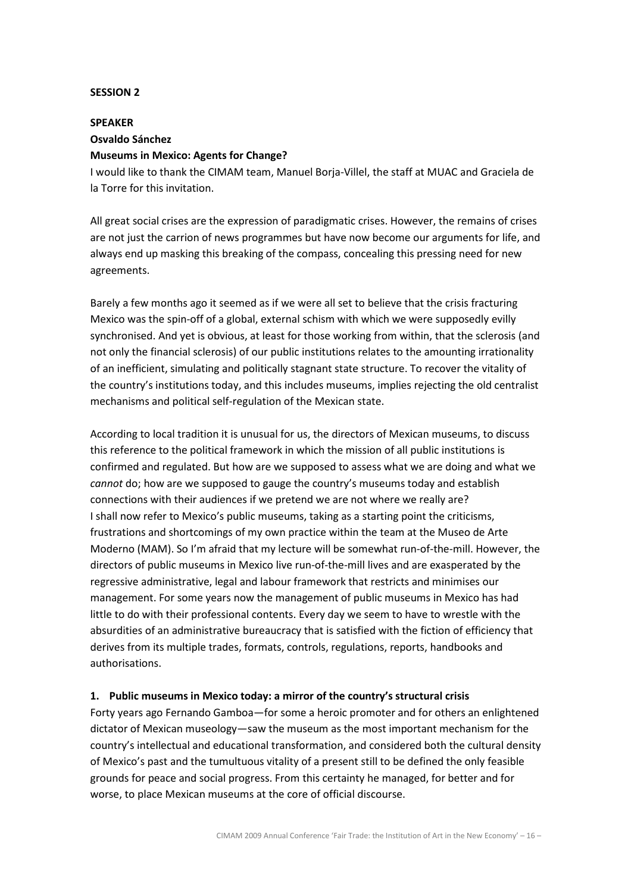**SESSION 2**

**SPEAKER**

**Osvaldo Sánchez**

**Museums in Mexico: Agents for Change?**

I would like to thank the CIMAM team, Manuel Borja-Villel, the staff at MUAC and Graciela de la Torre for this invitation.

All great social crises are the expression of paradigmatic crises. However, the remains of crises are not just the carrion of news programmes but have now become our arguments for life, and always end up masking this breaking of the compass, concealing this pressing need for new agreements.

Barely a few months ago it seemed as if we were all set to believe that the crisis fracturing Mexico was the spin-off of a global, external schism with which we were supposedly evilly synchronised. And yet is obvious, at least for those working from within, that the sclerosis (and not only the financial sclerosis) of our public institutions relates to the amounting irrationality of an inefficient, simulating and politically stagnant state structure. To recover the vitality of the country's institutions today, and this includes museums, implies rejecting the old centralist mechanisms and political self-regulation of the Mexican state.

According to local tradition it is unusual for us, the directors of Mexican museums, to discuss this reference to the political framework in which the mission of all public institutions is confirmed and regulated. But how are we supposed to assess what we are doing and what we *cannot* do; how are we supposed to gauge the country's museums today and establish connections with their audiences if we pretend we are not where we really are?
I shall now refer to Mexico's public museums, taking as a starting point the criticisms, frustrations and shortcomings of my own practice within the team at the Museo de Arte Moderno (MAM). So I'm afraid that my lecture will be somewhat run-of-the-mill. However, the directors of public museums in Mexico live run-of-the-mill lives and are exasperated by the regressive administrative, legal and labour framework that restricts and minimises our management. For some years now the management of public museums in Mexico has had little to do with their professional contents. Every day we seem to have to wrestle with the absurdities of an administrative bureaucracy that is satisfied with the fiction of efficiency that derives from its multiple trades, formats, controls, regulations, reports, handbooks and authorisations.

**1. Public museums in Mexico today: a mirror of the country's structural crisis**

Forty years ago Fernando Gamboa—for some a heroic promoter and for others an enlightened dictator of Mexican museology—saw the museum as the most important mechanism for the country's intellectual and educational transformation, and considered both the cultural density of Mexico's past and the tumultuous vitality of a present still to be defined the only feasible grounds for peace and social progress. From this certainty he managed, for better and for worse, to place Mexican museums at the core of official discourse.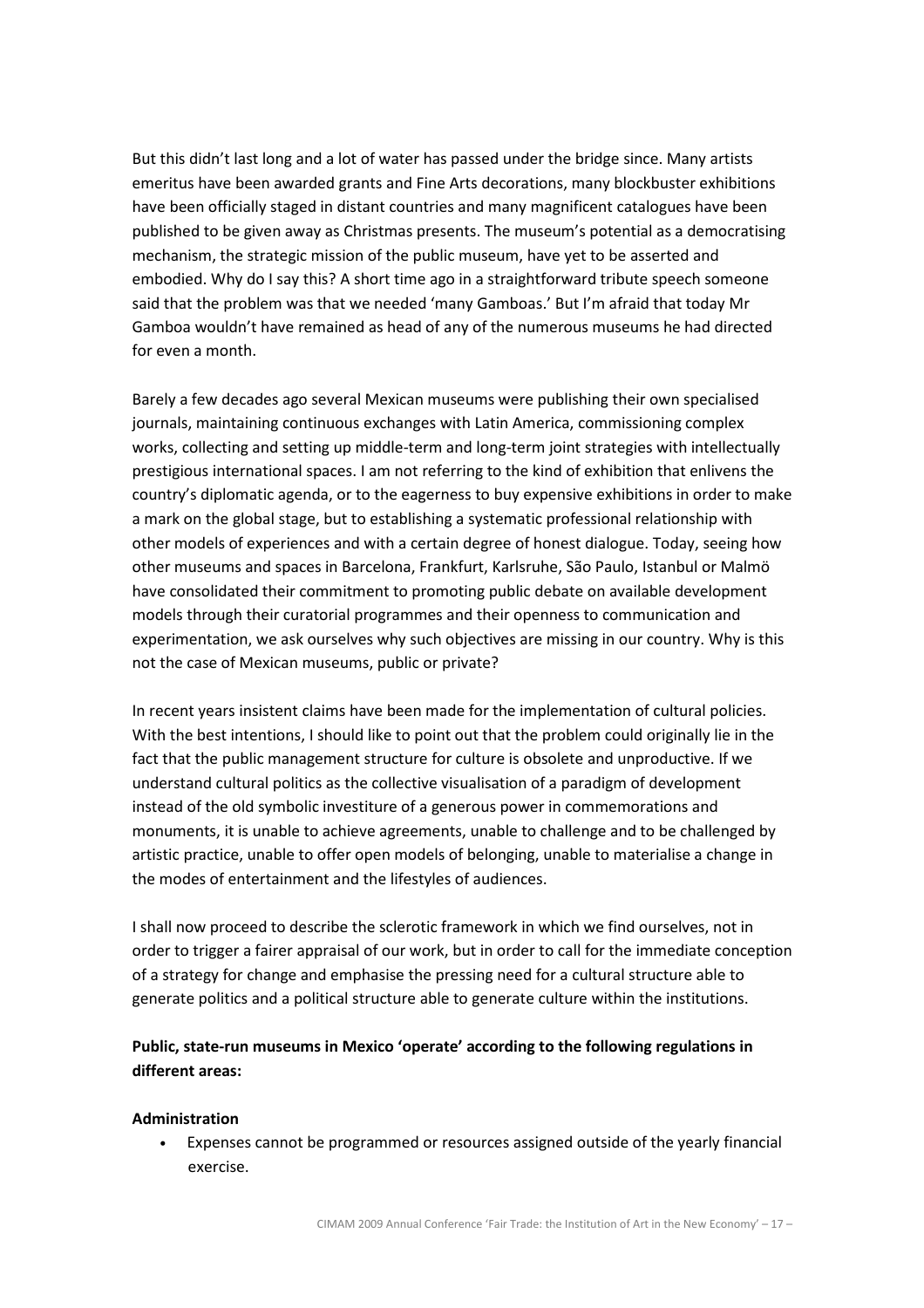But this didn't last long and a lot of water has passed under the bridge since. Many artists emeritus have been awarded grants and Fine Arts decorations, many blockbuster exhibitions have been officially staged in distant countries and many magnificent catalogues have been published to be given away as Christmas presents. The museum's potential as a democratising mechanism, the strategic mission of the public museum, have yet to be asserted and embodied. Why do I say this? A short time ago in a straightforward tribute speech someone said that the problem was that we needed 'many Gamboas.' But I'm afraid that today Mr Gamboa wouldn't have remained as head of any of the numerous museums he had directed for even a month.

Barely a few decades ago several Mexican museums were publishing their own specialised journals, maintaining continuous exchanges with Latin America, commissioning complex works, collecting and setting up middle-term and long-term joint strategies with intellectually prestigious international spaces. I am not referring to the kind of exhibition that enlivens the country's diplomatic agenda, or to the eagerness to buy expensive exhibitions in order to make a mark on the global stage, but to establishing a systematic professional relationship with other models of experiences and with a certain degree of honest dialogue. Today, seeing how other museums and spaces in Barcelona, Frankfurt, Karlsruhe, São Paulo, Istanbul or Malmö have consolidated their commitment to promoting public debate on available development models through their curatorial programmes and their openness to communication and experimentation, we ask ourselves why such objectives are missing in our country. Why is this not the case of Mexican museums, public or private?

In recent years insistent claims have been made for the implementation of cultural policies. With the best intentions, I should like to point out that the problem could originally lie in the fact that the public management structure for culture is obsolete and unproductive. If we understand cultural politics as the collective visualisation of a paradigm of development instead of the old symbolic investiture of a generous power in commemorations and monuments, it is unable to achieve agreements, unable to challenge and to be challenged by artistic practice, unable to offer open models of belonging, unable to materialise a change in the modes of entertainment and the lifestyles of audiences.

I shall now proceed to describe the sclerotic framework in which we find ourselves, not in order to trigger a fairer appraisal of our work, but in order to call for the immediate conception of a strategy for change and emphasise the pressing need for a cultural structure able to generate politics and a political structure able to generate culture within the institutions.

**Public, state-run museums in Mexico 'operate' according to the following regulations in different areas:**

**Administration**

- Expenses cannot be programmed or resources assigned outside of the yearly financial exercise.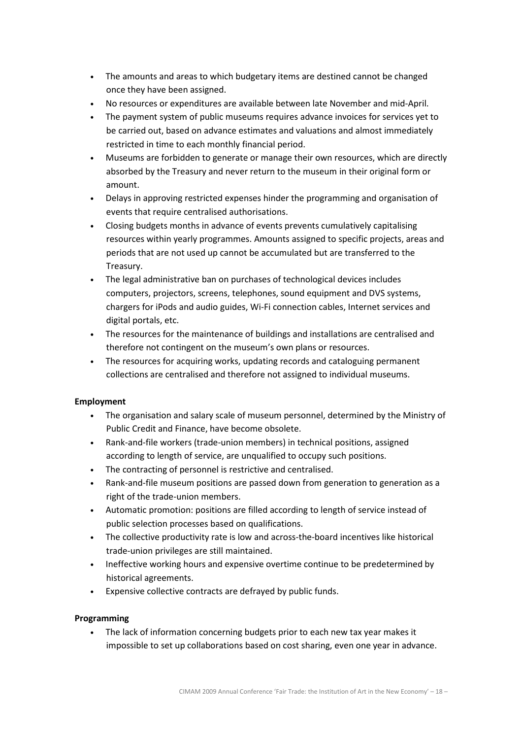- The amounts and areas to which budgetary items are destined cannot be changed once they have been assigned.
- No resources or expenditures are available between late November and mid-April.
- The payment system of public museums requires advance invoices for services yet to be carried out, based on advance estimates and valuations and almost immediately restricted in time to each monthly financial period.
- Museums are forbidden to generate or manage their own resources, which are directly absorbed by the Treasury and never return to the museum in their original form or amount.
- Delays in approving restricted expenses hinder the programming and organisation of events that require centralised authorisations.
- Closing budgets months in advance of events prevents cumulatively capitalising resources within yearly programmes. Amounts assigned to specific projects, areas and periods that are not used up cannot be accumulated but are transferred to the Treasury.
- The legal administrative ban on purchases of technological devices includes computers, projectors, screens, telephones, sound equipment and DVS systems, chargers for iPods and audio guides, Wi-Fi connection cables, Internet services and digital portals, etc.
- The resources for the maintenance of buildings and installations are centralised and therefore not contingent on the museum's own plans or resources.
- The resources for acquiring works, updating records and cataloguing permanent collections are centralised and therefore not assigned to individual museums.

**Employment**

- The organisation and salary scale of museum personnel, determined by the Ministry of Public Credit and Finance, have become obsolete.
- Rank-and-file workers (trade-union members) in technical positions, assigned according to length of service, are unqualified to occupy such positions.
- The contracting of personnel is restrictive and centralised.
- Rank-and-file museum positions are passed down from generation to generation as a right of the trade-union members.
- Automatic promotion: positions are filled according to length of service instead of public selection processes based on qualifications.
- The collective productivity rate is low and across-the-board incentives like historical trade-union privileges are still maintained.
- Ineffective working hours and expensive overtime continue to be predetermined by historical agreements.
- Expensive collective contracts are defrayed by public funds.

**Programming**

- The lack of information concerning budgets prior to each new tax year makes it impossible to set up collaborations based on cost sharing, even one year in advance.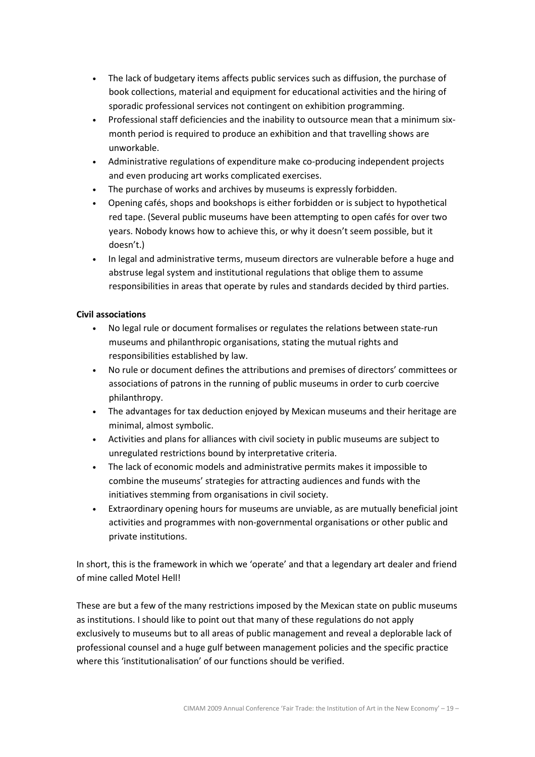- The lack of budgetary items affects public services such as diffusion, the purchase of book collections, material and equipment for educational activities and the hiring of sporadic professional services not contingent on exhibition programming.
- Professional staff deficiencies and the inability to outsource mean that a minimum six-month period is required to produce an exhibition and that travelling shows are unworkable.
- Administrative regulations of expenditure make co-producing independent projects and even producing art works complicated exercises.
- The purchase of works and archives by museums is expressly forbidden.
- Opening cafés, shops and bookshops is either forbidden or is subject to hypothetical red tape. (Several public museums have been attempting to open cafés for over two years. Nobody knows how to achieve this, or why it doesn't seem possible, but it doesn't.)
- In legal and administrative terms, museum directors are vulnerable before a huge and abstruse legal system and institutional regulations that oblige them to assume responsibilities in areas that operate by rules and standards decided by third parties.

**Civil associations**

- No legal rule or document formalises or regulates the relations between state-run museums and philanthropic organisations, stating the mutual rights and responsibilities established by law.
- No rule or document defines the attributions and premises of directors' committees or associations of patrons in the running of public museums in order to curb coercive philanthropy.
- The advantages for tax deduction enjoyed by Mexican museums and their heritage are minimal, almost symbolic.
- Activities and plans for alliances with civil society in public museums are subject to unregulated restrictions bound by interpretative criteria.
- The lack of economic models and administrative permits makes it impossible to combine the museums' strategies for attracting audiences and funds with the initiatives stemming from organisations in civil society.
- Extraordinary opening hours for museums are unviable, as are mutually beneficial joint activities and programmes with non-governmental organisations or other public and private institutions.

In short, this is the framework in which we 'operate' and that a legendary art dealer and friend of mine called Motel Hell!

These are but a few of the many restrictions imposed by the Mexican state on public museums as institutions. I should like to point out that many of these regulations do not apply exclusively to museums but to all areas of public management and reveal a deplorable lack of professional counsel and a huge gulf between management policies and the specific practice where this 'institutionalisation' of our functions should be verified.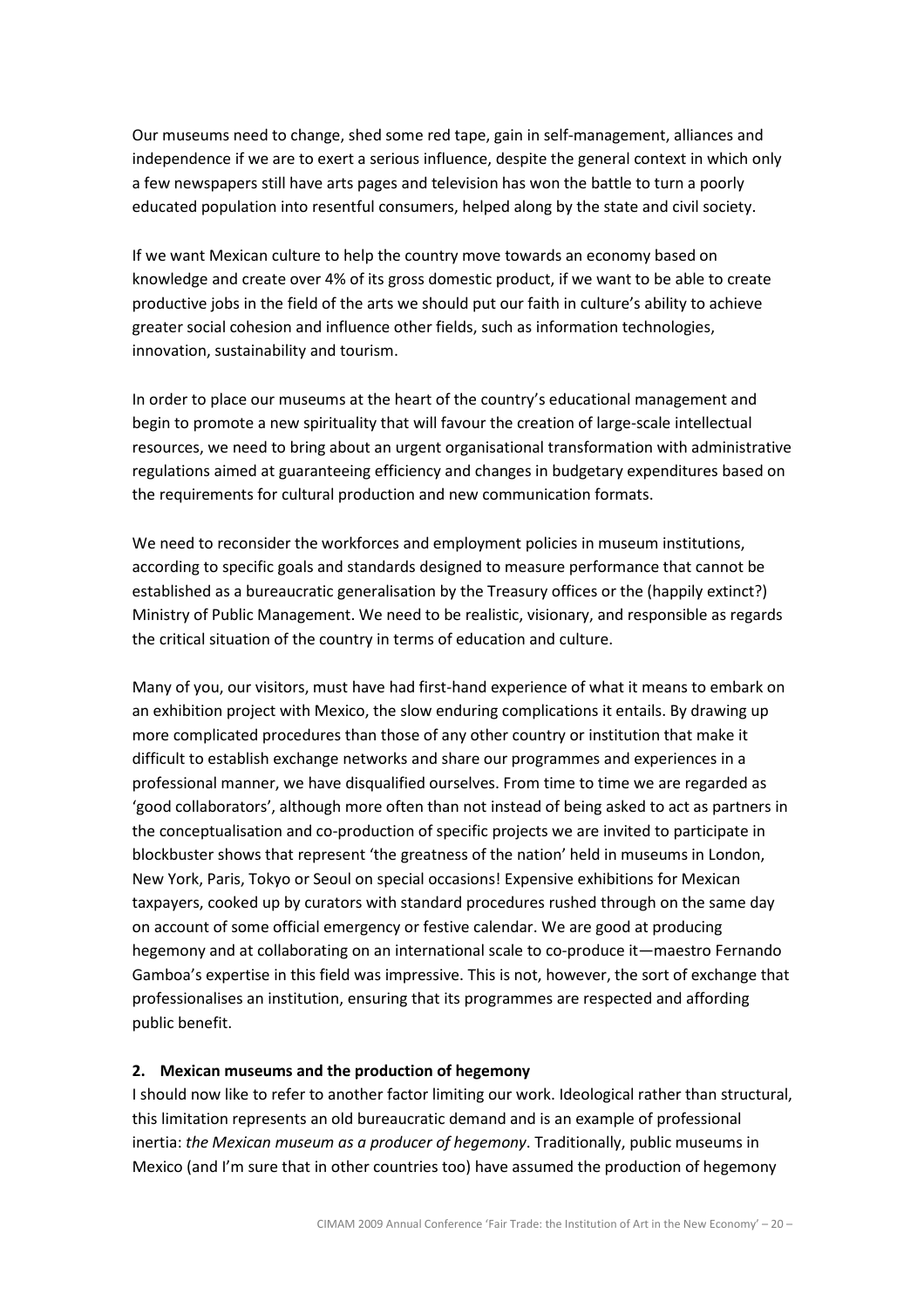Our museums need to change, shed some red tape, gain in self-management, alliances and independence if we are to exert a serious influence, despite the general context in which only a few newspapers still have arts pages and television has won the battle to turn a poorly educated population into resentful consumers, helped along by the state and civil society.

If we want Mexican culture to help the country move towards an economy based on knowledge and create over 4% of its gross domestic product, if we want to be able to create productive jobs in the field of the arts we should put our faith in culture's ability to achieve greater social cohesion and influence other fields, such as information technologies, innovation, sustainability and tourism.

In order to place our museums at the heart of the country's educational management and begin to promote a new spirituality that will favour the creation of large-scale intellectual resources, we need to bring about an urgent organisational transformation with administrative regulations aimed at guaranteeing efficiency and changes in budgetary expenditures based on the requirements for cultural production and new communication formats.

We need to reconsider the workforces and employment policies in museum institutions, according to specific goals and standards designed to measure performance that cannot be established as a bureaucratic generalisation by the Treasury offices or the (happily extinct?) Ministry of Public Management. We need to be realistic, visionary, and responsible as regards the critical situation of the country in terms of education and culture.

Many of you, our visitors, must have had first-hand experience of what it means to embark on an exhibition project with Mexico, the slow enduring complications it entails. By drawing up more complicated procedures than those of any other country or institution that make it difficult to establish exchange networks and share our programmes and experiences in a professional manner, we have disqualified ourselves. From time to time we are regarded as 'good collaborators', although more often than not instead of being asked to act as partners in the conceptualisation and co-production of specific projects we are invited to participate in blockbuster shows that represent 'the greatness of the nation' held in museums in London, New York, Paris, Tokyo or Seoul on special occasions! Expensive exhibitions for Mexican taxpayers, cooked up by curators with standard procedures rushed through on the same day on account of some official emergency or festive calendar. We are good at producing hegemony and at collaborating on an international scale to co-produce it—maestro Fernando Gamboa's expertise in this field was impressive. This is not, however, the sort of exchange that professionalises an institution, ensuring that its programmes are respected and affording public benefit.

## 2. Mexican museums and the production of hegemony

I should now like to refer to another factor limiting our work. Ideological rather than structural, this limitation represents an old bureaucratic demand and is an example of professional inertia: *the Mexican museum as a producer of hegemony*. Traditionally, public museums in Mexico (and I'm sure that in other countries too) have assumed the production of hegemony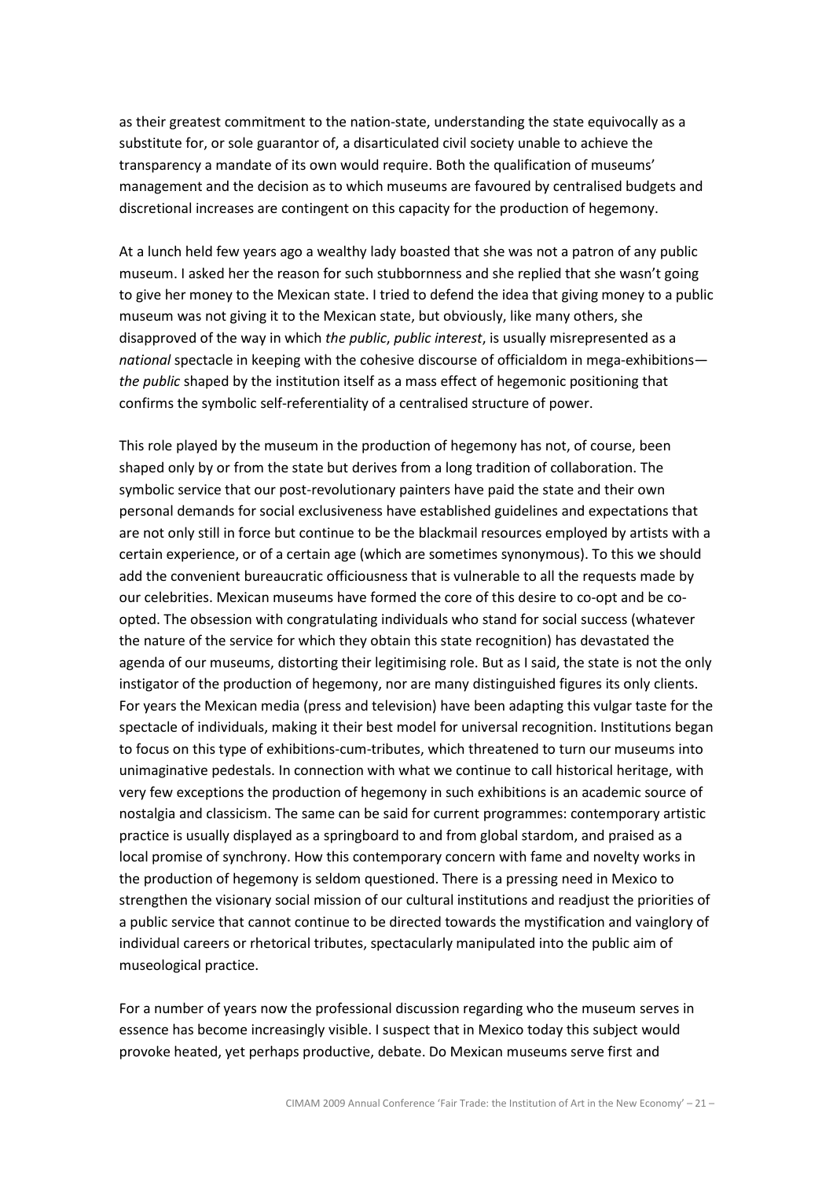as their greatest commitment to the nation-state, understanding the state equivocally as a substitute for, or sole guarantor of, a disarticulated civil society unable to achieve the transparency a mandate of its own would require. Both the qualification of museums' management and the decision as to which museums are favoured by centralised budgets and discretional increases are contingent on this capacity for the production of hegemony.

At a lunch held few years ago a wealthy lady boasted that she was not a patron of any public museum. I asked her the reason for such stubbornness and she replied that she wasn't going to give her money to the Mexican state. I tried to defend the idea that giving money to a public museum was not giving it to the Mexican state, but obviously, like many others, she disapproved of the way in which *the public*, *public interest*, is usually misrepresented as a *national* spectacle in keeping with the cohesive discourse of officialdom in mega-exhibitions—*the public* shaped by the institution itself as a mass effect of hegemonic positioning that confirms the symbolic self-referentiality of a centralised structure of power.

This role played by the museum in the production of hegemony has not, of course, been shaped only by or from the state but derives from a long tradition of collaboration. The symbolic service that our post-revolutionary painters have paid the state and their own personal demands for social exclusiveness have established guidelines and expectations that are not only still in force but continue to be the blackmail resources employed by artists with a certain experience, or of a certain age (which are sometimes synonymous). To this we should add the convenient bureaucratic officiousness that is vulnerable to all the requests made by our celebrities. Mexican museums have formed the core of this desire to co-opt and be co-opted. The obsession with congratulating individuals who stand for social success (whatever the nature of the service for which they obtain this state recognition) has devastated the agenda of our museums, distorting their legitimising role. But as I said, the state is not the only instigator of the production of hegemony, nor are many distinguished figures its only clients. For years the Mexican media (press and television) have been adapting this vulgar taste for the spectacle of individuals, making it their best model for universal recognition. Institutions began to focus on this type of exhibitions-cum-tributes, which threatened to turn our museums into unimaginative pedestals. In connection with what we continue to call historical heritage, with very few exceptions the production of hegemony in such exhibitions is an academic source of nostalgia and classicism. The same can be said for current programmes: contemporary artistic practice is usually displayed as a springboard to and from global stardom, and praised as a local promise of synchrony. How this contemporary concern with fame and novelty works in the production of hegemony is seldom questioned. There is a pressing need in Mexico to strengthen the visionary social mission of our cultural institutions and readjust the priorities of a public service that cannot continue to be directed towards the mystification and vainglory of individual careers or rhetorical tributes, spectacularly manipulated into the public aim of museological practice.

For a number of years now the professional discussion regarding who the museum serves in essence has become increasingly visible. I suspect that in Mexico today this subject would provoke heated, yet perhaps productive, debate. Do Mexican museums serve first and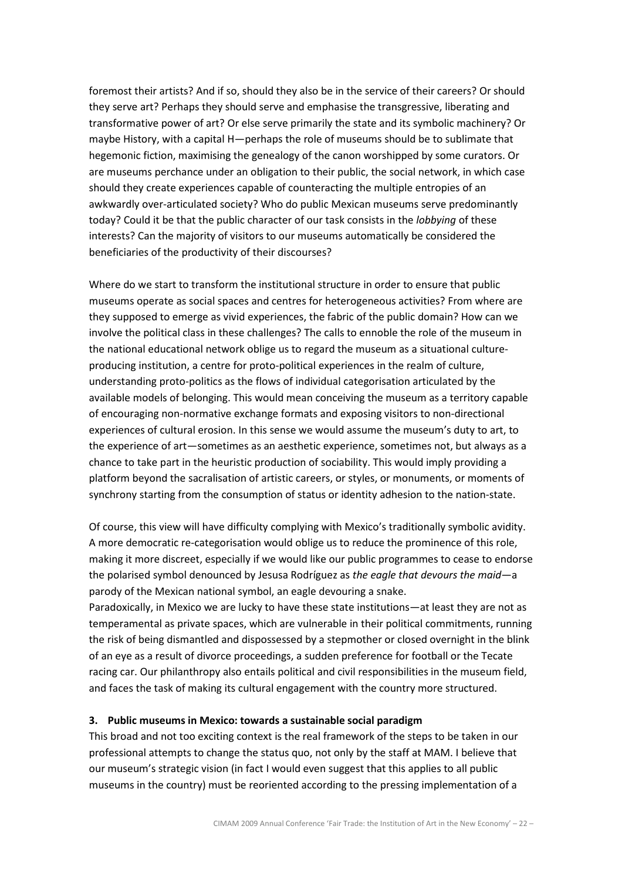foremost their artists? And if so, should they also be in the service of their careers? Or should they serve art? Perhaps they should serve and emphasise the transgressive, liberating and transformative power of art? Or else serve primarily the state and its symbolic machinery? Or maybe History, with a capital H—perhaps the role of museums should be to sublimate that hegemonic fiction, maximising the genealogy of the canon worshipped by some curators. Or are museums perchance under an obligation to their public, the social network, in which case should they create experiences capable of counteracting the multiple entropies of an awkwardly over-articulated society? Who do public Mexican museums serve predominantly today? Could it be that the public character of our task consists in the *lobbying* of these interests? Can the majority of visitors to our museums automatically be considered the beneficiaries of the productivity of their discourses?

Where do we start to transform the institutional structure in order to ensure that public museums operate as social spaces and centres for heterogeneous activities? From where are they supposed to emerge as vivid experiences, the fabric of the public domain? How can we involve the political class in these challenges? The calls to ennoble the role of the museum in the national educational network oblige us to regard the museum as a situational culture-producing institution, a centre for proto-political experiences in the realm of culture, understanding proto-politics as the flows of individual categorisation articulated by the available models of belonging. This would mean conceiving the museum as a territory capable of encouraging non-normative exchange formats and exposing visitors to non-directional experiences of cultural erosion. In this sense we would assume the museum's duty to art, to the experience of art—sometimes as an aesthetic experience, sometimes not, but always as a chance to take part in the heuristic production of sociability. This would imply providing a platform beyond the sacralisation of artistic careers, or styles, or monuments, or moments of synchrony starting from the consumption of status or identity adhesion to the nation-state.

Of course, this view will have difficulty complying with Mexico's traditionally symbolic avidity. A more democratic re-categorisation would oblige us to reduce the prominence of this role, making it more discreet, especially if we would like our public programmes to cease to endorse the polarised symbol denounced by Jesusa Rodríguez as *the eagle that devours the maid*—a parody of the Mexican national symbol, an eagle devouring a snake.
Paradoxically, in Mexico we are lucky to have these state institutions—at least they are not as temperamental as private spaces, which are vulnerable in their political commitments, running the risk of being dismantled and dispossessed by a stepmother or closed overnight in the blink of an eye as a result of divorce proceedings, a sudden preference for football or the Tecate racing car. Our philanthropy also entails political and civil responsibilities in the museum field, and faces the task of making its cultural engagement with the country more structured.

**3. Public museums in Mexico: towards a sustainable social paradigm**

This broad and not too exciting context is the real framework of the steps to be taken in our professional attempts to change the status quo, not only by the staff at MAM. I believe that our museum's strategic vision (in fact I would even suggest that this applies to all public museums in the country) must be reoriented according to the pressing implementation of a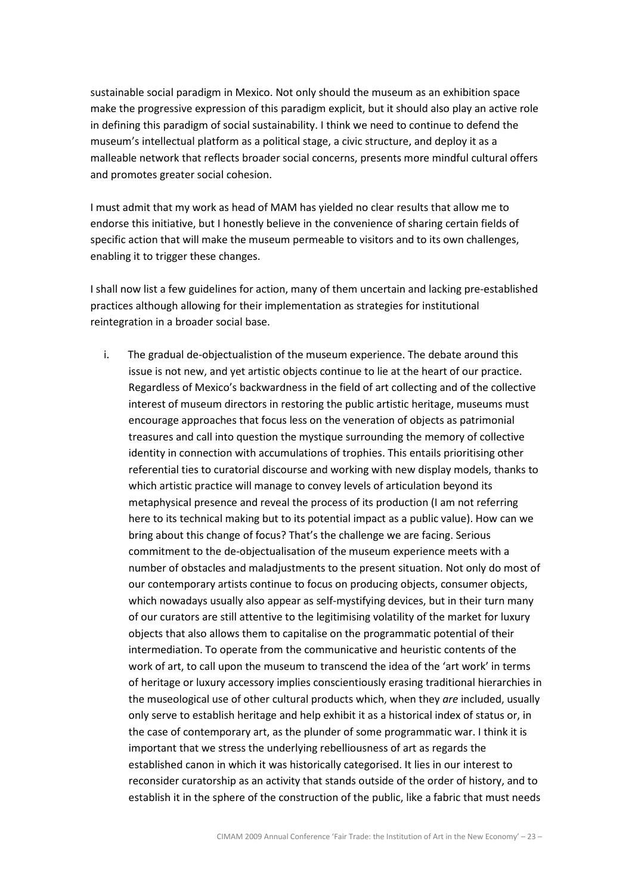sustainable social paradigm in Mexico. Not only should the museum as an exhibition space make the progressive expression of this paradigm explicit, but it should also play an active role in defining this paradigm of social sustainability. I think we need to continue to defend the museum's intellectual platform as a political stage, a civic structure, and deploy it as a malleable network that reflects broader social concerns, presents more mindful cultural offers and promotes greater social cohesion.

I must admit that my work as head of MAM has yielded no clear results that allow me to endorse this initiative, but I honestly believe in the convenience of sharing certain fields of specific action that will make the museum permeable to visitors and to its own challenges, enabling it to trigger these changes.

I shall now list a few guidelines for action, many of them uncertain and lacking pre-established practices although allowing for their implementation as strategies for institutional reintegration in a broader social base.

i. The gradual de-objectualistion of the museum experience. The debate around this issue is not new, and yet artistic objects continue to lie at the heart of our practice. Regardless of Mexico's backwardness in the field of art collecting and of the collective interest of museum directors in restoring the public artistic heritage, museums must encourage approaches that focus less on the veneration of objects as patrimonial treasures and call into question the mystique surrounding the memory of collective identity in connection with accumulations of trophies. This entails prioritising other referential ties to curatorial discourse and working with new display models, thanks to which artistic practice will manage to convey levels of articulation beyond its metaphysical presence and reveal the process of its production (I am not referring here to its technical making but to its potential impact as a public value). How can we bring about this change of focus? That's the challenge we are facing. Serious commitment to the de-objectualisation of the museum experience meets with a number of obstacles and maladjustments to the present situation. Not only do most of our contemporary artists continue to focus on producing objects, consumer objects, which nowadays usually also appear as self-mystifying devices, but in their turn many of our curators are still attentive to the legitimising volatility of the market for luxury objects that also allows them to capitalise on the programmatic potential of their intermediation. To operate from the communicative and heuristic contents of the work of art, to call upon the museum to transcend the idea of the 'art work' in terms of heritage or luxury accessory implies conscientiously erasing traditional hierarchies in the museological use of other cultural products which, when they *are* included, usually only serve to establish heritage and help exhibit it as a historical index of status or, in the case of contemporary art, as the plunder of some programmatic war. I think it is important that we stress the underlying rebelliousness of art as regards the established canon in which it was historically categorised. It lies in our interest to reconsider curatorship as an activity that stands outside of the order of history, and to establish it in the sphere of the construction of the public, like a fabric that must needs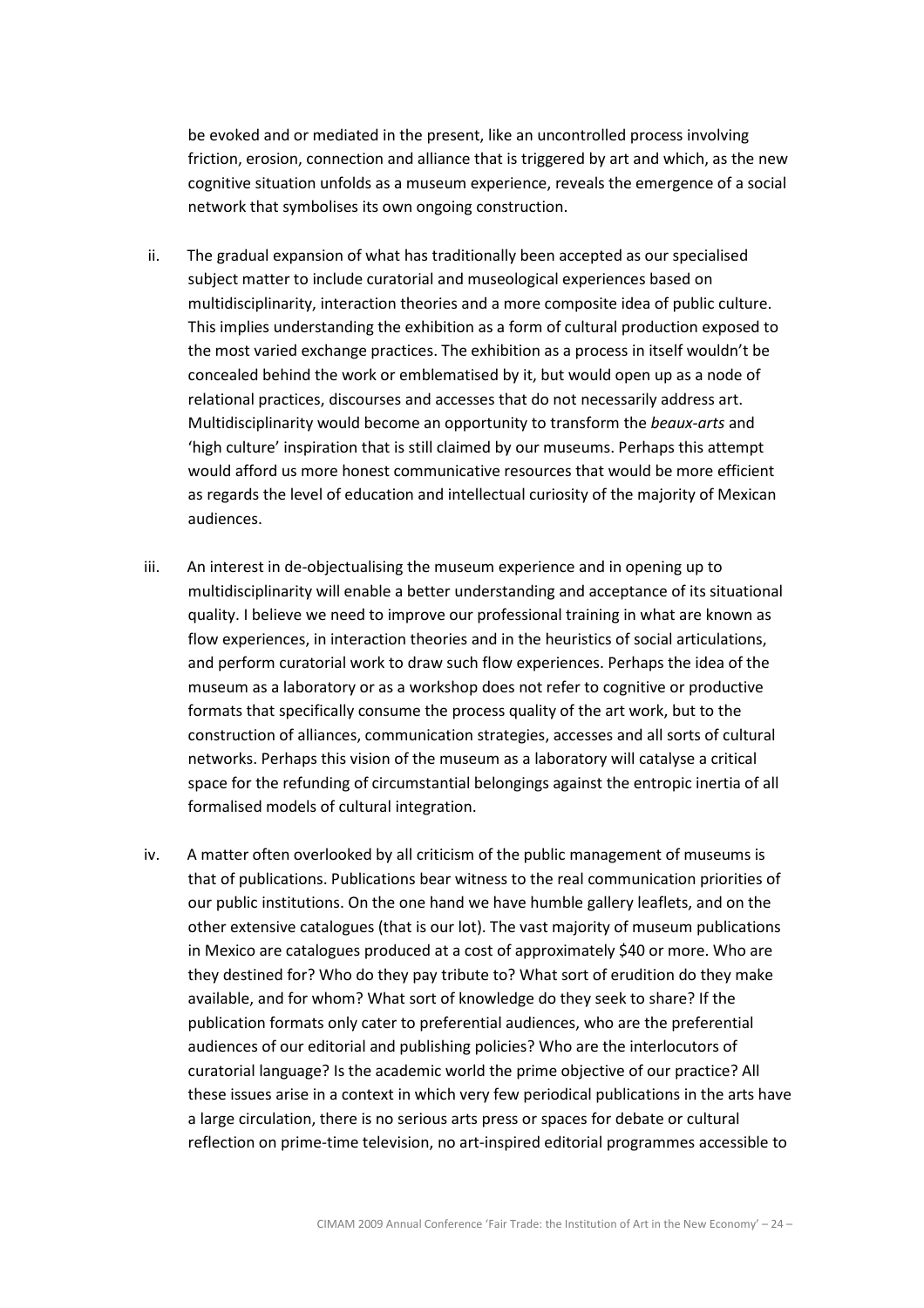be evoked and or mediated in the present, like an uncontrolled process involving friction, erosion, connection and alliance that is triggered by art and which, as the new cognitive situation unfolds as a museum experience, reveals the emergence of a social network that symbolises its own ongoing construction.

ii. The gradual expansion of what has traditionally been accepted as our specialised subject matter to include curatorial and museological experiences based on multidisciplinarity, interaction theories and a more composite idea of public culture. This implies understanding the exhibition as a form of cultural production exposed to the most varied exchange practices. The exhibition as a process in itself wouldn't be concealed behind the work or emblematised by it, but would open up as a node of relational practices, discourses and accesses that do not necessarily address art. Multidisciplinarity would become an opportunity to transform the *beaux-arts* and 'high culture' inspiration that is still claimed by our museums. Perhaps this attempt would afford us more honest communicative resources that would be more efficient as regards the level of education and intellectual curiosity of the majority of Mexican audiences.

iii. An interest in de-objectualising the museum experience and in opening up to multidisciplinarity will enable a better understanding and acceptance of its situational quality. I believe we need to improve our professional training in what are known as flow experiences, in interaction theories and in the heuristics of social articulations, and perform curatorial work to draw such flow experiences. Perhaps the idea of the museum as a laboratory or as a workshop does not refer to cognitive or productive formats that specifically consume the process quality of the art work, but to the construction of alliances, communication strategies, accesses and all sorts of cultural networks. Perhaps this vision of the museum as a laboratory will catalyse a critical space for the refunding of circumstantial belongings against the entropic inertia of all formalised models of cultural integration.

iv. A matter often overlooked by all criticism of the public management of museums is that of publications. Publications bear witness to the real communication priorities of our public institutions. On the one hand we have humble gallery leaflets, and on the other extensive catalogues (that is our lot). The vast majority of museum publications in Mexico are catalogues produced at a cost of approximately $40 or more. Who are they destined for? Who do they pay tribute to? What sort of erudition do they make available, and for whom? What sort of knowledge do they seek to share? If the publication formats only cater to preferential audiences, who are the preferential audiences of our editorial and publishing policies? Who are the interlocutors of curatorial language? Is the academic world the prime objective of our practice? All these issues arise in a context in which very few periodical publications in the arts have a large circulation, there is no serious arts press or spaces for debate or cultural reflection on prime-time television, no art-inspired editorial programmes accessible to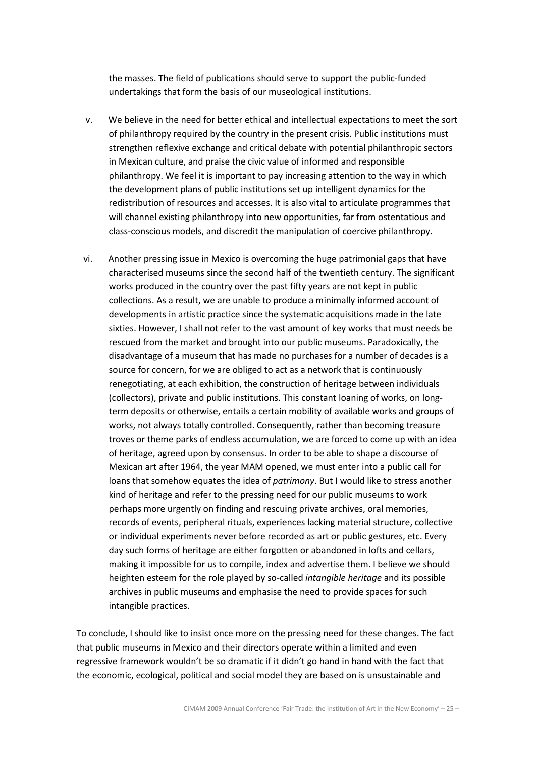the masses. The field of publications should serve to support the public-funded undertakings that form the basis of our museological institutions.

v. We believe in the need for better ethical and intellectual expectations to meet the sort of philanthropy required by the country in the present crisis. Public institutions must strengthen reflexive exchange and critical debate with potential philanthropic sectors in Mexican culture, and praise the civic value of informed and responsible philanthropy. We feel it is important to pay increasing attention to the way in which the development plans of public institutions set up intelligent dynamics for the redistribution of resources and accesses. It is also vital to articulate programmes that will channel existing philanthropy into new opportunities, far from ostentatious and class-conscious models, and discredit the manipulation of coercive philanthropy.

vi. Another pressing issue in Mexico is overcoming the huge patrimonial gaps that have characterised museums since the second half of the twentieth century. The significant works produced in the country over the past fifty years are not kept in public collections. As a result, we are unable to produce a minimally informed account of developments in artistic practice since the systematic acquisitions made in the late sixties. However, I shall not refer to the vast amount of key works that must needs be rescued from the market and brought into our public museums. Paradoxically, the disadvantage of a museum that has made no purchases for a number of decades is a source for concern, for we are obliged to act as a network that is continuously renegotiating, at each exhibition, the construction of heritage between individuals (collectors), private and public institutions. This constant loaning of works, on long-term deposits or otherwise, entails a certain mobility of available works and groups of works, not always totally controlled. Consequently, rather than becoming treasure troves or theme parks of endless accumulation, we are forced to come up with an idea of heritage, agreed upon by consensus. In order to be able to shape a discourse of Mexican art after 1964, the year MAM opened, we must enter into a public call for loans that somehow equates the idea of *patrimony*. But I would like to stress another kind of heritage and refer to the pressing need for our public museums to work perhaps more urgently on finding and rescuing private archives, oral memories, records of events, peripheral rituals, experiences lacking material structure, collective or individual experiments never before recorded as art or public gestures, etc. Every day such forms of heritage are either forgotten or abandoned in lofts and cellars, making it impossible for us to compile, index and advertise them. I believe we should heighten esteem for the role played by so-called *intangible heritage* and its possible archives in public museums and emphasise the need to provide spaces for such intangible practices.

To conclude, I should like to insist once more on the pressing need for these changes. The fact that public museums in Mexico and their directors operate within a limited and even regressive framework wouldn't be so dramatic if it didn't go hand in hand with the fact that the economic, ecological, political and social model they are based on is unsustainable and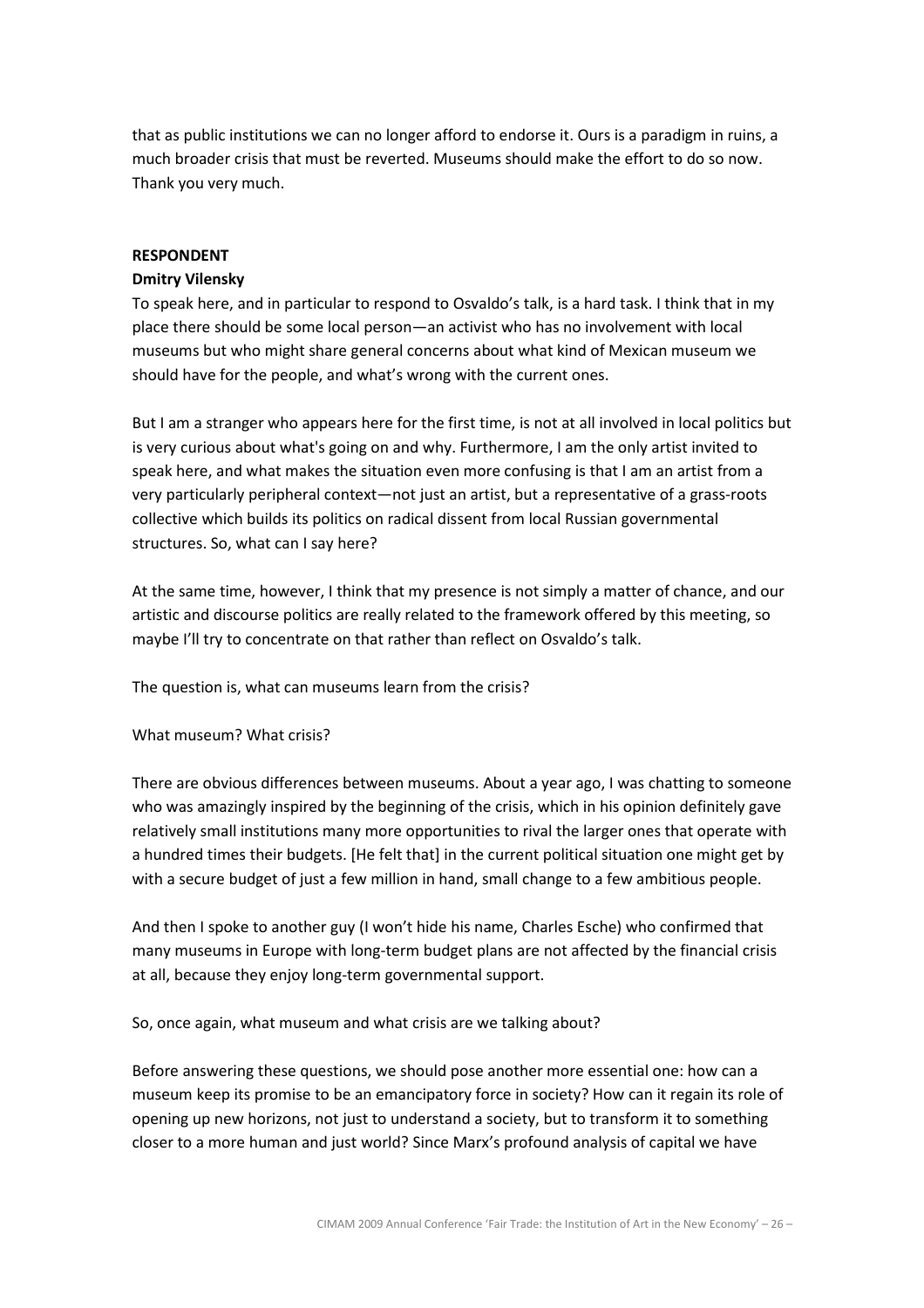that as public institutions we can no longer afford to endorse it. Ours is a paradigm in ruins, a much broader crisis that must be reverted. Museums should make the effort to do so now. Thank you very much.

**RESPONDENT**

**Dmitry Vilensky**

To speak here, and in particular to respond to Osvaldo's talk, is a hard task. I think that in my place there should be some local person—an activist who has no involvement with local museums but who might share general concerns about what kind of Mexican museum we should have for the people, and what's wrong with the current ones.

But I am a stranger who appears here for the first time, is not at all involved in local politics but is very curious about what's going on and why. Furthermore, I am the only artist invited to speak here, and what makes the situation even more confusing is that I am an artist from a very particularly peripheral context—not just an artist, but a representative of a grass-roots collective which builds its politics on radical dissent from local Russian governmental structures. So, what can I say here?

At the same time, however, I think that my presence is not simply a matter of chance, and our artistic and discourse politics are really related to the framework offered by this meeting, so maybe I'll try to concentrate on that rather than reflect on Osvaldo's talk.

The question is, what can museums learn from the crisis?

What museum? What crisis?

There are obvious differences between museums. About a year ago, I was chatting to someone who was amazingly inspired by the beginning of the crisis, which in his opinion definitely gave relatively small institutions many more opportunities to rival the larger ones that operate with a hundred times their budgets. [He felt that] in the current political situation one might get by with a secure budget of just a few million in hand, small change to a few ambitious people.

And then I spoke to another guy (I won't hide his name, Charles Esche) who confirmed that many museums in Europe with long-term budget plans are not affected by the financial crisis at all, because they enjoy long-term governmental support.

So, once again, what museum and what crisis are we talking about?

Before answering these questions, we should pose another more essential one: how can a museum keep its promise to be an emancipatory force in society? How can it regain its role of opening up new horizons, not just to understand a society, but to transform it to something closer to a more human and just world? Since Marx's profound analysis of capital we have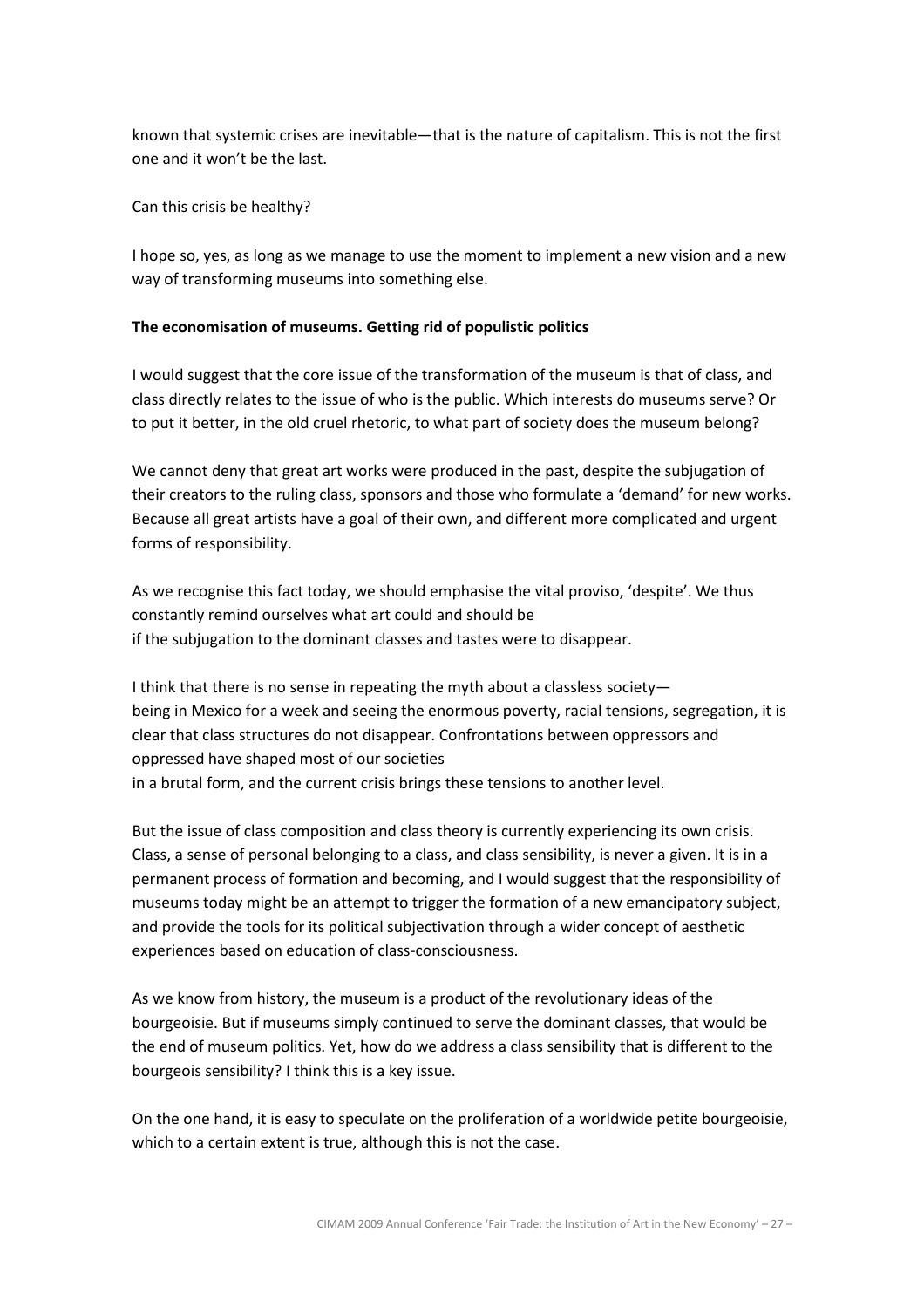known that systemic crises are inevitable—that is the nature of capitalism. This is not the first one and it won't be the last.

Can this crisis be healthy?

I hope so, yes, as long as we manage to use the moment to implement a new vision and a new way of transforming museums into something else.

**The economisation of museums. Getting rid of populistic politics**

I would suggest that the core issue of the transformation of the museum is that of class, and class directly relates to the issue of who is the public. Which interests do museums serve? Or to put it better, in the old cruel rhetoric, to what part of society does the museum belong?

We cannot deny that great art works were produced in the past, despite the subjugation of their creators to the ruling class, sponsors and those who formulate a 'demand' for new works. Because all great artists have a goal of their own, and different more complicated and urgent forms of responsibility.

As we recognise this fact today, we should emphasise the vital proviso, 'despite'. We thus constantly remind ourselves what art could and should be if the subjugation to the dominant classes and tastes were to disappear.

I think that there is no sense in repeating the myth about a classless society—being in Mexico for a week and seeing the enormous poverty, racial tensions, segregation, it is clear that class structures do not disappear. Confrontations between oppressors and oppressed have shaped most of our societies in a brutal form, and the current crisis brings these tensions to another level.

But the issue of class composition and class theory is currently experiencing its own crisis. Class, a sense of personal belonging to a class, and class sensibility, is never a given. It is in a permanent process of formation and becoming, and I would suggest that the responsibility of museums today might be an attempt to trigger the formation of a new emancipatory subject, and provide the tools for its political subjectivation through a wider concept of aesthetic experiences based on education of class-consciousness.

As we know from history, the museum is a product of the revolutionary ideas of the bourgeoisie. But if museums simply continued to serve the dominant classes, that would be the end of museum politics. Yet, how do we address a class sensibility that is different to the bourgeois sensibility? I think this is a key issue.

On the one hand, it is easy to speculate on the proliferation of a worldwide petite bourgeoisie, which to a certain extent is true, although this is not the case.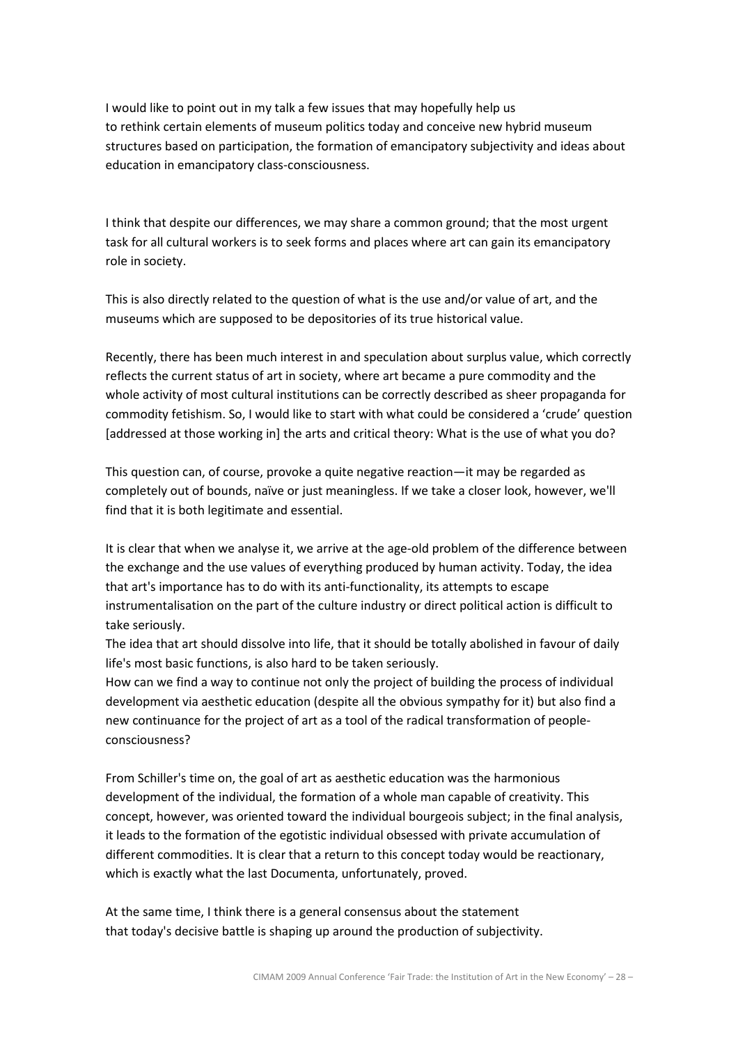I would like to point out in my talk a few issues that may hopefully help us to rethink certain elements of museum politics today and conceive new hybrid museum structures based on participation, the formation of emancipatory subjectivity and ideas about education in emancipatory class-consciousness.

I think that despite our differences, we may share a common ground; that the most urgent task for all cultural workers is to seek forms and places where art can gain its emancipatory role in society.

This is also directly related to the question of what is the use and/or value of art, and the museums which are supposed to be depositories of its true historical value.

Recently, there has been much interest in and speculation about surplus value, which correctly reflects the current status of art in society, where art became a pure commodity and the whole activity of most cultural institutions can be correctly described as sheer propaganda for commodity fetishism. So, I would like to start with what could be considered a 'crude' question [addressed at those working in] the arts and critical theory: What is the use of what you do?

This question can, of course, provoke a quite negative reaction—it may be regarded as completely out of bounds, naïve or just meaningless. If we take a closer look, however, we'll find that it is both legitimate and essential.

It is clear that when we analyse it, we arrive at the age-old problem of the difference between the exchange and the use values of everything produced by human activity. Today, the idea that art's importance has to do with its anti-functionality, its attempts to escape instrumentalisation on the part of the culture industry or direct political action is difficult to take seriously.

The idea that art should dissolve into life, that it should be totally abolished in favour of daily life's most basic functions, is also hard to be taken seriously.

How can we find a way to continue not only the project of building the process of individual development via aesthetic education (despite all the obvious sympathy for it) but also find a new continuance for the project of art as a tool of the radical transformation of people-consciousness?

From Schiller's time on, the goal of art as aesthetic education was the harmonious development of the individual, the formation of a whole man capable of creativity. This concept, however, was oriented toward the individual bourgeois subject; in the final analysis, it leads to the formation of the egotistic individual obsessed with private accumulation of different commodities. It is clear that a return to this concept today would be reactionary, which is exactly what the last Documenta, unfortunately, proved.

At the same time, I think there is a general consensus about the statement that today's decisive battle is shaping up around the production of subjectivity.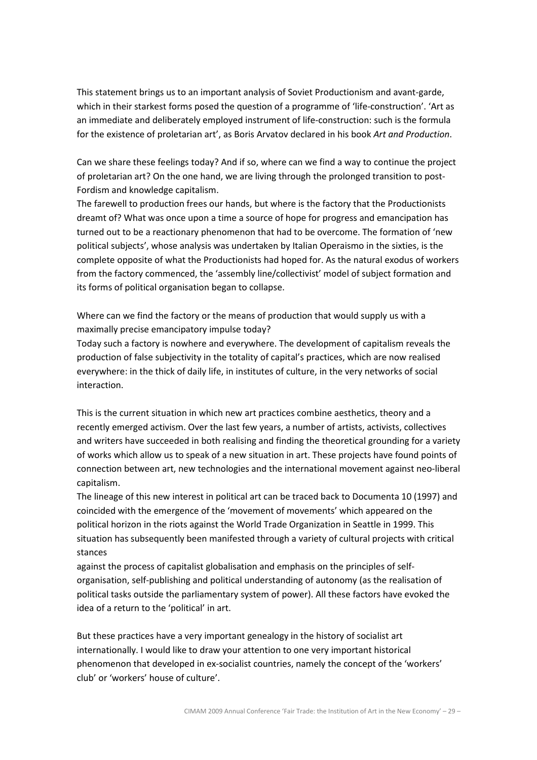This statement brings us to an important analysis of Soviet Productionism and avant-garde, which in their starkest forms posed the question of a programme of 'life-construction'. 'Art as an immediate and deliberately employed instrument of life-construction: such is the formula for the existence of proletarian art', as Boris Arvatov declared in his book *Art and Production*.

Can we share these feelings today? And if so, where can we find a way to continue the project of proletarian art? On the one hand, we are living through the prolonged transition to post-Fordism and knowledge capitalism.

The farewell to production frees our hands, but where is the factory that the Productionists dreamt of? What was once upon a time a source of hope for progress and emancipation has turned out to be a reactionary phenomenon that had to be overcome. The formation of 'new political subjects', whose analysis was undertaken by Italian Operaismo in the sixties, is the complete opposite of what the Productionists had hoped for. As the natural exodus of workers from the factory commenced, the 'assembly line/collectivist' model of subject formation and its forms of political organisation began to collapse.

Where can we find the factory or the means of production that would supply us with a maximally precise emancipatory impulse today?

Today such a factory is nowhere and everywhere. The development of capitalism reveals the production of false subjectivity in the totality of capital's practices, which are now realised everywhere: in the thick of daily life, in institutes of culture, in the very networks of social interaction.

This is the current situation in which new art practices combine aesthetics, theory and a recently emerged activism. Over the last few years, a number of artists, activists, collectives and writers have succeeded in both realising and finding the theoretical grounding for a variety of works which allow us to speak of a new situation in art. These projects have found points of connection between art, new technologies and the international movement against neo-liberal capitalism.

The lineage of this new interest in political art can be traced back to Documenta 10 (1997) and coincided with the emergence of the 'movement of movements' which appeared on the political horizon in the riots against the World Trade Organization in Seattle in 1999. This situation has subsequently been manifested through a variety of cultural projects with critical stances against the process of capitalist globalisation and emphasis on the principles of self-organisation, self-publishing and political understanding of autonomy (as the realisation of political tasks outside the parliamentary system of power). All these factors have evoked the idea of a return to the 'political' in art.

But these practices have a very important genealogy in the history of socialist art internationally. I would like to draw your attention to one very important historical phenomenon that developed in ex-socialist countries, namely the concept of the 'workers' club' or 'workers' house of culture'.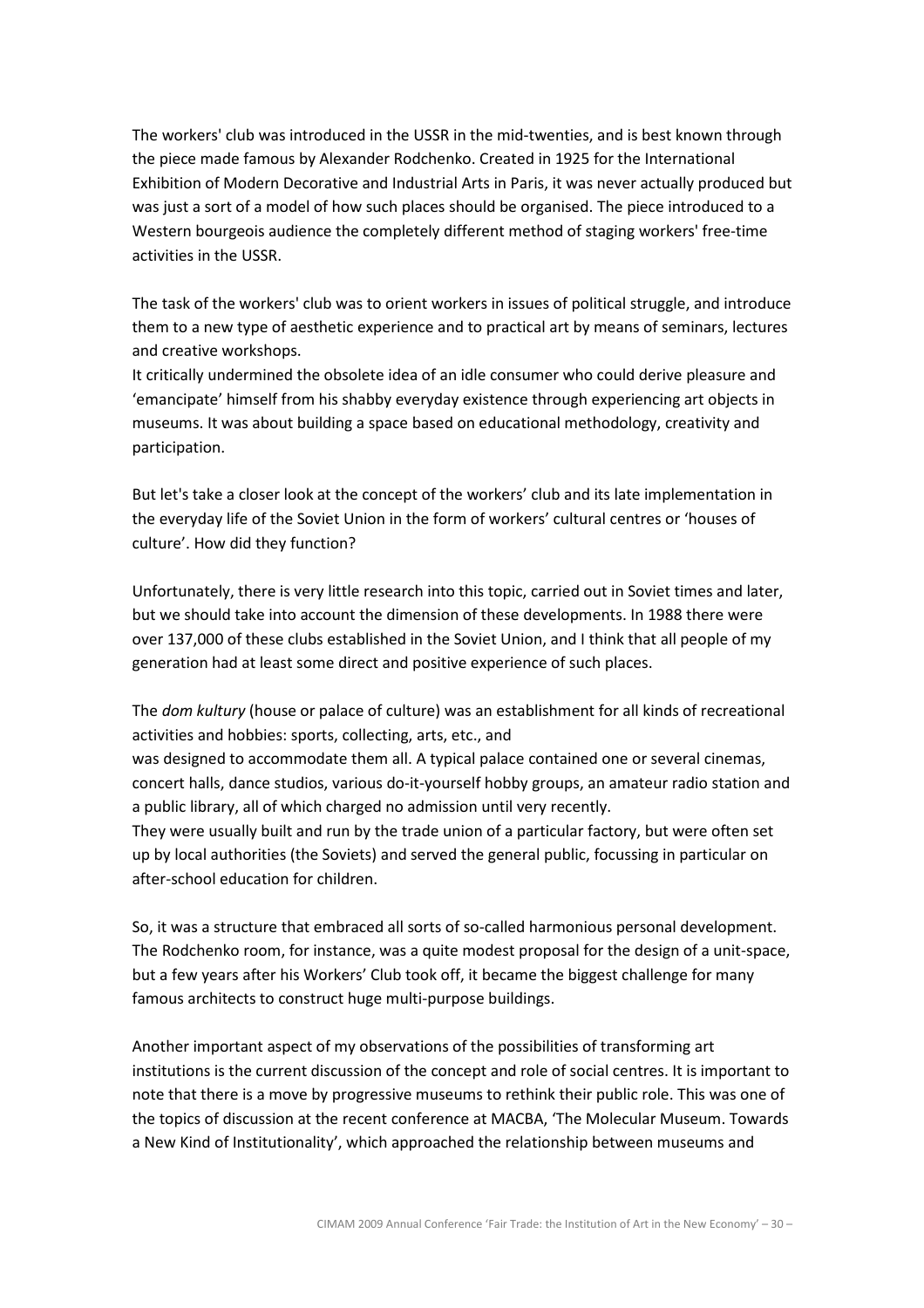The workers' club was introduced in the USSR in the mid-twenties, and is best known through the piece made famous by Alexander Rodchenko. Created in 1925 for the International Exhibition of Modern Decorative and Industrial Arts in Paris, it was never actually produced but was just a sort of a model of how such places should be organised. The piece introduced to a Western bourgeois audience the completely different method of staging workers' free-time activities in the USSR.

The task of the workers' club was to orient workers in issues of political struggle, and introduce them to a new type of aesthetic experience and to practical art by means of seminars, lectures and creative workshops.

It critically undermined the obsolete idea of an idle consumer who could derive pleasure and 'emancipate' himself from his shabby everyday existence through experiencing art objects in museums. It was about building a space based on educational methodology, creativity and participation.

But let's take a closer look at the concept of the workers' club and its late implementation in the everyday life of the Soviet Union in the form of workers' cultural centres or 'houses of culture'. How did they function?

Unfortunately, there is very little research into this topic, carried out in Soviet times and later, but we should take into account the dimension of these developments. In 1988 there were over 137,000 of these clubs established in the Soviet Union, and I think that all people of my generation had at least some direct and positive experience of such places.

The *dom kultury* (house or palace of culture) was an establishment for all kinds of recreational activities and hobbies: sports, collecting, arts, etc., and was designed to accommodate them all. A typical palace contained one or several cinemas, concert halls, dance studios, various do-it-yourself hobby groups, an amateur radio station and a public library, all of which charged no admission until very recently.

They were usually built and run by the trade union of a particular factory, but were often set up by local authorities (the Soviets) and served the general public, focussing in particular on after-school education for children.

So, it was a structure that embraced all sorts of so-called harmonious personal development. The Rodchenko room, for instance, was a quite modest proposal for the design of a unit-space, but a few years after his Workers' Club took off, it became the biggest challenge for many famous architects to construct huge multi-purpose buildings.

Another important aspect of my observations of the possibilities of transforming art institutions is the current discussion of the concept and role of social centres. It is important to note that there is a move by progressive museums to rethink their public role. This was one of the topics of discussion at the recent conference at MACBA, 'The Molecular Museum. Towards a New Kind of Institutionality', which approached the relationship between museums and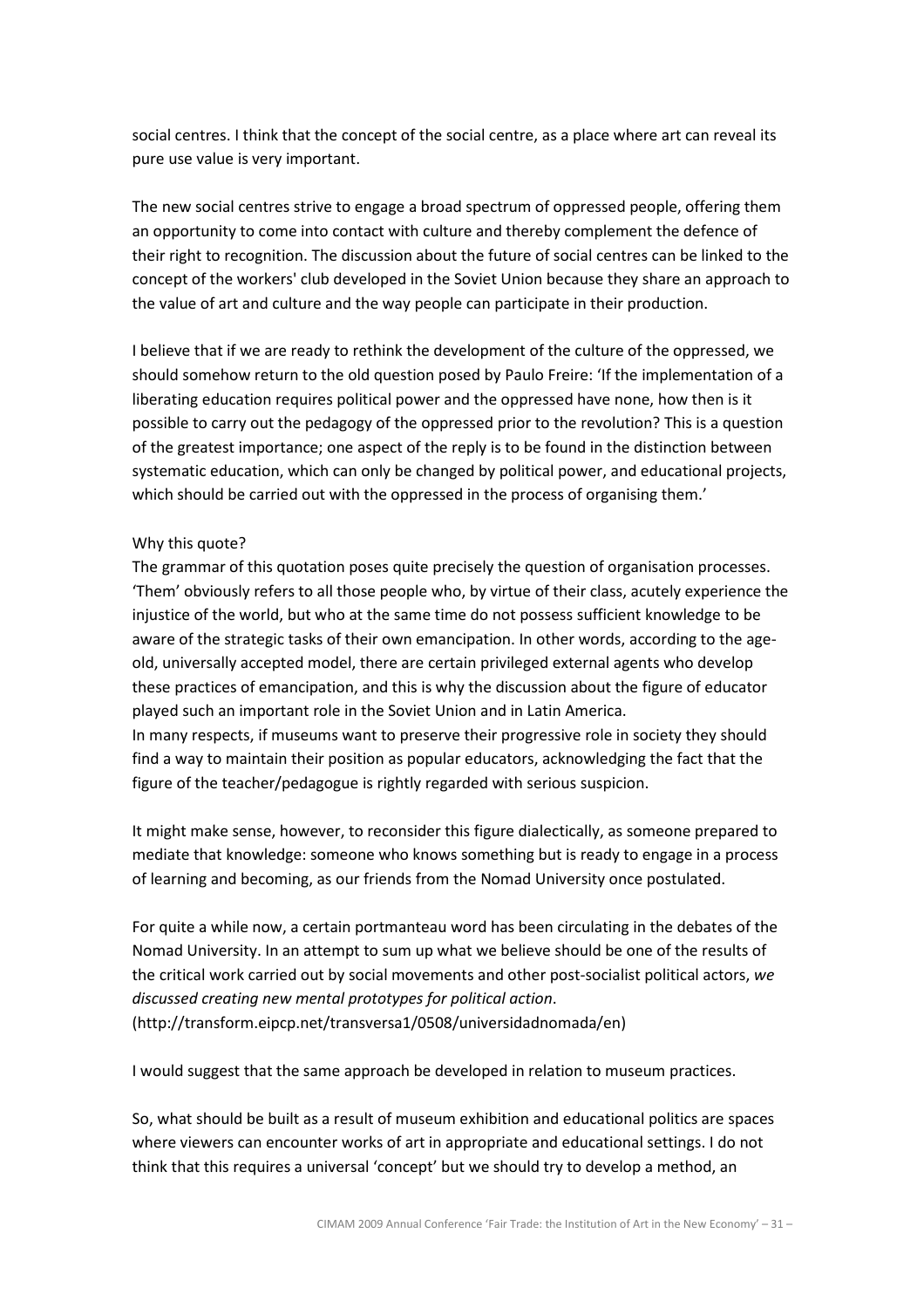social centres. I think that the concept of the social centre, as a place where art can reveal its pure use value is very important.

The new social centres strive to engage a broad spectrum of oppressed people, offering them an opportunity to come into contact with culture and thereby complement the defence of their right to recognition. The discussion about the future of social centres can be linked to the concept of the workers' club developed in the Soviet Union because they share an approach to the value of art and culture and the way people can participate in their production.

I believe that if we are ready to rethink the development of the culture of the oppressed, we should somehow return to the old question posed by Paulo Freire: 'If the implementation of a liberating education requires political power and the oppressed have none, how then is it possible to carry out the pedagogy of the oppressed prior to the revolution? This is a question of the greatest importance; one aspect of the reply is to be found in the distinction between systematic education, which can only be changed by political power, and educational projects, which should be carried out with the oppressed in the process of organising them.'

Why this quote?
The grammar of this quotation poses quite precisely the question of organisation processes. 'Them' obviously refers to all those people who, by virtue of their class, acutely experience the injustice of the world, but who at the same time do not possess sufficient knowledge to be aware of the strategic tasks of their own emancipation. In other words, according to the age-old, universally accepted model, there are certain privileged external agents who develop these practices of emancipation, and this is why the discussion about the figure of educator played such an important role in the Soviet Union and in Latin America.
In many respects, if museums want to preserve their progressive role in society they should find a way to maintain their position as popular educators, acknowledging the fact that the figure of the teacher/pedagogue is rightly regarded with serious suspicion.

It might make sense, however, to reconsider this figure dialectically, as someone prepared to mediate that knowledge: someone who knows something but is ready to engage in a process of learning and becoming, as our friends from the Nomad University once postulated.

For quite a while now, a certain portmanteau word has been circulating in the debates of the Nomad University. In an attempt to sum up what we believe should be one of the results of the critical work carried out by social movements and other post-socialist political actors, *we discussed creating new mental prototypes for political action*.
(http://transform.eipcp.net/transversa1/0508/universidadnomada/en)

I would suggest that the same approach be developed in relation to museum practices.

So, what should be built as a result of museum exhibition and educational politics are spaces where viewers can encounter works of art in appropriate and educational settings. I do not think that this requires a universal 'concept' but we should try to develop a method, an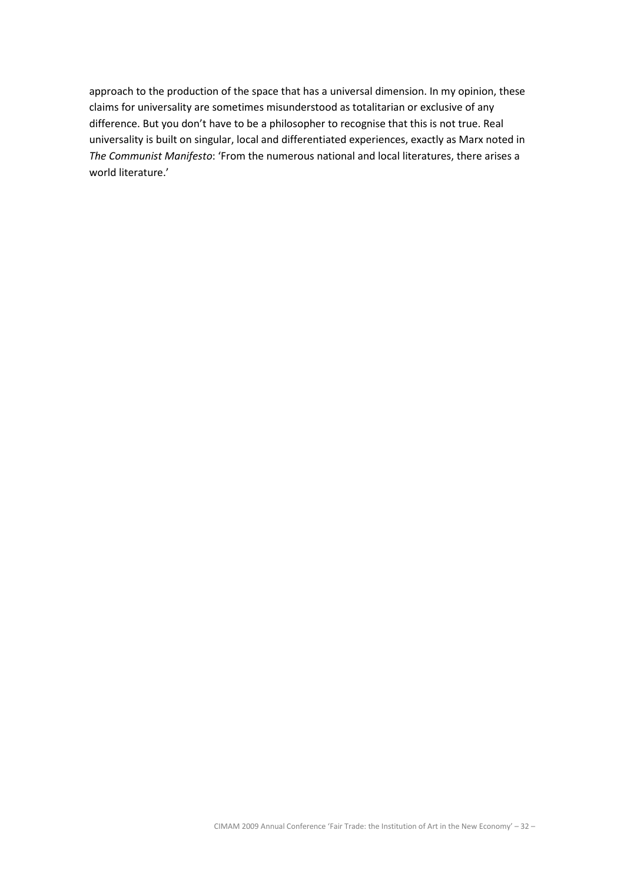approach to the production of the space that has a universal dimension. In my opinion, these claims for universality are sometimes misunderstood as totalitarian or exclusive of any difference. But you don't have to be a philosopher to recognise that this is not true. Real universality is built on singular, local and differentiated experiences, exactly as Marx noted in *The Communist Manifesto*: 'From the numerous national and local literatures, there arises a world literature.'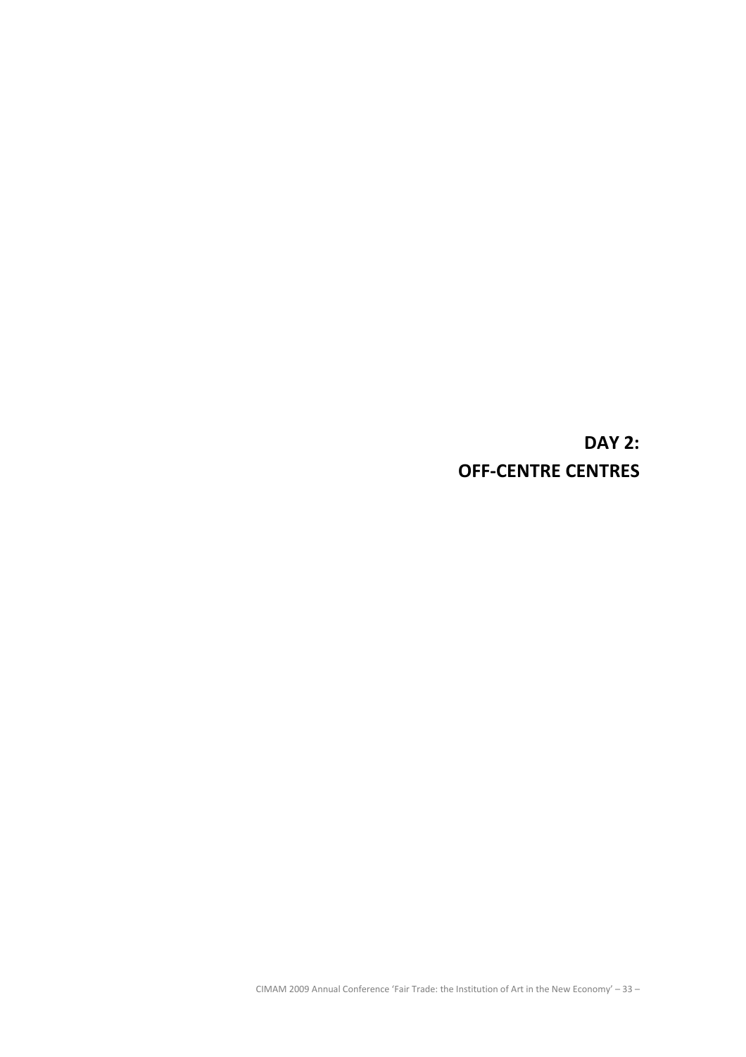# DAY 2: OFF-CENTRE CENTRES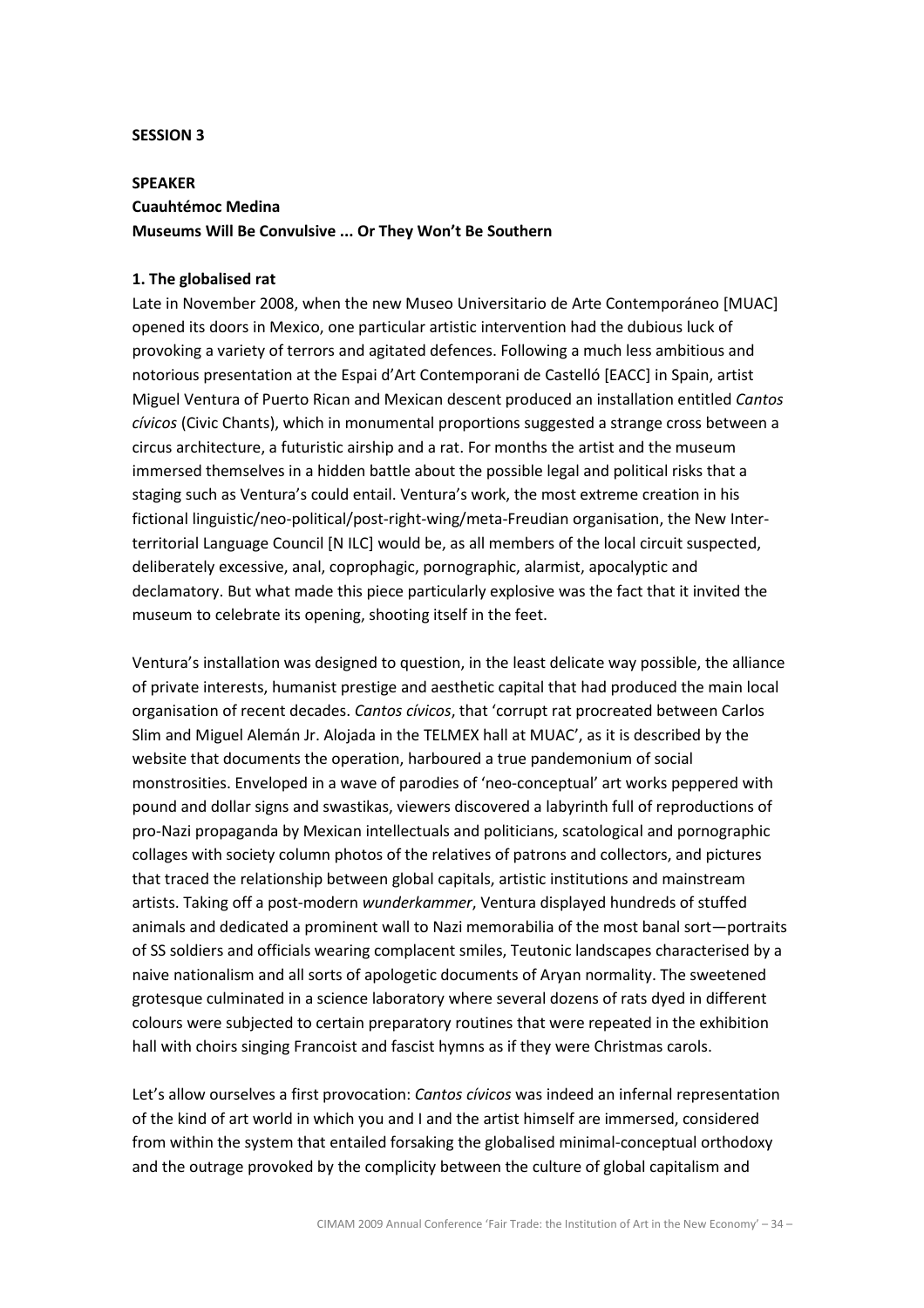**SESSION 3**

**SPEAKER**
**Cuauhtémoc Medina**
**Museums Will Be Convulsive ... Or They Won't Be Southern**

**1. The globalised rat**

Late in November 2008, when the new Museo Universitario de Arte Contemporáneo [MUAC] opened its doors in Mexico, one particular artistic intervention had the dubious luck of provoking a variety of terrors and agitated defences. Following a much less ambitious and notorious presentation at the Espai d'Art Contemporani de Castelló [EACC] in Spain, artist Miguel Ventura of Puerto Rican and Mexican descent produced an installation entitled *Cantos cívicos* (Civic Chants), which in monumental proportions suggested a strange cross between a circus architecture, a futuristic airship and a rat. For months the artist and the museum immersed themselves in a hidden battle about the possible legal and political risks that a staging such as Ventura's could entail. Ventura's work, the most extreme creation in his fictional linguistic/neo-political/post-right-wing/meta-Freudian organisation, the New Inter-territorial Language Council [N ILC] would be, as all members of the local circuit suspected, deliberately excessive, anal, coprophagic, pornographic, alarmist, apocalyptic and declamatory. But what made this piece particularly explosive was the fact that it invited the museum to celebrate its opening, shooting itself in the feet.

Ventura's installation was designed to question, in the least delicate way possible, the alliance of private interests, humanist prestige and aesthetic capital that had produced the main local organisation of recent decades. *Cantos cívicos*, that 'corrupt rat procreated between Carlos Slim and Miguel Alemán Jr. Alojada in the TELMEX hall at MUAC', as it is described by the website that documents the operation, harboured a true pandemonium of social monstrosities. Enveloped in a wave of parodies of 'neo-conceptual' art works peppered with pound and dollar signs and swastikas, viewers discovered a labyrinth full of reproductions of pro-Nazi propaganda by Mexican intellectuals and politicians, scatological and pornographic collages with society column photos of the relatives of patrons and collectors, and pictures that traced the relationship between global capitals, artistic institutions and mainstream artists. Taking off a post-modern *wunderkammer*, Ventura displayed hundreds of stuffed animals and dedicated a prominent wall to Nazi memorabilia of the most banal sort—portraits of SS soldiers and officials wearing complacent smiles, Teutonic landscapes characterised by a naive nationalism and all sorts of apologetic documents of Aryan normality. The sweetened grotesque culminated in a science laboratory where several dozens of rats dyed in different colours were subjected to certain preparatory routines that were repeated in the exhibition hall with choirs singing Francoist and fascist hymns as if they were Christmas carols.

Let's allow ourselves a first provocation: *Cantos cívicos* was indeed an infernal representation of the kind of art world in which you and I and the artist himself are immersed, considered from within the system that entailed forsaking the globalised minimal-conceptual orthodoxy and the outrage provoked by the complicity between the culture of global capitalism and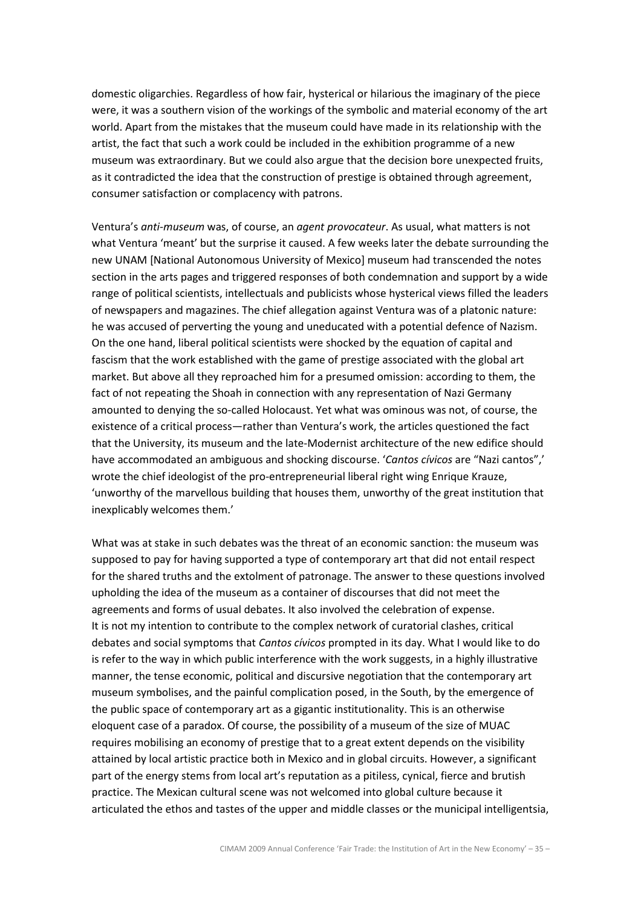domestic oligarchies. Regardless of how fair, hysterical or hilarious the imaginary of the piece were, it was a southern vision of the workings of the symbolic and material economy of the art world. Apart from the mistakes that the museum could have made in its relationship with the artist, the fact that such a work could be included in the exhibition programme of a new museum was extraordinary. But we could also argue that the decision bore unexpected fruits, as it contradicted the idea that the construction of prestige is obtained through agreement, consumer satisfaction or complacency with patrons.

Ventura's *anti-museum* was, of course, an *agent provocateur*. As usual, what matters is not what Ventura 'meant' but the surprise it caused. A few weeks later the debate surrounding the new UNAM [National Autonomous University of Mexico] museum had transcended the notes section in the arts pages and triggered responses of both condemnation and support by a wide range of political scientists, intellectuals and publicists whose hysterical views filled the leaders of newspapers and magazines. The chief allegation against Ventura was of a platonic nature: he was accused of perverting the young and uneducated with a potential defence of Nazism. On the one hand, liberal political scientists were shocked by the equation of capital and fascism that the work established with the game of prestige associated with the global art market. But above all they reproached him for a presumed omission: according to them, the fact of not repeating the Shoah in connection with any representation of Nazi Germany amounted to denying the so-called Holocaust. Yet what was ominous was not, of course, the existence of a critical process—rather than Ventura's work, the articles questioned the fact that the University, its museum and the late-Modernist architecture of the new edifice should have accommodated an ambiguous and shocking discourse. '*Cantos cívicos* are "Nazi cantos",' wrote the chief ideologist of the pro-entrepreneurial liberal right wing Enrique Krauze, 'unworthy of the marvellous building that houses them, unworthy of the great institution that inexplicably welcomes them.'

What was at stake in such debates was the threat of an economic sanction: the museum was supposed to pay for having supported a type of contemporary art that did not entail respect for the shared truths and the extolment of patronage. The answer to these questions involved upholding the idea of the museum as a container of discourses that did not meet the agreements and forms of usual debates. It also involved the celebration of expense.
It is not my intention to contribute to the complex network of curatorial clashes, critical debates and social symptoms that *Cantos cívicos* prompted in its day. What I would like to do is refer to the way in which public interference with the work suggests, in a highly illustrative manner, the tense economic, political and discursive negotiation that the contemporary art museum symbolises, and the painful complication posed, in the South, by the emergence of the public space of contemporary art as a gigantic institutionality. This is an otherwise eloquent case of a paradox. Of course, the possibility of a museum of the size of MUAC requires mobilising an economy of prestige that to a great extent depends on the visibility attained by local artistic practice both in Mexico and in global circuits. However, a significant part of the energy stems from local art's reputation as a pitiless, cynical, fierce and brutish practice. The Mexican cultural scene was not welcomed into global culture because it articulated the ethos and tastes of the upper and middle classes or the municipal intelligentsia,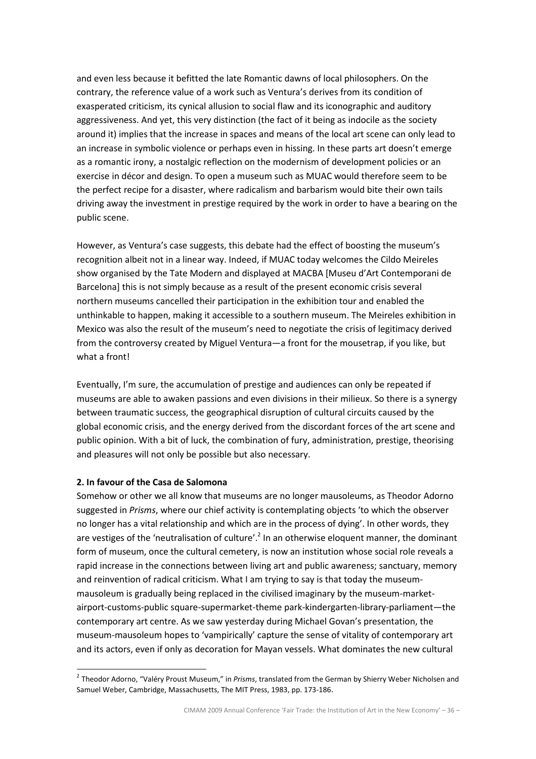and even less because it befitted the late Romantic dawns of local philosophers. On the contrary, the reference value of a work such as Ventura's derives from its condition of exasperated criticism, its cynical allusion to social flaw and its iconographic and auditory aggressiveness. And yet, this very distinction (the fact of it being as indocile as the society around it) implies that the increase in spaces and means of the local art scene can only lead to an increase in symbolic violence or perhaps even in hissing. In these parts art doesn't emerge as a romantic irony, a nostalgic reflection on the modernism of development policies or an exercise in décor and design. To open a museum such as MUAC would therefore seem to be the perfect recipe for a disaster, where radicalism and barbarism would bite their own tails driving away the investment in prestige required by the work in order to have a bearing on the public scene.

However, as Ventura's case suggests, this debate had the effect of boosting the museum's recognition albeit not in a linear way. Indeed, if MUAC today welcomes the Cildo Meireles show organised by the Tate Modern and displayed at MACBA [Museu d'Art Contemporani de Barcelona] this is not simply because as a result of the present economic crisis several northern museums cancelled their participation in the exhibition tour and enabled the unthinkable to happen, making it accessible to a southern museum. The Meireles exhibition in Mexico was also the result of the museum's need to negotiate the crisis of legitimacy derived from the controversy created by Miguel Ventura—a front for the mousetrap, if you like, but what a front!

Eventually, I'm sure, the accumulation of prestige and audiences can only be repeated if museums are able to awaken passions and even divisions in their milieux. So there is a synergy between traumatic success, the geographical disruption of cultural circuits caused by the global economic crisis, and the energy derived from the discordant forces of the art scene and public opinion. With a bit of luck, the combination of fury, administration, prestige, theorising and pleasures will not only be possible but also necessary.

**2. In favour of the Casa de Salomona**

Somehow or other we all know that museums are no longer mausoleums, as Theodor Adorno suggested in *Prisms*, where our chief activity is contemplating objects 'to which the observer no longer has a vital relationship and which are in the process of dying'. In other words, they are vestiges of the 'neutralisation of culture'.[2] In an otherwise eloquent manner, the dominant form of museum, once the cultural cemetery, is now an institution whose social role reveals a rapid increase in the connections between living art and public awareness; sanctuary, memory and reinvention of radical criticism. What I am trying to say is that today the museum-mausoleum is gradually being replaced in the civilised imaginary by the museum-market-airport-customs-public square-supermarket-theme park-kindergarten-library-parliament—the contemporary art centre. As we saw yesterday during Michael Govan's presentation, the museum-mausoleum hopes to 'vampirically' capture the sense of vitality of contemporary art and its actors, even if only as decoration for Mayan vessels. What dominates the new cultural

[2] Theodor Adorno, "Valéry Proust Museum," in *Prisms*, translated from the German by Shierry Weber Nicholsen and Samuel Weber, Cambridge, Massachusetts, The MIT Press, 1983, pp. 173-186.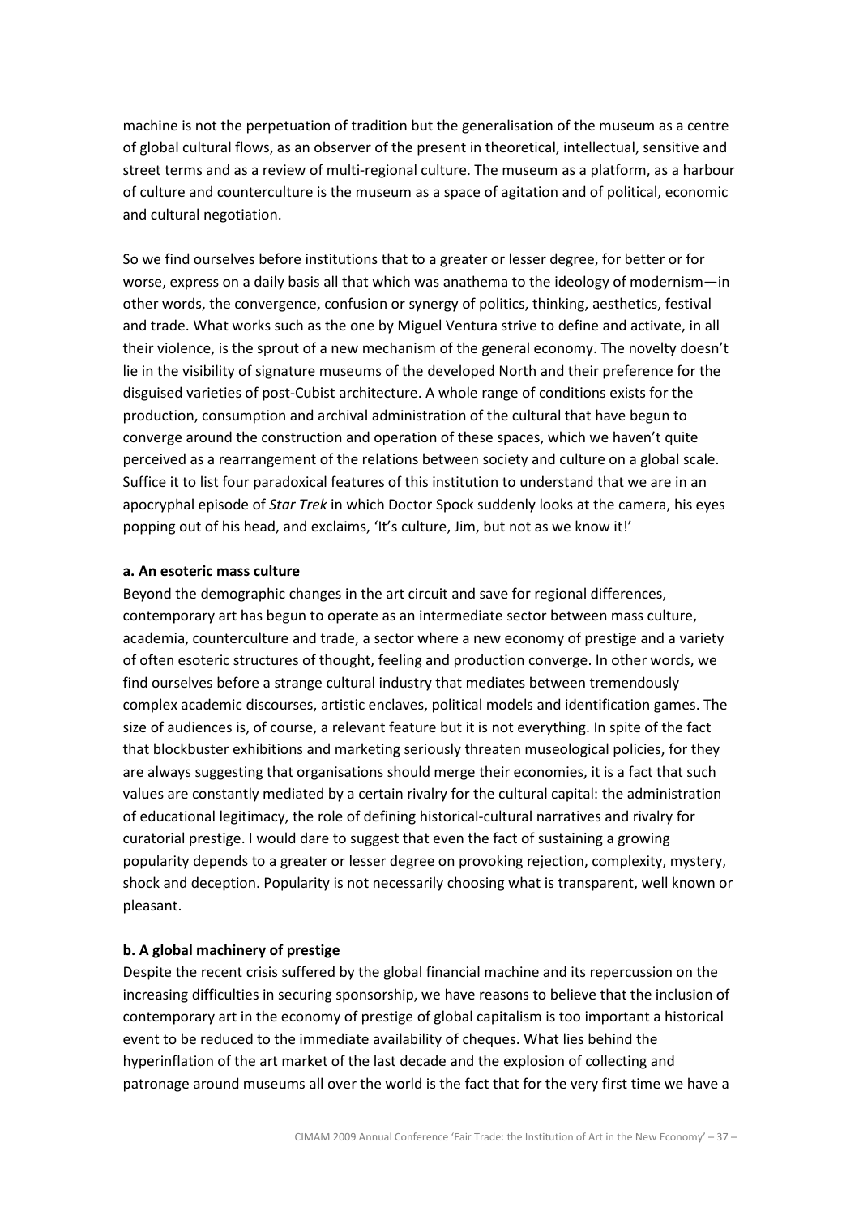machine is not the perpetuation of tradition but the generalisation of the museum as a centre of global cultural flows, as an observer of the present in theoretical, intellectual, sensitive and street terms and as a review of multi-regional culture. The museum as a platform, as a harbour of culture and counterculture is the museum as a space of agitation and of political, economic and cultural negotiation.

So we find ourselves before institutions that to a greater or lesser degree, for better or for worse, express on a daily basis all that which was anathema to the ideology of modernism—in other words, the convergence, confusion or synergy of politics, thinking, aesthetics, festival and trade. What works such as the one by Miguel Ventura strive to define and activate, in all their violence, is the sprout of a new mechanism of the general economy. The novelty doesn't lie in the visibility of signature museums of the developed North and their preference for the disguised varieties of post-Cubist architecture. A whole range of conditions exists for the production, consumption and archival administration of the cultural that have begun to converge around the construction and operation of these spaces, which we haven't quite perceived as a rearrangement of the relations between society and culture on a global scale. Suffice it to list four paradoxical features of this institution to understand that we are in an apocryphal episode of *Star Trek* in which Doctor Spock suddenly looks at the camera, his eyes popping out of his head, and exclaims, 'It's culture, Jim, but not as we know it!'

**a. An esoteric mass culture**

Beyond the demographic changes in the art circuit and save for regional differences, contemporary art has begun to operate as an intermediate sector between mass culture, academia, counterculture and trade, a sector where a new economy of prestige and a variety of often esoteric structures of thought, feeling and production converge. In other words, we find ourselves before a strange cultural industry that mediates between tremendously complex academic discourses, artistic enclaves, political models and identification games. The size of audiences is, of course, a relevant feature but it is not everything. In spite of the fact that blockbuster exhibitions and marketing seriously threaten museological policies, for they are always suggesting that organisations should merge their economies, it is a fact that such values are constantly mediated by a certain rivalry for the cultural capital: the administration of educational legitimacy, the role of defining historical-cultural narratives and rivalry for curatorial prestige. I would dare to suggest that even the fact of sustaining a growing popularity depends to a greater or lesser degree on provoking rejection, complexity, mystery, shock and deception. Popularity is not necessarily choosing what is transparent, well known or pleasant.

**b. A global machinery of prestige**

Despite the recent crisis suffered by the global financial machine and its repercussion on the increasing difficulties in securing sponsorship, we have reasons to believe that the inclusion of contemporary art in the economy of prestige of global capitalism is too important a historical event to be reduced to the immediate availability of cheques. What lies behind the hyperinflation of the art market of the last decade and the explosion of collecting and patronage around museums all over the world is the fact that for the very first time we have a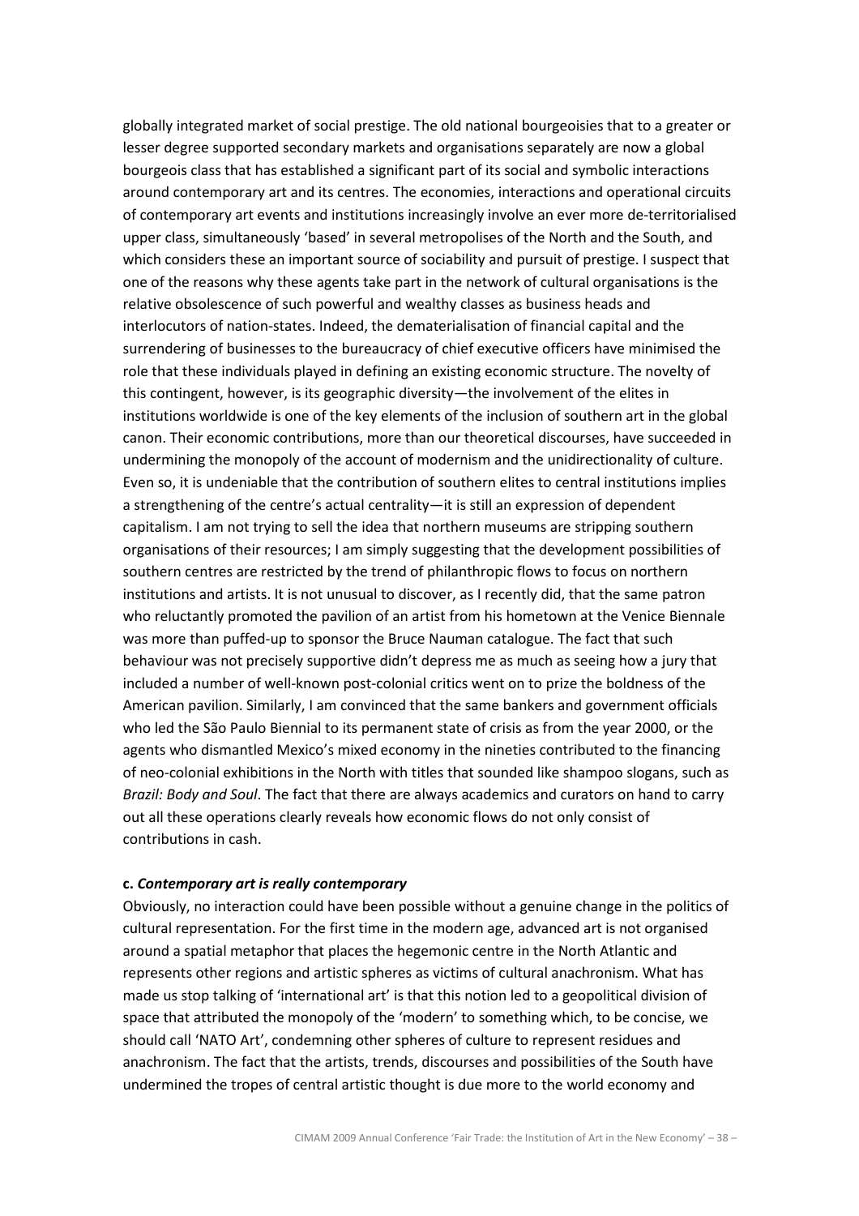globally integrated market of social prestige. The old national bourgeoisies that to a greater or lesser degree supported secondary markets and organisations separately are now a global bourgeois class that has established a significant part of its social and symbolic interactions around contemporary art and its centres. The economies, interactions and operational circuits of contemporary art events and institutions increasingly involve an ever more de-territorialised upper class, simultaneously 'based' in several metropolises of the North and the South, and which considers these an important source of sociability and pursuit of prestige. I suspect that one of the reasons why these agents take part in the network of cultural organisations is the relative obsolescence of such powerful and wealthy classes as business heads and interlocutors of nation-states. Indeed, the dematerialisation of financial capital and the surrendering of businesses to the bureaucracy of chief executive officers have minimised the role that these individuals played in defining an existing economic structure. The novelty of this contingent, however, is its geographic diversity—the involvement of the elites in institutions worldwide is one of the key elements of the inclusion of southern art in the global canon. Their economic contributions, more than our theoretical discourses, have succeeded in undermining the monopoly of the account of modernism and the unidirectionality of culture. Even so, it is undeniable that the contribution of southern elites to central institutions implies a strengthening of the centre's actual centrality—it is still an expression of dependent capitalism. I am not trying to sell the idea that northern museums are stripping southern organisations of their resources; I am simply suggesting that the development possibilities of southern centres are restricted by the trend of philanthropic flows to focus on northern institutions and artists. It is not unusual to discover, as I recently did, that the same patron who reluctantly promoted the pavilion of an artist from his hometown at the Venice Biennale was more than puffed-up to sponsor the Bruce Nauman catalogue. The fact that such behaviour was not precisely supportive didn't depress me as much as seeing how a jury that included a number of well-known post-colonial critics went on to prize the boldness of the American pavilion. Similarly, I am convinced that the same bankers and government officials who led the São Paulo Biennial to its permanent state of crisis as from the year 2000, or the agents who dismantled Mexico's mixed economy in the nineties contributed to the financing of neo-colonial exhibitions in the North with titles that sounded like shampoo slogans, such as *Brazil: Body and Soul*. The fact that there are always academics and curators on hand to carry out all these operations clearly reveals how economic flows do not only consist of contributions in cash.

**c. *Contemporary art is really contemporary***

Obviously, no interaction could have been possible without a genuine change in the politics of cultural representation. For the first time in the modern age, advanced art is not organised around a spatial metaphor that places the hegemonic centre in the North Atlantic and represents other regions and artistic spheres as victims of cultural anachronism. What has made us stop talking of 'international art' is that this notion led to a geopolitical division of space that attributed the monopoly of the 'modern' to something which, to be concise, we should call 'NATO Art', condemning other spheres of culture to represent residues and anachronism. The fact that the artists, trends, discourses and possibilities of the South have undermined the tropes of central artistic thought is due more to the world economy and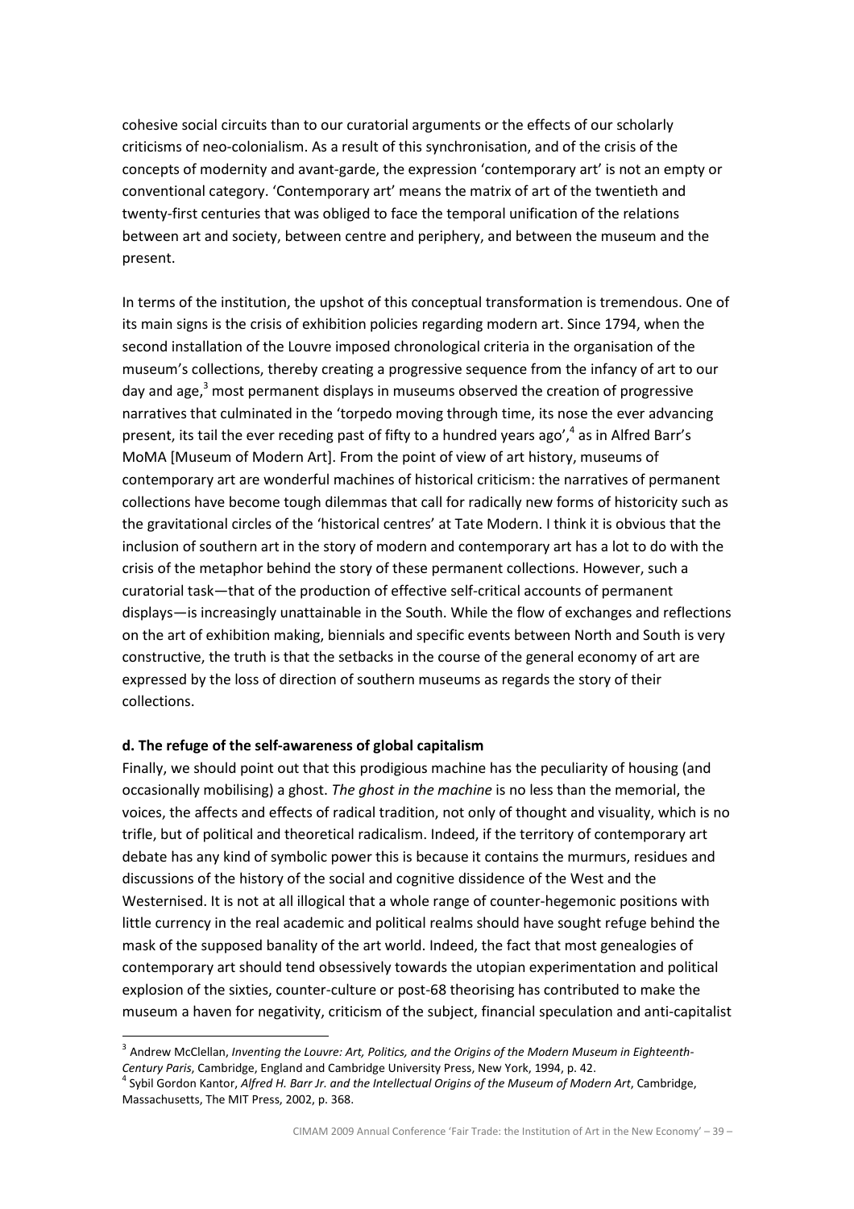cohesive social circuits than to our curatorial arguments or the effects of our scholarly criticisms of neo-colonialism. As a result of this synchronisation, and of the crisis of the concepts of modernity and avant-garde, the expression 'contemporary art' is not an empty or conventional category. 'Contemporary art' means the matrix of art of the twentieth and twenty-first centuries that was obliged to face the temporal unification of the relations between art and society, between centre and periphery, and between the museum and the present.

In terms of the institution, the upshot of this conceptual transformation is tremendous. One of its main signs is the crisis of exhibition policies regarding modern art. Since 1794, when the second installation of the Louvre imposed chronological criteria in the organisation of the museum's collections, thereby creating a progressive sequence from the infancy of art to our day and age,[3] most permanent displays in museums observed the creation of progressive narratives that culminated in the 'torpedo moving through time, its nose the ever advancing present, its tail the ever receding past of fifty to a hundred years ago',[4] as in Alfred Barr's MoMA [Museum of Modern Art]. From the point of view of art history, museums of contemporary art are wonderful machines of historical criticism: the narratives of permanent collections have become tough dilemmas that call for radically new forms of historicity such as the gravitational circles of the 'historical centres' at Tate Modern. I think it is obvious that the inclusion of southern art in the story of modern and contemporary art has a lot to do with the crisis of the metaphor behind the story of these permanent collections. However, such a curatorial task—that of the production of effective self-critical accounts of permanent displays—is increasingly unattainable in the South. While the flow of exchanges and reflections on the art of exhibition making, biennials and specific events between North and South is very constructive, the truth is that the setbacks in the course of the general economy of art are expressed by the loss of direction of southern museums as regards the story of their collections.

**d. The refuge of the self-awareness of global capitalism**

Finally, we should point out that this prodigious machine has the peculiarity of housing (and occasionally mobilising) a ghost. *The ghost in the machine* is no less than the memorial, the voices, the affects and effects of radical tradition, not only of thought and visuality, which is no trifle, but of political and theoretical radicalism. Indeed, if the territory of contemporary art debate has any kind of symbolic power this is because it contains the murmurs, residues and discussions of the history of the social and cognitive dissidence of the West and the Westernised. It is not at all illogical that a whole range of counter-hegemonic positions with little currency in the real academic and political realms should have sought refuge behind the mask of the supposed banality of the art world. Indeed, the fact that most genealogies of contemporary art should tend obsessively towards the utopian experimentation and political explosion of the sixties, counter-culture or post-68 theorising has contributed to make the museum a haven for negativity, criticism of the subject, financial speculation and anti-capitalist

---

[3] Andrew McClellan, *Inventing the Louvre: Art, Politics, and the Origins of the Modern Museum in Eighteenth-Century Paris*, Cambridge, England and Cambridge University Press, New York, 1994, p. 42.

[4] Sybil Gordon Kantor, *Alfred H. Barr Jr. and the Intellectual Origins of the Museum of Modern Art*, Cambridge, Massachusetts, The MIT Press, 2002, p. 368.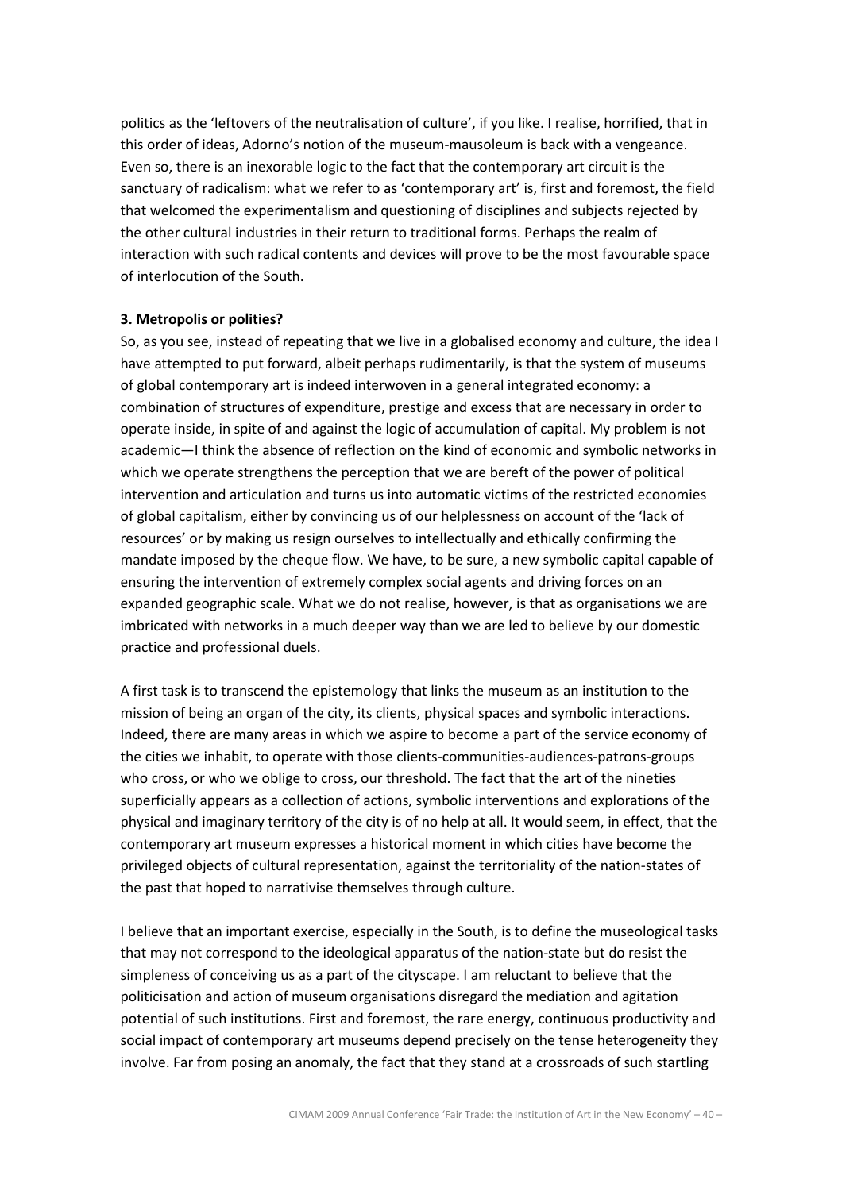politics as the 'leftovers of the neutralisation of culture', if you like. I realise, horrified, that in this order of ideas, Adorno's notion of the museum-mausoleum is back with a vengeance. Even so, there is an inexorable logic to the fact that the contemporary art circuit is the sanctuary of radicalism: what we refer to as 'contemporary art' is, first and foremost, the field that welcomed the experimentalism and questioning of disciplines and subjects rejected by the other cultural industries in their return to traditional forms. Perhaps the realm of interaction with such radical contents and devices will prove to be the most favourable space of interlocution of the South.

**3. Metropolis or polities?**

So, as you see, instead of repeating that we live in a globalised economy and culture, the idea I have attempted to put forward, albeit perhaps rudimentarily, is that the system of museums of global contemporary art is indeed interwoven in a general integrated economy: a combination of structures of expenditure, prestige and excess that are necessary in order to operate inside, in spite of and against the logic of accumulation of capital. My problem is not academic—I think the absence of reflection on the kind of economic and symbolic networks in which we operate strengthens the perception that we are bereft of the power of political intervention and articulation and turns us into automatic victims of the restricted economies of global capitalism, either by convincing us of our helplessness on account of the 'lack of resources' or by making us resign ourselves to intellectually and ethically confirming the mandate imposed by the cheque flow. We have, to be sure, a new symbolic capital capable of ensuring the intervention of extremely complex social agents and driving forces on an expanded geographic scale. What we do not realise, however, is that as organisations we are imbricated with networks in a much deeper way than we are led to believe by our domestic practice and professional duels.

A first task is to transcend the epistemology that links the museum as an institution to the mission of being an organ of the city, its clients, physical spaces and symbolic interactions. Indeed, there are many areas in which we aspire to become a part of the service economy of the cities we inhabit, to operate with those clients-communities-audiences-patrons-groups who cross, or who we oblige to cross, our threshold. The fact that the art of the nineties superficially appears as a collection of actions, symbolic interventions and explorations of the physical and imaginary territory of the city is of no help at all. It would seem, in effect, that the contemporary art museum expresses a historical moment in which cities have become the privileged objects of cultural representation, against the territoriality of the nation-states of the past that hoped to narrativise themselves through culture.

I believe that an important exercise, especially in the South, is to define the museological tasks that may not correspond to the ideological apparatus of the nation-state but do resist the simpleness of conceiving us as a part of the cityscape. I am reluctant to believe that the politicisation and action of museum organisations disregard the mediation and agitation potential of such institutions. First and foremost, the rare energy, continuous productivity and social impact of contemporary art museums depend precisely on the tense heterogeneity they involve. Far from posing an anomaly, the fact that they stand at a crossroads of such startling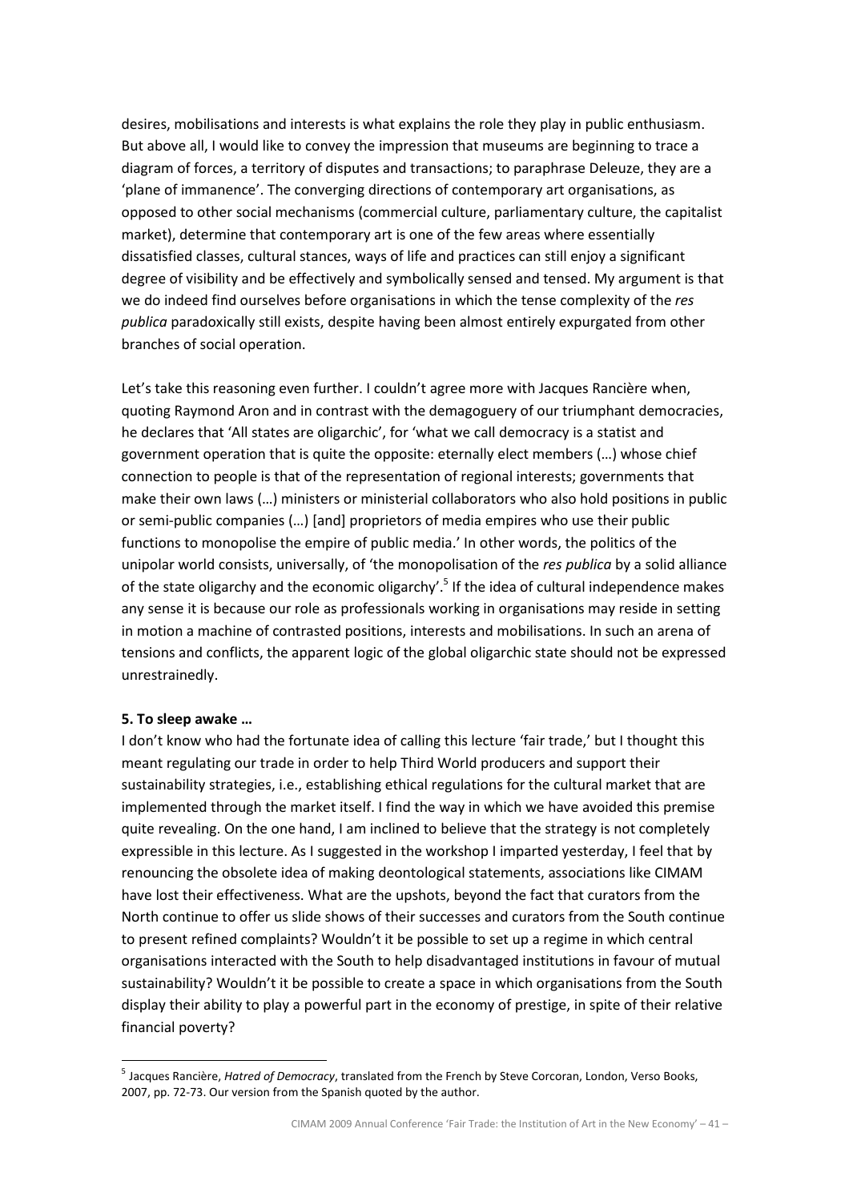desires, mobilisations and interests is what explains the role they play in public enthusiasm. But above all, I would like to convey the impression that museums are beginning to trace a diagram of forces, a territory of disputes and transactions; to paraphrase Deleuze, they are a 'plane of immanence'. The converging directions of contemporary art organisations, as opposed to other social mechanisms (commercial culture, parliamentary culture, the capitalist market), determine that contemporary art is one of the few areas where essentially dissatisfied classes, cultural stances, ways of life and practices can still enjoy a significant degree of visibility and be effectively and symbolically sensed and tensed. My argument is that we do indeed find ourselves before organisations in which the tense complexity of the *res publica* paradoxically still exists, despite having been almost entirely expurgated from other branches of social operation.

Let's take this reasoning even further. I couldn't agree more with Jacques Rancière when, quoting Raymond Aron and in contrast with the demagoguery of our triumphant democracies, he declares that 'All states are oligarchic', for 'what we call democracy is a statist and government operation that is quite the opposite: eternally elect members (…) whose chief connection to people is that of the representation of regional interests; governments that make their own laws (…) ministers or ministerial collaborators who also hold positions in public or semi-public companies (…) [and] proprietors of media empires who use their public functions to monopolise the empire of public media.' In other words, the politics of the unipolar world consists, universally, of 'the monopolisation of the *res publica* by a solid alliance of the state oligarchy and the economic oligarchy'.[5] If the idea of cultural independence makes any sense it is because our role as professionals working in organisations may reside in setting in motion a machine of contrasted positions, interests and mobilisations. In such an arena of tensions and conflicts, the apparent logic of the global oligarchic state should not be expressed unrestrainedly.

**5. To sleep awake …**

I don't know who had the fortunate idea of calling this lecture 'fair trade,' but I thought this meant regulating our trade in order to help Third World producers and support their sustainability strategies, i.e., establishing ethical regulations for the cultural market that are implemented through the market itself. I find the way in which we have avoided this premise quite revealing. On the one hand, I am inclined to believe that the strategy is not completely expressible in this lecture. As I suggested in the workshop I imparted yesterday, I feel that by renouncing the obsolete idea of making deontological statements, associations like CIMAM have lost their effectiveness. What are the upshots, beyond the fact that curators from the North continue to offer us slide shows of their successes and curators from the South continue to present refined complaints? Wouldn't it be possible to set up a regime in which central organisations interacted with the South to help disadvantaged institutions in favour of mutual sustainability? Wouldn't it be possible to create a space in which organisations from the South display their ability to play a powerful part in the economy of prestige, in spite of their relative financial poverty?

---

[5] Jacques Rancière, *Hatred of Democracy*, translated from the French by Steve Corcoran, London, Verso Books, 2007, pp. 72-73. Our version from the Spanish quoted by the author.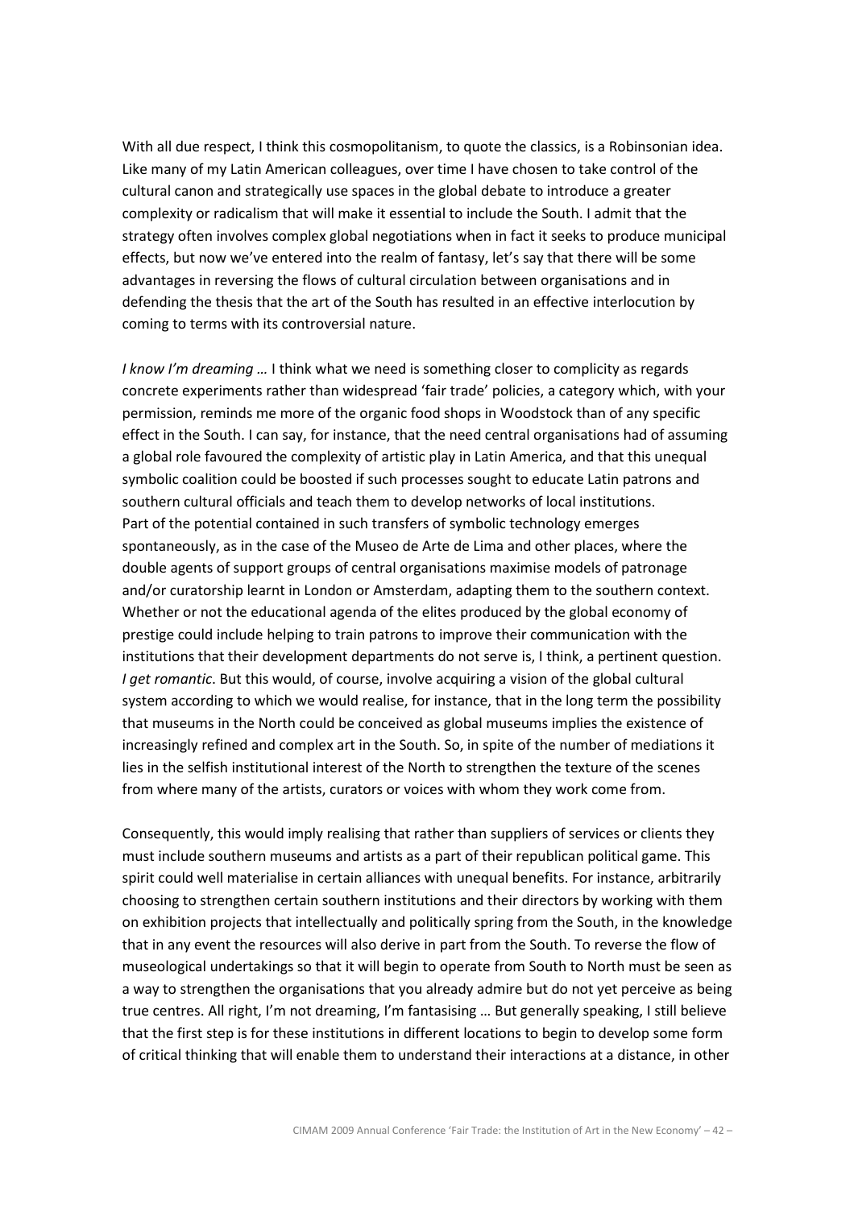With all due respect, I think this cosmopolitanism, to quote the classics, is a Robinsonian idea. Like many of my Latin American colleagues, over time I have chosen to take control of the cultural canon and strategically use spaces in the global debate to introduce a greater complexity or radicalism that will make it essential to include the South. I admit that the strategy often involves complex global negotiations when in fact it seeks to produce municipal effects, but now we've entered into the realm of fantasy, let's say that there will be some advantages in reversing the flows of cultural circulation between organisations and in defending the thesis that the art of the South has resulted in an effective interlocution by coming to terms with its controversial nature.

*I know I'm dreaming …* I think what we need is something closer to complicity as regards concrete experiments rather than widespread 'fair trade' policies, a category which, with your permission, reminds me more of the organic food shops in Woodstock than of any specific effect in the South. I can say, for instance, that the need central organisations had of assuming a global role favoured the complexity of artistic play in Latin America, and that this unequal symbolic coalition could be boosted if such processes sought to educate Latin patrons and southern cultural officials and teach them to develop networks of local institutions.
Part of the potential contained in such transfers of symbolic technology emerges spontaneously, as in the case of the Museo de Arte de Lima and other places, where the double agents of support groups of central organisations maximise models of patronage and/or curatorship learnt in London or Amsterdam, adapting them to the southern context. Whether or not the educational agenda of the elites produced by the global economy of prestige could include helping to train patrons to improve their communication with the institutions that their development departments do not serve is, I think, a pertinent question. *I get romantic*. But this would, of course, involve acquiring a vision of the global cultural system according to which we would realise, for instance, that in the long term the possibility that museums in the North could be conceived as global museums implies the existence of increasingly refined and complex art in the South. So, in spite of the number of mediations it lies in the selfish institutional interest of the North to strengthen the texture of the scenes from where many of the artists, curators or voices with whom they work come from.

Consequently, this would imply realising that rather than suppliers of services or clients they must include southern museums and artists as a part of their republican political game. This spirit could well materialise in certain alliances with unequal benefits. For instance, arbitrarily choosing to strengthen certain southern institutions and their directors by working with them on exhibition projects that intellectually and politically spring from the South, in the knowledge that in any event the resources will also derive in part from the South. To reverse the flow of museological undertakings so that it will begin to operate from South to North must be seen as a way to strengthen the organisations that you already admire but do not yet perceive as being true centres. All right, I'm not dreaming, I'm fantasising … But generally speaking, I still believe that the first step is for these institutions in different locations to begin to develop some form of critical thinking that will enable them to understand their interactions at a distance, in other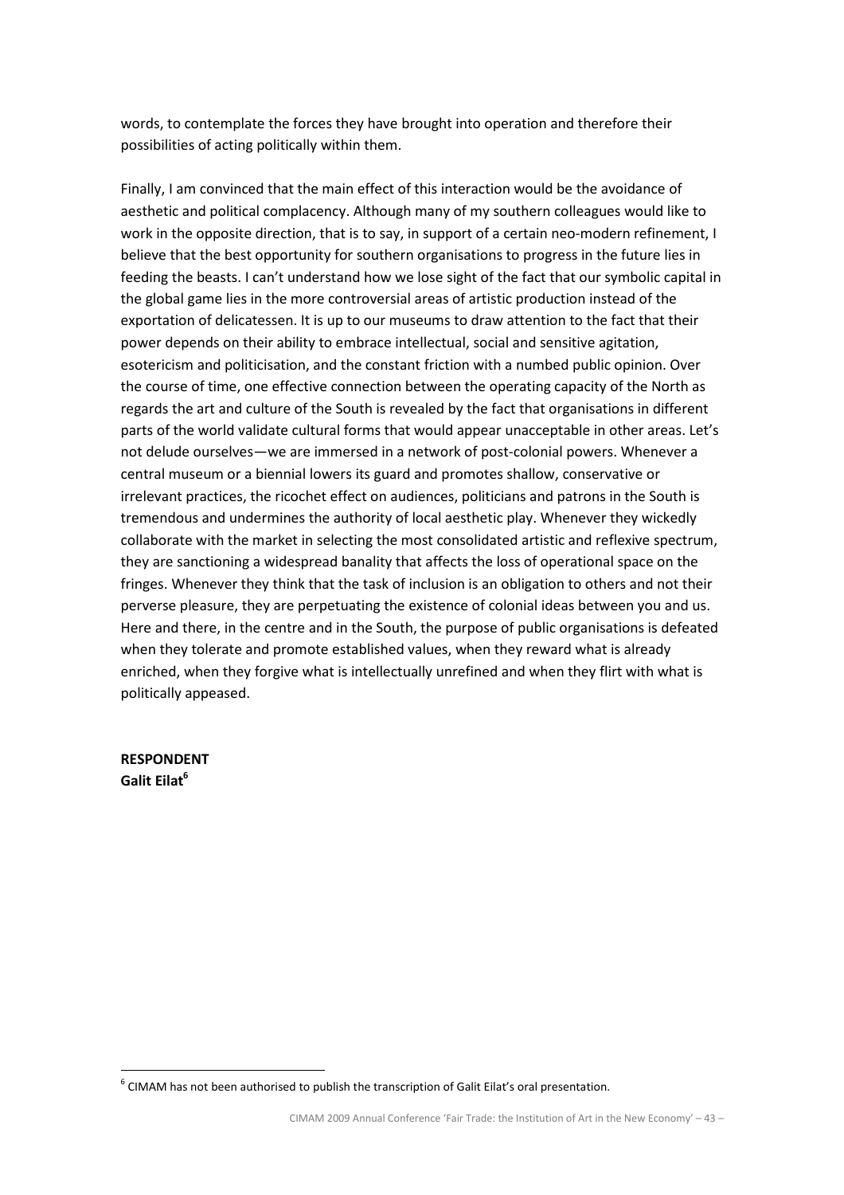words, to contemplate the forces they have brought into operation and therefore their possibilities of acting politically within them.

Finally, I am convinced that the main effect of this interaction would be the avoidance of aesthetic and political complacency. Although many of my southern colleagues would like to work in the opposite direction, that is to say, in support of a certain neo-modern refinement, I believe that the best opportunity for southern organisations to progress in the future lies in feeding the beasts. I can't understand how we lose sight of the fact that our symbolic capital in the global game lies in the more controversial areas of artistic production instead of the exportation of delicatessen. It is up to our museums to draw attention to the fact that their power depends on their ability to embrace intellectual, social and sensitive agitation, esotericism and politicisation, and the constant friction with a numbed public opinion. Over the course of time, one effective connection between the operating capacity of the North as regards the art and culture of the South is revealed by the fact that organisations in different parts of the world validate cultural forms that would appear unacceptable in other areas. Let's not delude ourselves—we are immersed in a network of post-colonial powers. Whenever a central museum or a biennial lowers its guard and promotes shallow, conservative or irrelevant practices, the ricochet effect on audiences, politicians and patrons in the South is tremendous and undermines the authority of local aesthetic play. Whenever they wickedly collaborate with the market in selecting the most consolidated artistic and reflexive spectrum, they are sanctioning a widespread banality that affects the loss of operational space on the fringes. Whenever they think that the task of inclusion is an obligation to others and not their perverse pleasure, they are perpetuating the existence of colonial ideas between you and us. Here and there, in the centre and in the South, the purpose of public organisations is defeated when they tolerate and promote established values, when they reward what is already enriched, when they forgive what is intellectually unrefined and when they flirt with what is politically appeased.

**RESPONDENT**
**Galit Eilat[6]**

[6] CIMAM has not been authorised to publish the transcription of Galit Eilat's oral presentation.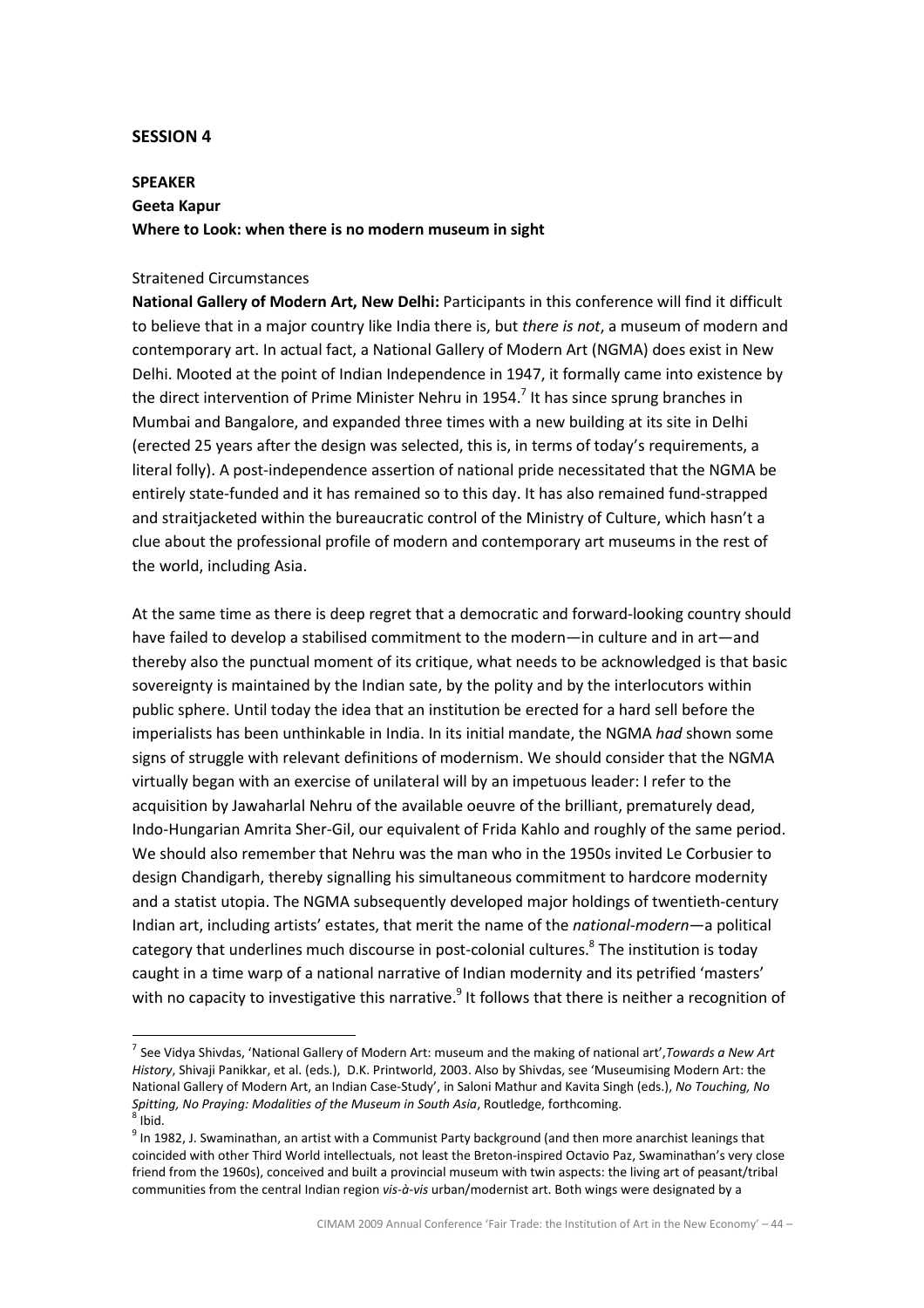**SESSION 4**

**SPEAKER**
**Geeta Kapur**
**Where to Look: when there is no modern museum in sight**

Straitened Circumstances

**National Gallery of Modern Art, New Delhi:** Participants in this conference will find it difficult to believe that in a major country like India there is, but *there is not*, a museum of modern and contemporary art. In actual fact, a National Gallery of Modern Art (NGMA) does exist in New Delhi. Mooted at the point of Indian Independence in 1947, it formally came into existence by the direct intervention of Prime Minister Nehru in 1954.[7] It has since sprung branches in Mumbai and Bangalore, and expanded three times with a new building at its site in Delhi (erected 25 years after the design was selected, this is, in terms of today's requirements, a literal folly). A post-independence assertion of national pride necessitated that the NGMA be entirely state-funded and it has remained so to this day. It has also remained fund-strapped and straitjacketed within the bureaucratic control of the Ministry of Culture, which hasn't a clue about the professional profile of modern and contemporary art museums in the rest of the world, including Asia.

At the same time as there is deep regret that a democratic and forward-looking country should have failed to develop a stabilised commitment to the modern—in culture and in art—and thereby also the punctual moment of its critique, what needs to be acknowledged is that basic sovereignty is maintained by the Indian sate, by the polity and by the interlocutors within public sphere. Until today the idea that an institution be erected for a hard sell before the imperialists has been unthinkable in India. In its initial mandate, the NGMA *had* shown some signs of struggle with relevant definitions of modernism. We should consider that the NGMA virtually began with an exercise of unilateral will by an impetuous leader: I refer to the acquisition by Jawaharlal Nehru of the available oeuvre of the brilliant, prematurely dead, Indo-Hungarian Amrita Sher-Gil, our equivalent of Frida Kahlo and roughly of the same period. We should also remember that Nehru was the man who in the 1950s invited Le Corbusier to design Chandigarh, thereby signalling his simultaneous commitment to hardcore modernity and a statist utopia. The NGMA subsequently developed major holdings of twentieth-century Indian art, including artists' estates, that merit the name of the *national-modern*—a political category that underlines much discourse in post-colonial cultures.[8] The institution is today caught in a time warp of a national narrative of Indian modernity and its petrified 'masters' with no capacity to investigative this narrative.[9] It follows that there is neither a recognition of

---

[7] See Vidya Shivdas, 'National Gallery of Modern Art: museum and the making of national art',*Towards a New Art History*, Shivaji Panikkar, et al. (eds.), D.K. Printworld, 2003. Also by Shivdas, see 'Museumising Modern Art: the National Gallery of Modern Art, an Indian Case-Study', in Saloni Mathur and Kavita Singh (eds.), *No Touching, No Spitting, No Praying: Modalities of the Museum in South Asia*, Routledge, forthcoming.

[8] Ibid.

[9] In 1982, J. Swaminathan, an artist with a Communist Party background (and then more anarchist leanings that coincided with other Third World intellectuals, not least the Breton-inspired Octavio Paz, Swaminathan's very close friend from the 1960s), conceived and built a provincial museum with twin aspects: the living art of peasant/tribal communities from the central Indian region *vis-à-vis* urban/modernist art. Both wings were designated by a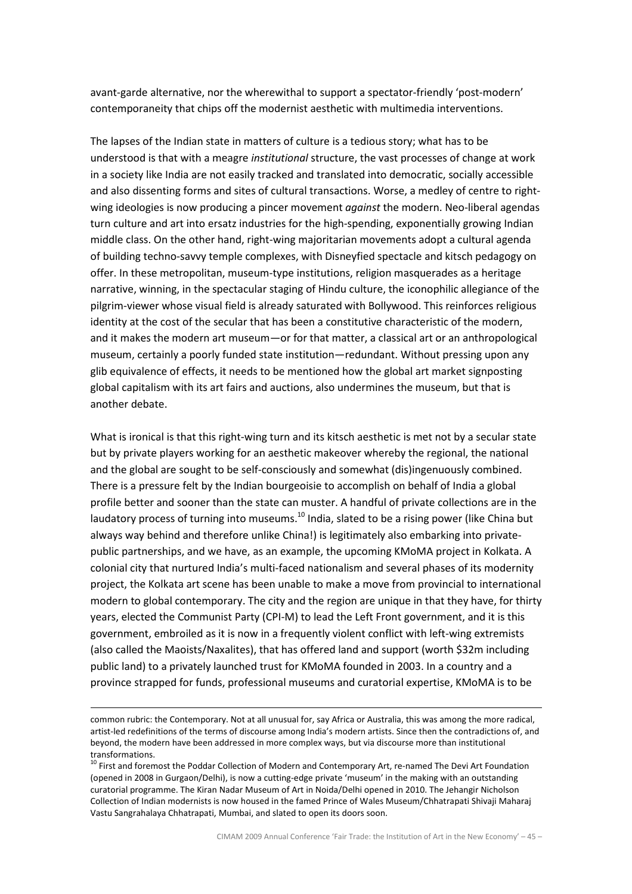avant-garde alternative, nor the wherewithal to support a spectator-friendly 'post-modern' contemporaneity that chips off the modernist aesthetic with multimedia interventions.

The lapses of the Indian state in matters of culture is a tedious story; what has to be understood is that with a meagre *institutional* structure, the vast processes of change at work in a society like India are not easily tracked and translated into democratic, socially accessible and also dissenting forms and sites of cultural transactions. Worse, a medley of centre to right-wing ideologies is now producing a pincer movement *against* the modern. Neo-liberal agendas turn culture and art into ersatz industries for the high-spending, exponentially growing Indian middle class. On the other hand, right-wing majoritarian movements adopt a cultural agenda of building techno-savvy temple complexes, with Disneyfied spectacle and kitsch pedagogy on offer. In these metropolitan, museum-type institutions, religion masquerades as a heritage narrative, winning, in the spectacular staging of Hindu culture, the iconophilic allegiance of the pilgrim-viewer whose visual field is already saturated with Bollywood. This reinforces religious identity at the cost of the secular that has been a constitutive characteristic of the modern, and it makes the modern art museum—or for that matter, a classical art or an anthropological museum, certainly a poorly funded state institution—redundant. Without pressing upon any glib equivalence of effects, it needs to be mentioned how the global art market signposting global capitalism with its art fairs and auctions, also undermines the museum, but that is another debate.

What is ironical is that this right-wing turn and its kitsch aesthetic is met not by a secular state but by private players working for an aesthetic makeover whereby the regional, the national and the global are sought to be self-consciously and somewhat (dis)ingenuously combined. There is a pressure felt by the Indian bourgeoisie to accomplish on behalf of India a global profile better and sooner than the state can muster. A handful of private collections are in the laudatory process of turning into museums.[10] India, slated to be a rising power (like China but always way behind and therefore unlike China!) is legitimately also embarking into private-public partnerships, and we have, as an example, the upcoming KMoMA project in Kolkata. A colonial city that nurtured India's multi-faced nationalism and several phases of its modernity project, the Kolkata art scene has been unable to make a move from provincial to international modern to global contemporary. The city and the region are unique in that they have, for thirty years, elected the Communist Party (CPI-M) to lead the Left Front government, and it is this government, embroiled as it is now in a frequently violent conflict with left-wing extremists (also called the Maoists/Naxalites), that has offered land and support (worth \$32m including public land) to a privately launched trust for KMoMA founded in 2003. In a country and a province strapped for funds, professional museums and curatorial expertise, KMoMA is to be

---

common rubric: the Contemporary. Not at all unusual for, say Africa or Australia, this was among the more radical, artist-led redefinitions of the terms of discourse among India's modern artists. Since then the contradictions of, and beyond, the modern have been addressed in more complex ways, but via discourse more than institutional transformations.

[10] First and foremost the Poddar Collection of Modern and Contemporary Art, re-named The Devi Art Foundation (opened in 2008 in Gurgaon/Delhi), is now a cutting-edge private 'museum' in the making with an outstanding curatorial programme. The Kiran Nadar Museum of Art in Noida/Delhi opened in 2010. The Jehangir Nicholson Collection of Indian modernists is now housed in the famed Prince of Wales Museum/Chhatrapati Shivaji Maharaj Vastu Sangrahalaya Chhatrapati, Mumbai, and slated to open its doors soon.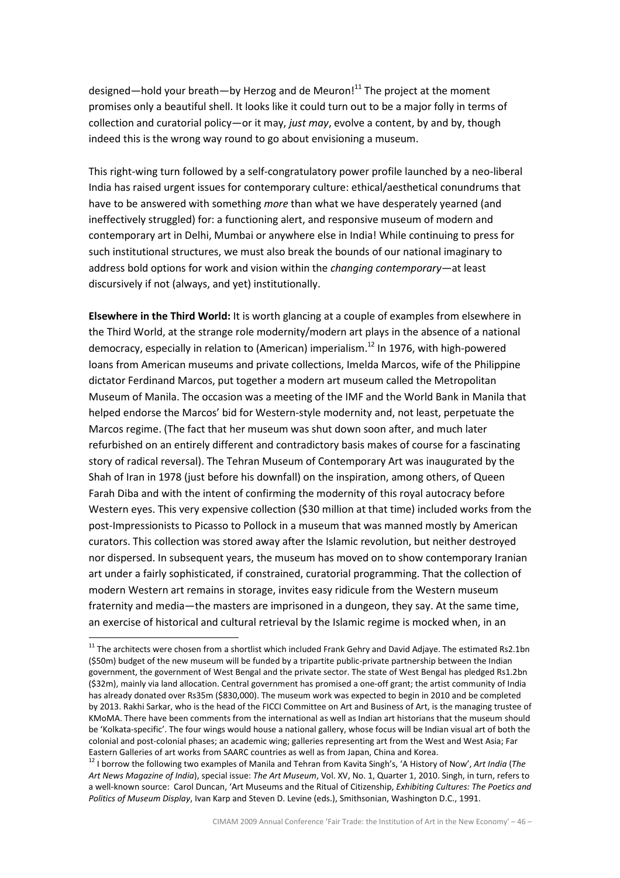designed—hold your breath—by Herzog and de Meuron![11] The project at the moment promises only a beautiful shell. It looks like it could turn out to be a major folly in terms of collection and curatorial policy—or it may, *just may*, evolve a content, by and by, though indeed this is the wrong way round to go about envisioning a museum.

This right-wing turn followed by a self-congratulatory power profile launched by a neo-liberal India has raised urgent issues for contemporary culture: ethical/aesthetical conundrums that have to be answered with something *more* than what we have desperately yearned (and ineffectively struggled) for: a functioning alert, and responsive museum of modern and contemporary art in Delhi, Mumbai or anywhere else in India! While continuing to press for such institutional structures, we must also break the bounds of our national imaginary to address bold options for work and vision within the *changing contemporary*—at least discursively if not (always, and yet) institutionally.

**Elsewhere in the Third World:** It is worth glancing at a couple of examples from elsewhere in the Third World, at the strange role modernity/modern art plays in the absence of a national democracy, especially in relation to (American) imperialism.[12] In 1976, with high-powered loans from American museums and private collections, Imelda Marcos, wife of the Philippine dictator Ferdinand Marcos, put together a modern art museum called the Metropolitan Museum of Manila. The occasion was a meeting of the IMF and the World Bank in Manila that helped endorse the Marcos' bid for Western-style modernity and, not least, perpetuate the Marcos regime. (The fact that her museum was shut down soon after, and much later refurbished on an entirely different and contradictory basis makes of course for a fascinating story of radical reversal). The Tehran Museum of Contemporary Art was inaugurated by the Shah of Iran in 1978 (just before his downfall) on the inspiration, among others, of Queen Farah Diba and with the intent of confirming the modernity of this royal autocracy before Western eyes. This very expensive collection ($30 million at that time) included works from the post-Impressionists to Picasso to Pollock in a museum that was manned mostly by American curators. This collection was stored away after the Islamic revolution, but neither destroyed nor dispersed. In subsequent years, the museum has moved on to show contemporary Iranian art under a fairly sophisticated, if constrained, curatorial programming. That the collection of modern Western art remains in storage, invites easy ridicule from the Western museum fraternity and media—the masters are imprisoned in a dungeon, they say. At the same time, an exercise of historical and cultural retrieval by the Islamic regime is mocked when, in an

---

[11] The architects were chosen from a shortlist which included Frank Gehry and David Adjaye. The estimated Rs2.1bn ($50m) budget of the new museum will be funded by a tripartite public-private partnership between the Indian government, the government of West Bengal and the private sector. The state of West Bengal has pledged Rs1.2bn ($32m), mainly via land allocation. Central government has promised a one-off grant; the artist community of India has already donated over Rs35m ($830,000). The museum work was expected to begin in 2010 and be completed by 2013. Rakhi Sarkar, who is the head of the FICCI Committee on Art and Business of Art, is the managing trustee of KMoMA. There have been comments from the international as well as Indian art historians that the museum should be 'Kolkata-specific'. The four wings would house a national gallery, whose focus will be Indian visual art of both the colonial and post-colonial phases; an academic wing; galleries representing art from the West and West Asia; Far Eastern Galleries of art works from SAARC countries as well as from Japan, China and Korea.

[12] I borrow the following two examples of Manila and Tehran from Kavita Singh's, 'A History of Now', *Art India* (*The Art News Magazine of India*), special issue: *The Art Museum*, Vol. XV, No. 1, Quarter 1, 2010. Singh, in turn, refers to a well-known source: Carol Duncan, 'Art Museums and the Ritual of Citizenship, *Exhibiting Cultures: The Poetics and Politics of Museum Display*, Ivan Karp and Steven D. Levine (eds.), Smithsonian, Washington D.C., 1991.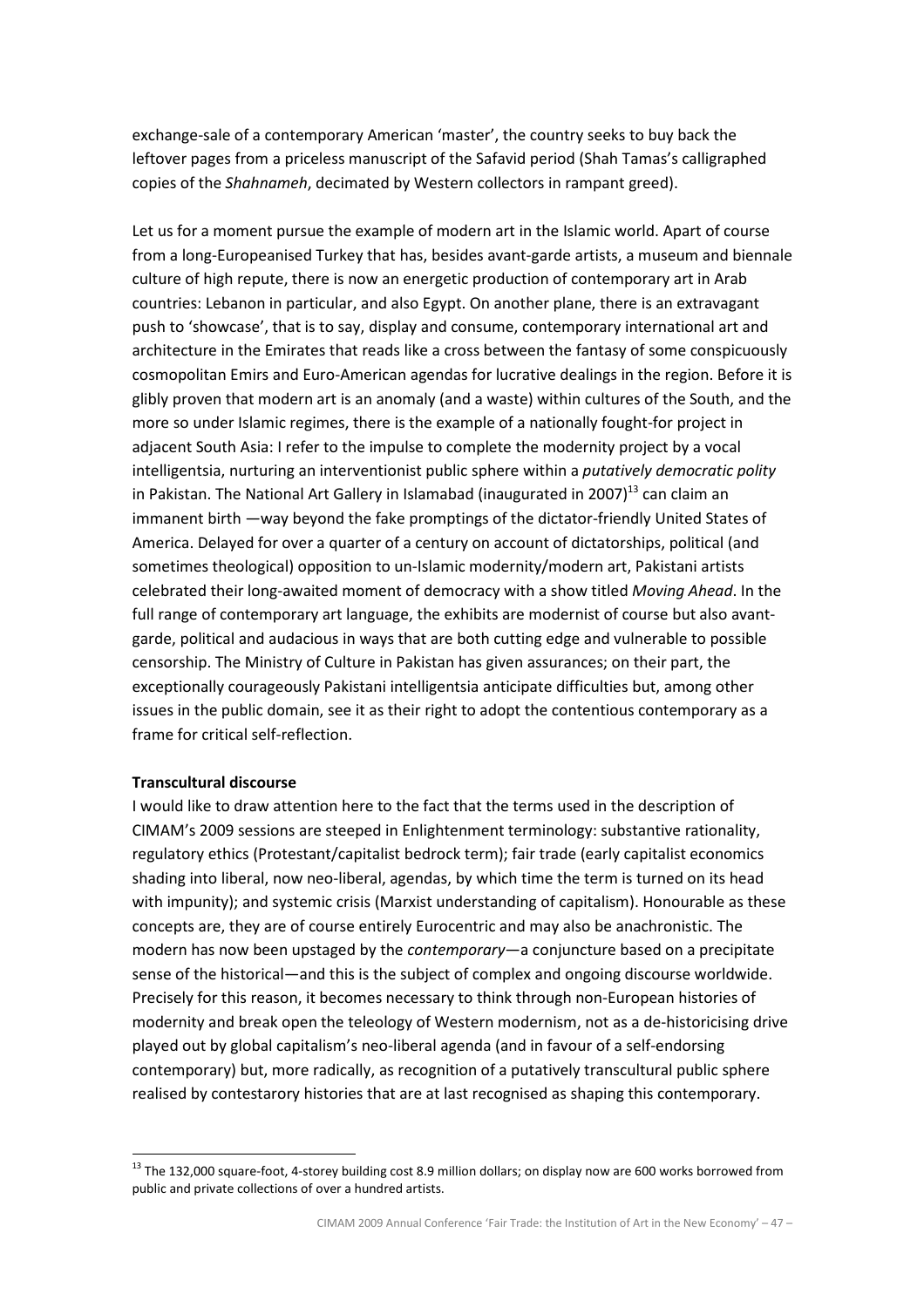exchange-sale of a contemporary American 'master', the country seeks to buy back the leftover pages from a priceless manuscript of the Safavid period (Shah Tamas's calligraphed copies of the *Shahnameh*, decimated by Western collectors in rampant greed).

Let us for a moment pursue the example of modern art in the Islamic world. Apart of course from a long-Europeanised Turkey that has, besides avant-garde artists, a museum and biennale culture of high repute, there is now an energetic production of contemporary art in Arab countries: Lebanon in particular, and also Egypt. On another plane, there is an extravagant push to 'showcase', that is to say, display and consume, contemporary international art and architecture in the Emirates that reads like a cross between the fantasy of some conspicuously cosmopolitan Emirs and Euro-American agendas for lucrative dealings in the region. Before it is glibly proven that modern art is an anomaly (and a waste) within cultures of the South, and the more so under Islamic regimes, there is the example of a nationally fought-for project in adjacent South Asia: I refer to the impulse to complete the modernity project by a vocal intelligentsia, nurturing an interventionist public sphere within a *putatively democratic polity* in Pakistan. The National Art Gallery in Islamabad (inaugurated in 2007)[13] can claim an immanent birth —way beyond the fake promptings of the dictator-friendly United States of America. Delayed for over a quarter of a century on account of dictatorships, political (and sometimes theological) opposition to un-Islamic modernity/modern art, Pakistani artists celebrated their long-awaited moment of democracy with a show titled *Moving Ahead*. In the full range of contemporary art language, the exhibits are modernist of course but also avant-garde, political and audacious in ways that are both cutting edge and vulnerable to possible censorship. The Ministry of Culture in Pakistan has given assurances; on their part, the exceptionally courageously Pakistani intelligentsia anticipate difficulties but, among other issues in the public domain, see it as their right to adopt the contentious contemporary as a frame for critical self-reflection.

**Transcultural discourse**

I would like to draw attention here to the fact that the terms used in the description of CIMAM's 2009 sessions are steeped in Enlightenment terminology: substantive rationality, regulatory ethics (Protestant/capitalist bedrock term); fair trade (early capitalist economics shading into liberal, now neo-liberal, agendas, by which time the term is turned on its head with impunity); and systemic crisis (Marxist understanding of capitalism). Honourable as these concepts are, they are of course entirely Eurocentric and may also be anachronistic. The modern has now been upstaged by the *contemporary*—a conjuncture based on a precipitate sense of the historical—and this is the subject of complex and ongoing discourse worldwide. Precisely for this reason, it becomes necessary to think through non-European histories of modernity and break open the teleology of Western modernism, not as a de-historicising drive played out by global capitalism's neo-liberal agenda (and in favour of a self-endorsing contemporary) but, more radically, as recognition of a putatively transcultural public sphere realised by contestarory histories that are at last recognised as shaping this contemporary.

[13] The 132,000 square-foot, 4-storey building cost 8.9 million dollars; on display now are 600 works borrowed from public and private collections of over a hundred artists.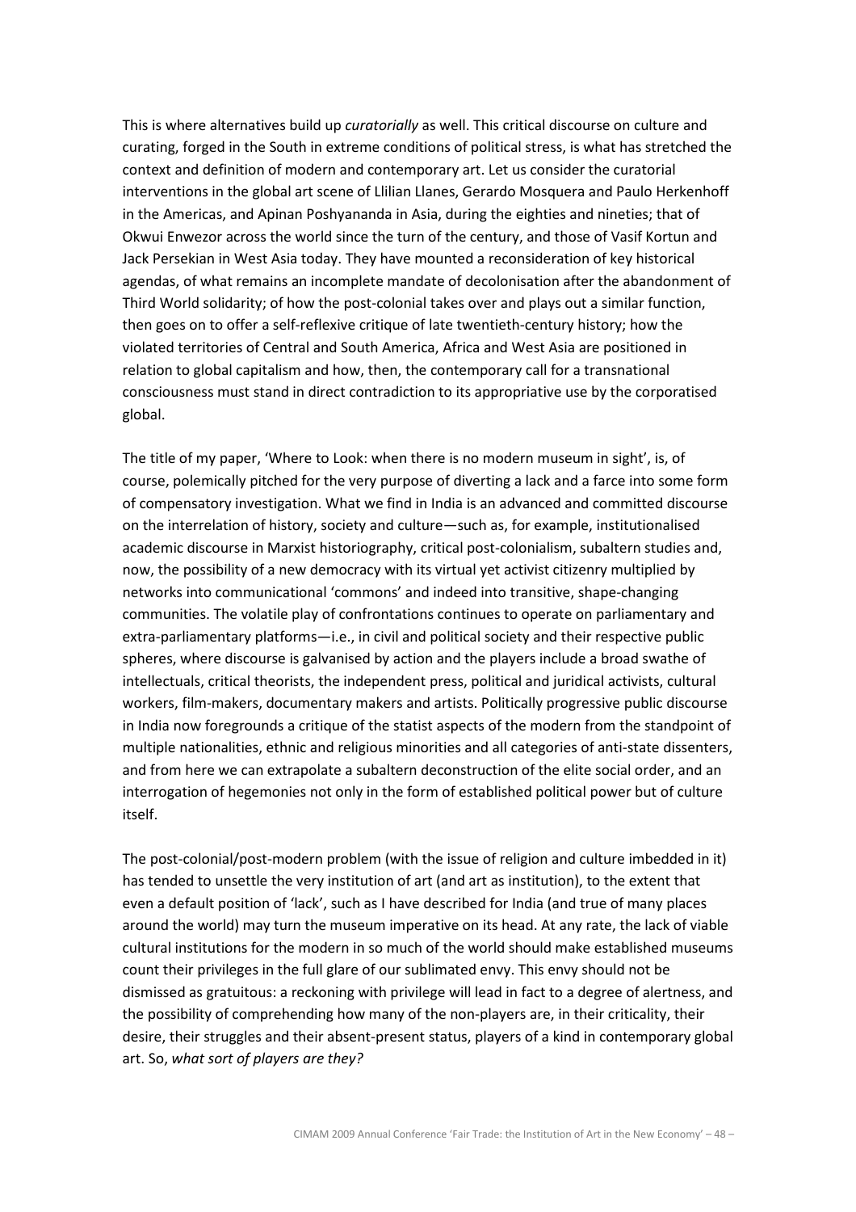This is where alternatives build up *curatorially* as well. This critical discourse on culture and curating, forged in the South in extreme conditions of political stress, is what has stretched the context and definition of modern and contemporary art. Let us consider the curatorial interventions in the global art scene of Llilian Llanes, Gerardo Mosquera and Paulo Herkenhoff in the Americas, and Apinan Poshyananda in Asia, during the eighties and nineties; that of Okwui Enwezor across the world since the turn of the century, and those of Vasif Kortun and Jack Persekian in West Asia today. They have mounted a reconsideration of key historical agendas, of what remains an incomplete mandate of decolonisation after the abandonment of Third World solidarity; of how the post-colonial takes over and plays out a similar function, then goes on to offer a self-reflexive critique of late twentieth-century history; how the violated territories of Central and South America, Africa and West Asia are positioned in relation to global capitalism and how, then, the contemporary call for a transnational consciousness must stand in direct contradiction to its appropriative use by the corporatised global.

The title of my paper, 'Where to Look: when there is no modern museum in sight', is, of course, polemically pitched for the very purpose of diverting a lack and a farce into some form of compensatory investigation. What we find in India is an advanced and committed discourse on the interrelation of history, society and culture—such as, for example, institutionalised academic discourse in Marxist historiography, critical post-colonialism, subaltern studies and, now, the possibility of a new democracy with its virtual yet activist citizenry multiplied by networks into communicational 'commons' and indeed into transitive, shape-changing communities. The volatile play of confrontations continues to operate on parliamentary and extra-parliamentary platforms—i.e., in civil and political society and their respective public spheres, where discourse is galvanised by action and the players include a broad swathe of intellectuals, critical theorists, the independent press, political and juridical activists, cultural workers, film-makers, documentary makers and artists. Politically progressive public discourse in India now foregrounds a critique of the statist aspects of the modern from the standpoint of multiple nationalities, ethnic and religious minorities and all categories of anti-state dissenters, and from here we can extrapolate a subaltern deconstruction of the elite social order, and an interrogation of hegemonies not only in the form of established political power but of culture itself.

The post-colonial/post-modern problem (with the issue of religion and culture imbedded in it) has tended to unsettle the very institution of art (and art as institution), to the extent that even a default position of 'lack', such as I have described for India (and true of many places around the world) may turn the museum imperative on its head. At any rate, the lack of viable cultural institutions for the modern in so much of the world should make established museums count their privileges in the full glare of our sublimated envy. This envy should not be dismissed as gratuitous: a reckoning with privilege will lead in fact to a degree of alertness, and the possibility of comprehending how many of the non-players are, in their criticality, their desire, their struggles and their absent-present status, players of a kind in contemporary global art. So, *what sort of players are they?*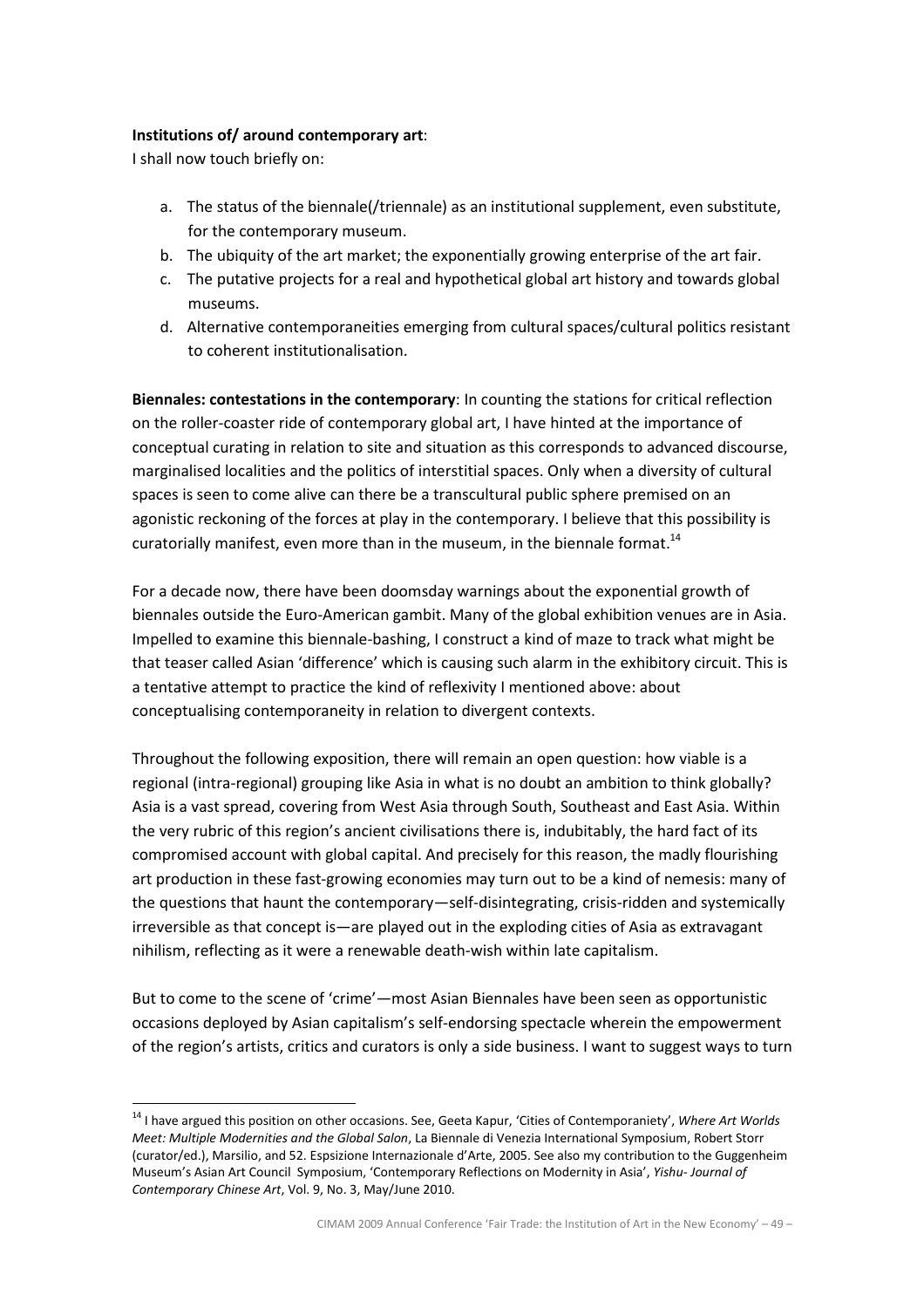**Institutions of/ around contemporary art**:
I shall now touch briefly on:

a. The status of the biennale(/triennale) as an institutional supplement, even substitute, for the contemporary museum.
b. The ubiquity of the art market; the exponentially growing enterprise of the art fair.
c. The putative projects for a real and hypothetical global art history and towards global museums.
d. Alternative contemporaneities emerging from cultural spaces/cultural politics resistant to coherent institutionalisation.

**Biennales: contestations in the contemporary**: In counting the stations for critical reflection on the roller-coaster ride of contemporary global art, I have hinted at the importance of conceptual curating in relation to site and situation as this corresponds to advanced discourse, marginalised localities and the politics of interstitial spaces. Only when a diversity of cultural spaces is seen to come alive can there be a transcultural public sphere premised on an agonistic reckoning of the forces at play in the contemporary. I believe that this possibility is curatorially manifest, even more than in the museum, in the biennale format.[14]

For a decade now, there have been doomsday warnings about the exponential growth of biennales outside the Euro-American gambit. Many of the global exhibition venues are in Asia. Impelled to examine this biennale-bashing, I construct a kind of maze to track what might be that teaser called Asian 'difference' which is causing such alarm in the exhibitory circuit. This is a tentative attempt to practice the kind of reflexivity I mentioned above: about conceptualising contemporaneity in relation to divergent contexts.

Throughout the following exposition, there will remain an open question: how viable is a regional (intra-regional) grouping like Asia in what is no doubt an ambition to think globally? Asia is a vast spread, covering from West Asia through South, Southeast and East Asia. Within the very rubric of this region's ancient civilisations there is, indubitably, the hard fact of its compromised account with global capital. And precisely for this reason, the madly flourishing art production in these fast-growing economies may turn out to be a kind of nemesis: many of the questions that haunt the contemporary—self-disintegrating, crisis-ridden and systemically irreversible as that concept is—are played out in the exploding cities of Asia as extravagant nihilism, reflecting as it were a renewable death-wish within late capitalism.

But to come to the scene of 'crime'—most Asian Biennales have been seen as opportunistic occasions deployed by Asian capitalism's self-endorsing spectacle wherein the empowerment of the region's artists, critics and curators is only a side business. I want to suggest ways to turn

---

[14] I have argued this position on other occasions. See, Geeta Kapur, 'Cities of Contemporaniety', *Where Art Worlds Meet: Multiple Modernities and the Global Salon*, La Biennale di Venezia International Symposium, Robert Storr (curator/ed.), Marsilio, and 52. Espsizione Internazionale d'Arte, 2005. See also my contribution to the Guggenheim Museum's Asian Art Council Symposium, 'Contemporary Reflections on Modernity in Asia', *Yishu- Journal of Contemporary Chinese Art*, Vol. 9, No. 3, May/June 2010.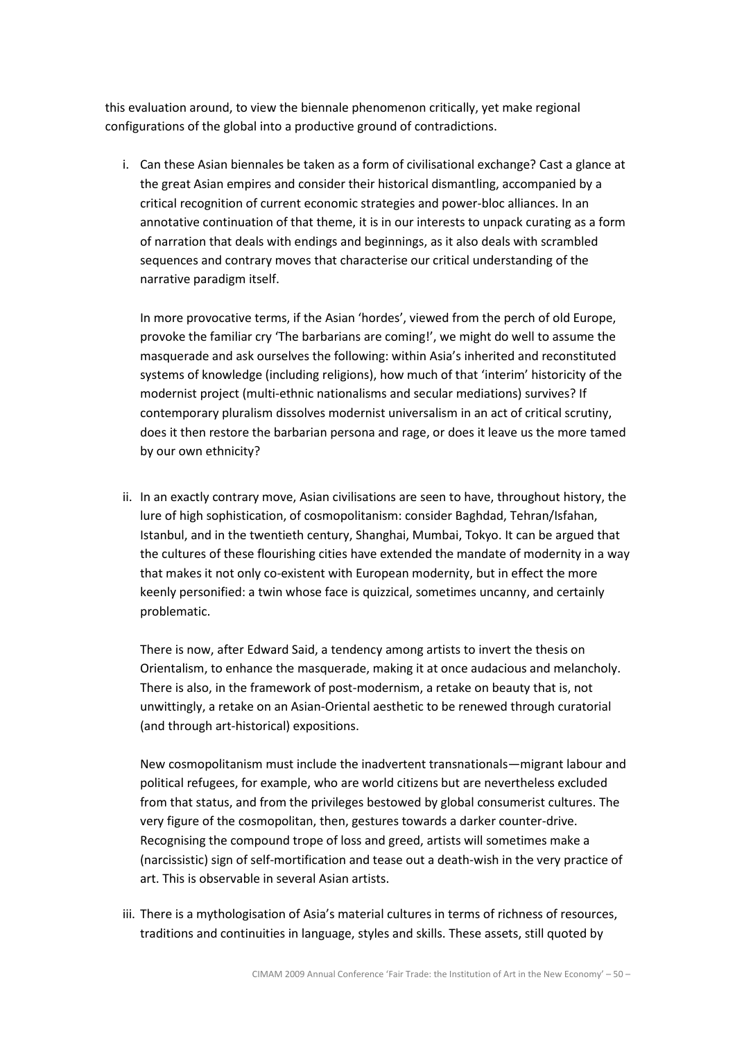this evaluation around, to view the biennale phenomenon critically, yet make regional configurations of the global into a productive ground of contradictions.

i. Can these Asian biennales be taken as a form of civilisational exchange? Cast a glance at the great Asian empires and consider their historical dismantling, accompanied by a critical recognition of current economic strategies and power-bloc alliances. In an annotative continuation of that theme, it is in our interests to unpack curating as a form of narration that deals with endings and beginnings, as it also deals with scrambled sequences and contrary moves that characterise our critical understanding of the narrative paradigm itself.

   In more provocative terms, if the Asian 'hordes', viewed from the perch of old Europe, provoke the familiar cry 'The barbarians are coming!', we might do well to assume the masquerade and ask ourselves the following: within Asia's inherited and reconstituted systems of knowledge (including religions), how much of that 'interim' historicity of the modernist project (multi-ethnic nationalisms and secular mediations) survives? If contemporary pluralism dissolves modernist universalism in an act of critical scrutiny, does it then restore the barbarian persona and rage, or does it leave us the more tamed by our own ethnicity?

ii. In an exactly contrary move, Asian civilisations are seen to have, throughout history, the lure of high sophistication, of cosmopolitanism: consider Baghdad, Tehran/Isfahan, Istanbul, and in the twentieth century, Shanghai, Mumbai, Tokyo. It can be argued that the cultures of these flourishing cities have extended the mandate of modernity in a way that makes it not only co-existent with European modernity, but in effect the more keenly personified: a twin whose face is quizzical, sometimes uncanny, and certainly problematic.

   There is now, after Edward Said, a tendency among artists to invert the thesis on Orientalism, to enhance the masquerade, making it at once audacious and melancholy. There is also, in the framework of post-modernism, a retake on beauty that is, not unwittingly, a retake on an Asian-Oriental aesthetic to be renewed through curatorial (and through art-historical) expositions.

   New cosmopolitanism must include the inadvertent transnationals—migrant labour and political refugees, for example, who are world citizens but are nevertheless excluded from that status, and from the privileges bestowed by global consumerist cultures. The very figure of the cosmopolitan, then, gestures towards a darker counter-drive. Recognising the compound trope of loss and greed, artists will sometimes make a (narcissistic) sign of self-mortification and tease out a death-wish in the very practice of art. This is observable in several Asian artists.

iii. There is a mythologisation of Asia's material cultures in terms of richness of resources, traditions and continuities in language, styles and skills. These assets, still quoted by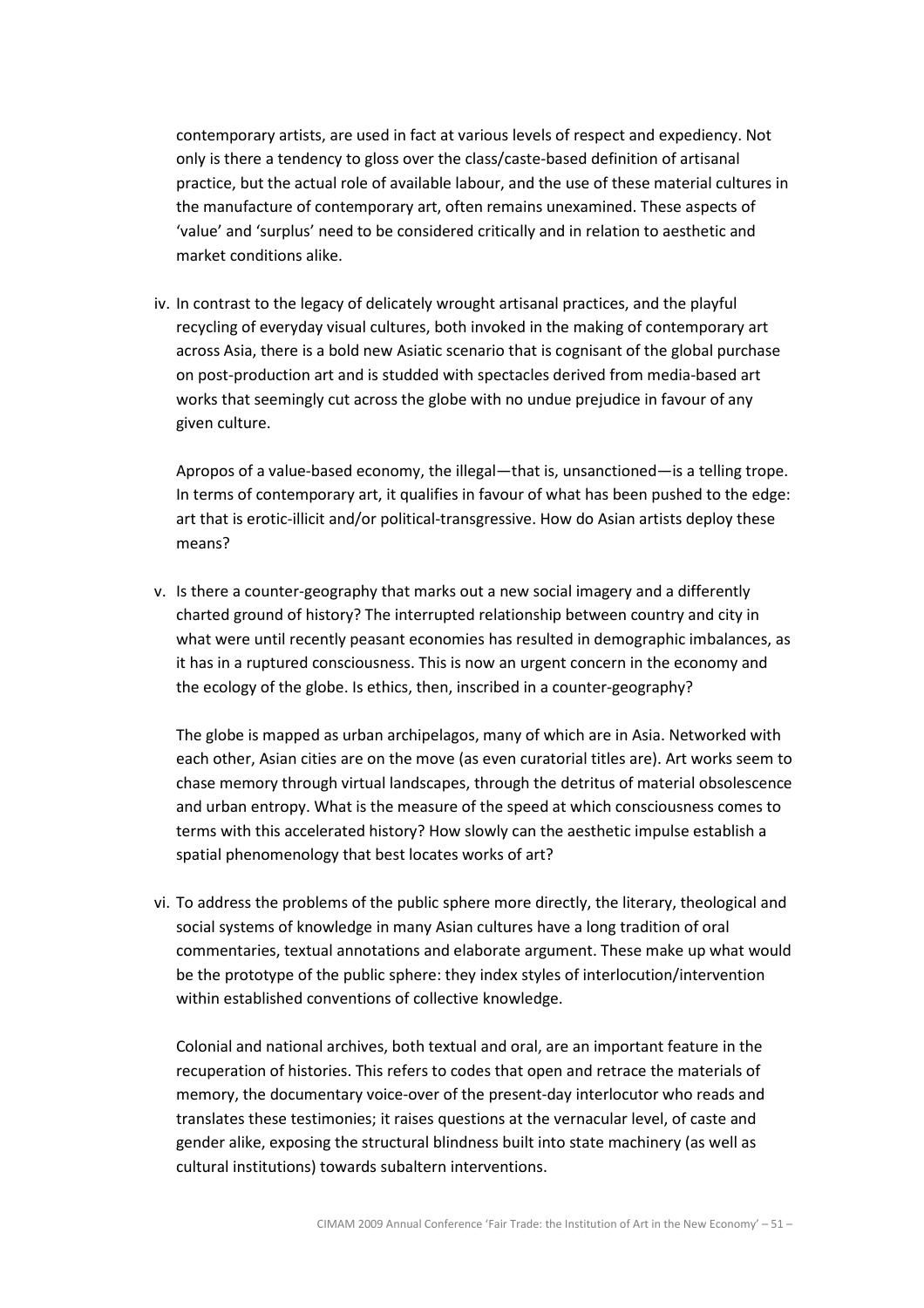contemporary artists, are used in fact at various levels of respect and expediency. Not only is there a tendency to gloss over the class/caste-based definition of artisanal practice, but the actual role of available labour, and the use of these material cultures in the manufacture of contemporary art, often remains unexamined. These aspects of 'value' and 'surplus' need to be considered critically and in relation to aesthetic and market conditions alike.

iv. In contrast to the legacy of delicately wrought artisanal practices, and the playful recycling of everyday visual cultures, both invoked in the making of contemporary art across Asia, there is a bold new Asiatic scenario that is cognisant of the global purchase on post-production art and is studded with spectacles derived from media-based art works that seemingly cut across the globe with no undue prejudice in favour of any given culture.

   Apropos of a value-based economy, the illegal—that is, unsanctioned—is a telling trope. In terms of contemporary art, it qualifies in favour of what has been pushed to the edge: art that is erotic-illicit and/or political-transgressive. How do Asian artists deploy these means?

v. Is there a counter-geography that marks out a new social imagery and a differently charted ground of history? The interrupted relationship between country and city in what were until recently peasant economies has resulted in demographic imbalances, as it has in a ruptured consciousness. This is now an urgent concern in the economy and the ecology of the globe. Is ethics, then, inscribed in a counter-geography?

   The globe is mapped as urban archipelagos, many of which are in Asia. Networked with each other, Asian cities are on the move (as even curatorial titles are). Art works seem to chase memory through virtual landscapes, through the detritus of material obsolescence and urban entropy. What is the measure of the speed at which consciousness comes to terms with this accelerated history? How slowly can the aesthetic impulse establish a spatial phenomenology that best locates works of art?

vi. To address the problems of the public sphere more directly, the literary, theological and social systems of knowledge in many Asian cultures have a long tradition of oral commentaries, textual annotations and elaborate argument. These make up what would be the prototype of the public sphere: they index styles of interlocution/intervention within established conventions of collective knowledge.

   Colonial and national archives, both textual and oral, are an important feature in the recuperation of histories. This refers to codes that open and retrace the materials of memory, the documentary voice-over of the present-day interlocutor who reads and translates these testimonies; it raises questions at the vernacular level, of caste and gender alike, exposing the structural blindness built into state machinery (as well as cultural institutions) towards subaltern interventions.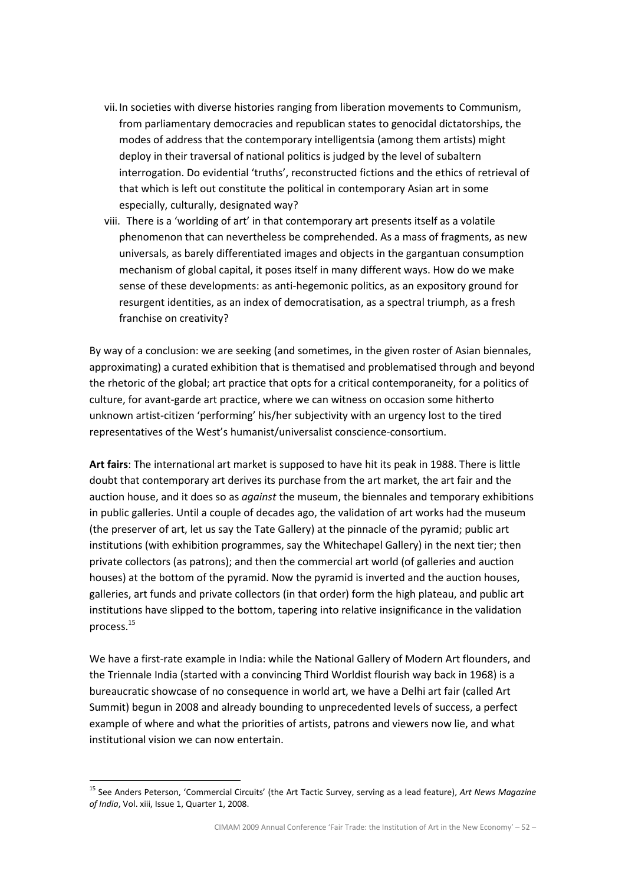vii. In societies with diverse histories ranging from liberation movements to Communism, from parliamentary democracies and republican states to genocidal dictatorships, the modes of address that the contemporary intelligentsia (among them artists) might deploy in their traversal of national politics is judged by the level of subaltern interrogation. Do evidential 'truths', reconstructed fictions and the ethics of retrieval of that which is left out constitute the political in contemporary Asian art in some especially, culturally, designated way?

viii. There is a 'worlding of art' in that contemporary art presents itself as a volatile phenomenon that can nevertheless be comprehended. As a mass of fragments, as new universals, as barely differentiated images and objects in the gargantuan consumption mechanism of global capital, it poses itself in many different ways. How do we make sense of these developments: as anti-hegemonic politics, as an expository ground for resurgent identities, as an index of democratisation, as a spectral triumph, as a fresh franchise on creativity?

By way of a conclusion: we are seeking (and sometimes, in the given roster of Asian biennales, approximating) a curated exhibition that is thematised and problematised through and beyond the rhetoric of the global; art practice that opts for a critical contemporaneity, for a politics of culture, for avant-garde art practice, where we can witness on occasion some hitherto unknown artist-citizen 'performing' his/her subjectivity with an urgency lost to the tired representatives of the West's humanist/universalist conscience-consortium.

**Art fairs**: The international art market is supposed to have hit its peak in 1988. There is little doubt that contemporary art derives its purchase from the art market, the art fair and the auction house, and it does so as *against* the museum, the biennales and temporary exhibitions in public galleries. Until a couple of decades ago, the validation of art works had the museum (the preserver of art, let us say the Tate Gallery) at the pinnacle of the pyramid; public art institutions (with exhibition programmes, say the Whitechapel Gallery) in the next tier; then private collectors (as patrons); and then the commercial art world (of galleries and auction houses) at the bottom of the pyramid. Now the pyramid is inverted and the auction houses, galleries, art funds and private collectors (in that order) form the high plateau, and public art institutions have slipped to the bottom, tapering into relative insignificance in the validation process.[15]

We have a first-rate example in India: while the National Gallery of Modern Art flounders, and the Triennale India (started with a convincing Third Worldist flourish way back in 1968) is a bureaucratic showcase of no consequence in world art, we have a Delhi art fair (called Art Summit) begun in 2008 and already bounding to unprecedented levels of success, a perfect example of where and what the priorities of artists, patrons and viewers now lie, and what institutional vision we can now entertain.

---

[15] See Anders Peterson, 'Commercial Circuits' (the Art Tactic Survey, serving as a lead feature), *Art News Magazine of India*, Vol. xiii, Issue 1, Quarter 1, 2008.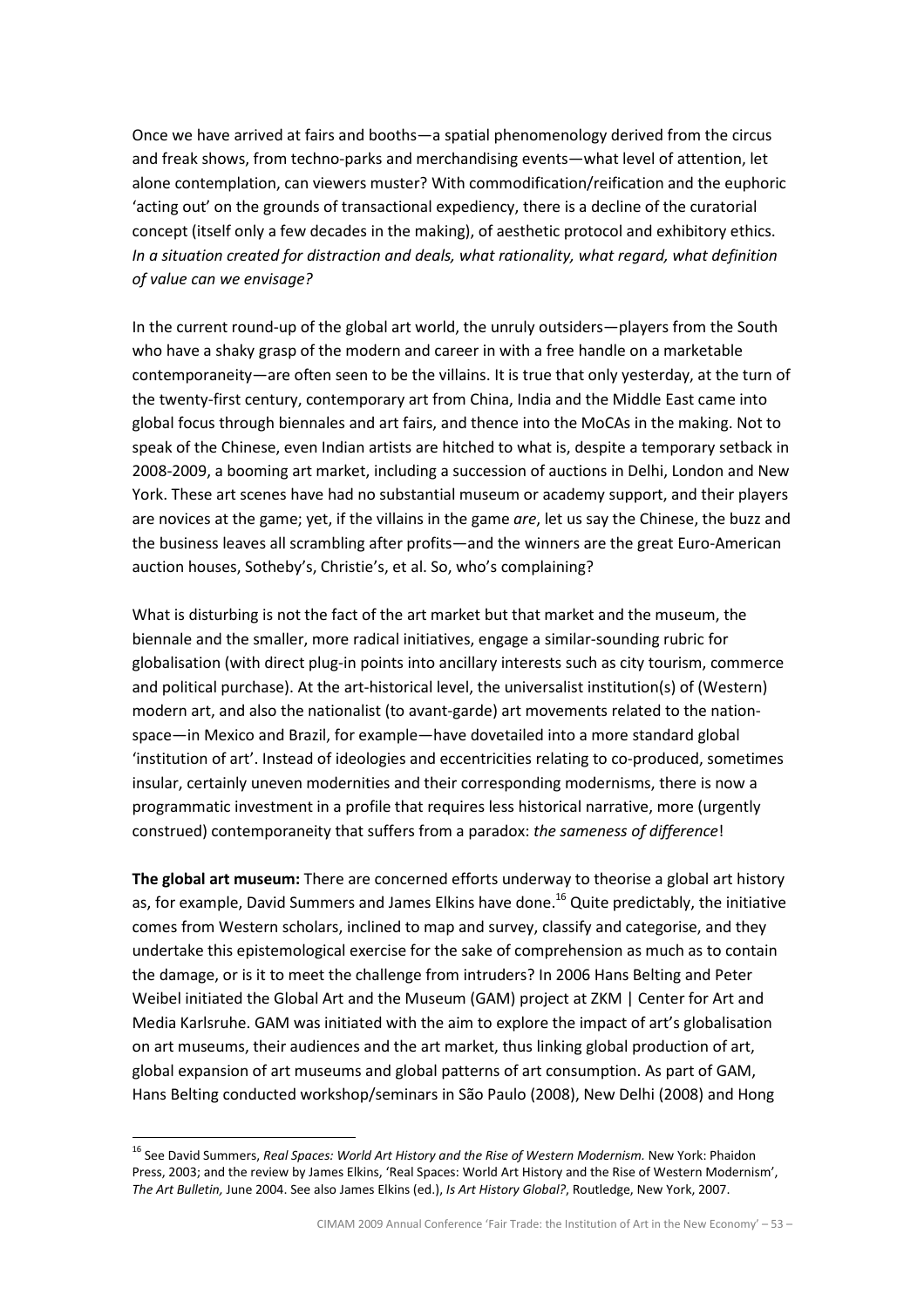Once we have arrived at fairs and booths—a spatial phenomenology derived from the circus and freak shows, from techno-parks and merchandising events—what level of attention, let alone contemplation, can viewers muster? With commodification/reification and the euphoric 'acting out' on the grounds of transactional expediency, there is a decline of the curatorial concept (itself only a few decades in the making), of aesthetic protocol and exhibitory ethics. *In a situation created for distraction and deals, what rationality, what regard, what definition of value can we envisage?*

In the current round-up of the global art world, the unruly outsiders—players from the South who have a shaky grasp of the modern and career in with a free handle on a marketable contemporaneity—are often seen to be the villains. It is true that only yesterday, at the turn of the twenty-first century, contemporary art from China, India and the Middle East came into global focus through biennales and art fairs, and thence into the MoCAs in the making. Not to speak of the Chinese, even Indian artists are hitched to what is, despite a temporary setback in 2008-2009, a booming art market, including a succession of auctions in Delhi, London and New York. These art scenes have had no substantial museum or academy support, and their players are novices at the game; yet, if the villains in the game *are*, let us say the Chinese, the buzz and the business leaves all scrambling after profits—and the winners are the great Euro-American auction houses, Sotheby's, Christie's, et al. So, who's complaining?

What is disturbing is not the fact of the art market but that market and the museum, the biennale and the smaller, more radical initiatives, engage a similar-sounding rubric for globalisation (with direct plug-in points into ancillary interests such as city tourism, commerce and political purchase). At the art-historical level, the universalist institution(s) of (Western) modern art, and also the nationalist (to avant-garde) art movements related to the nation-space—in Mexico and Brazil, for example—have dovetailed into a more standard global 'institution of art'. Instead of ideologies and eccentricities relating to co-produced, sometimes insular, certainly uneven modernities and their corresponding modernisms, there is now a programmatic investment in a profile that requires less historical narrative, more (urgently construed) contemporaneity that suffers from a paradox: *the sameness of difference*!

**The global art museum:** There are concerned efforts underway to theorise a global art history as, for example, David Summers and James Elkins have done.[16] Quite predictably, the initiative comes from Western scholars, inclined to map and survey, classify and categorise, and they undertake this epistemological exercise for the sake of comprehension as much as to contain the damage, or is it to meet the challenge from intruders? In 2006 Hans Belting and Peter Weibel initiated the Global Art and the Museum (GAM) project at ZKM | Center for Art and Media Karlsruhe. GAM was initiated with the aim to explore the impact of art's globalisation on art museums, their audiences and the art market, thus linking global production of art, global expansion of art museums and global patterns of art consumption. As part of GAM, Hans Belting conducted workshop/seminars in São Paulo (2008), New Delhi (2008) and Hong

---

[16] See David Summers, *Real Spaces: World Art History and the Rise of Western Modernism.* New York: Phaidon Press, 2003; and the review by James Elkins, 'Real Spaces: World Art History and the Rise of Western Modernism', *The Art Bulletin,* June 2004. See also James Elkins (ed.), *Is Art History Global?*, Routledge, New York, 2007.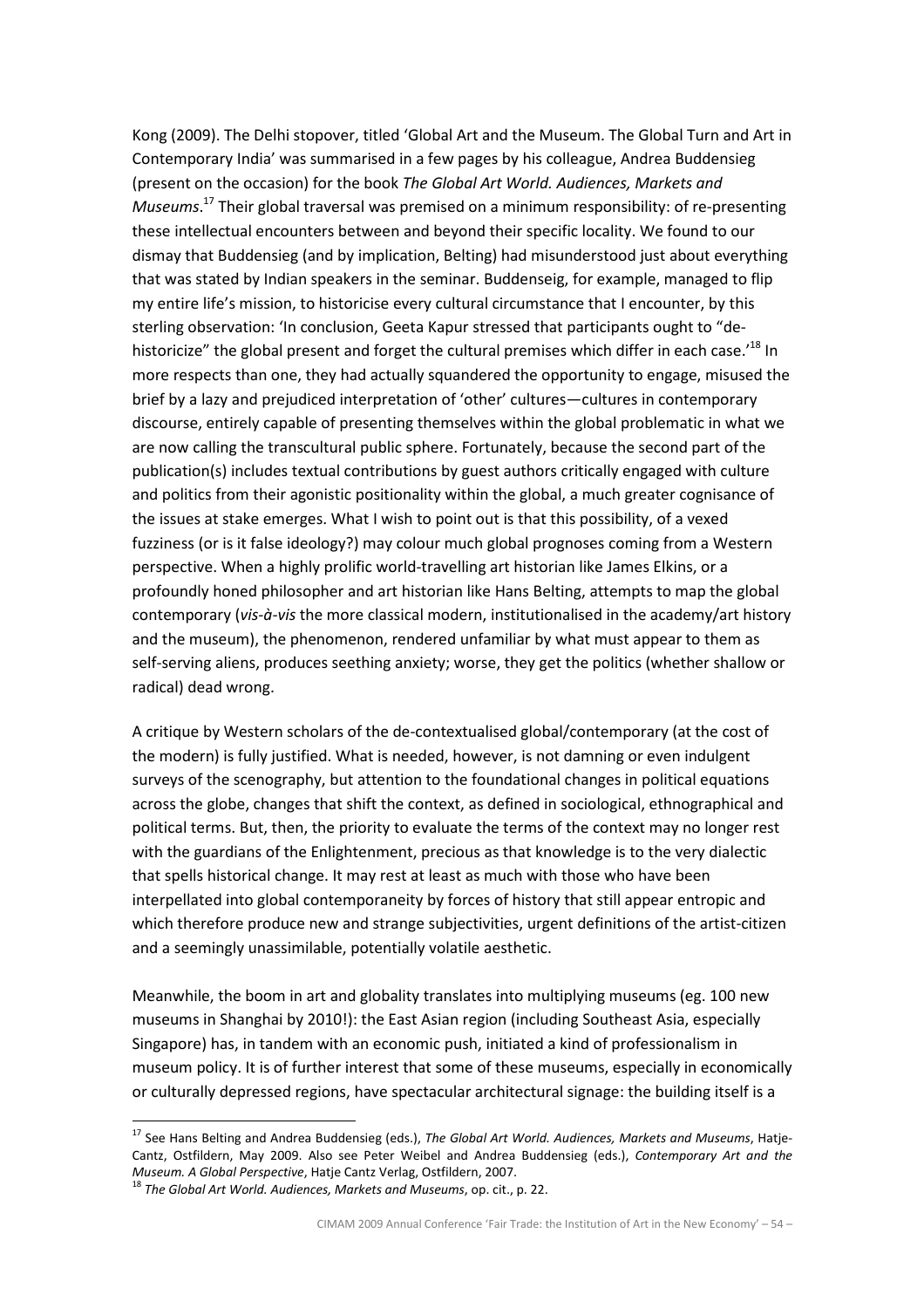Kong (2009). The Delhi stopover, titled 'Global Art and the Museum. The Global Turn and Art in Contemporary India' was summarised in a few pages by his colleague, Andrea Buddensieg (present on the occasion) for the book *The Global Art World. Audiences, Markets and Museums*.[17] Their global traversal was premised on a minimum responsibility: of re-presenting these intellectual encounters between and beyond their specific locality. We found to our dismay that Buddensieg (and by implication, Belting) had misunderstood just about everything that was stated by Indian speakers in the seminar. Buddenseig, for example, managed to flip my entire life's mission, to historicise every cultural circumstance that I encounter, by this sterling observation: 'In conclusion, Geeta Kapur stressed that participants ought to "de-historicize" the global present and forget the cultural premises which differ in each case.'[18] In more respects than one, they had actually squandered the opportunity to engage, misused the brief by a lazy and prejudiced interpretation of 'other' cultures—cultures in contemporary discourse, entirely capable of presenting themselves within the global problematic in what we are now calling the transcultural public sphere. Fortunately, because the second part of the publication(s) includes textual contributions by guest authors critically engaged with culture and politics from their agonistic positionality within the global, a much greater cognisance of the issues at stake emerges. What I wish to point out is that this possibility, of a vexed fuzziness (or is it false ideology?) may colour much global prognoses coming from a Western perspective. When a highly prolific world-travelling art historian like James Elkins, or a profoundly honed philosopher and art historian like Hans Belting, attempts to map the global contemporary (*vis-à-vis* the more classical modern, institutionalised in the academy/art history and the museum), the phenomenon, rendered unfamiliar by what must appear to them as self-serving aliens, produces seething anxiety; worse, they get the politics (whether shallow or radical) dead wrong.

A critique by Western scholars of the de-contextualised global/contemporary (at the cost of the modern) is fully justified. What is needed, however, is not damning or even indulgent surveys of the scenography, but attention to the foundational changes in political equations across the globe, changes that shift the context, as defined in sociological, ethnographical and political terms. But, then, the priority to evaluate the terms of the context may no longer rest with the guardians of the Enlightenment, precious as that knowledge is to the very dialectic that spells historical change. It may rest at least as much with those who have been interpellated into global contemporaneity by forces of history that still appear entropic and which therefore produce new and strange subjectivities, urgent definitions of the artist-citizen and a seemingly unassimilable, potentially volatile aesthetic.

Meanwhile, the boom in art and globality translates into multiplying museums (eg. 100 new museums in Shanghai by 2010!): the East Asian region (including Southeast Asia, especially Singapore) has, in tandem with an economic push, initiated a kind of professionalism in museum policy. It is of further interest that some of these museums, especially in economically or culturally depressed regions, have spectacular architectural signage: the building itself is a

---

[17] See Hans Belting and Andrea Buddensieg (eds.), *The Global Art World. Audiences, Markets and Museums*, Hatje-Cantz, Ostfildern, May 2009. Also see Peter Weibel and Andrea Buddensieg (eds.), *Contemporary Art and the Museum. A Global Perspective*, Hatje Cantz Verlag, Ostfildern, 2007.

[18] *The Global Art World. Audiences, Markets and Museums*, op. cit., p. 22.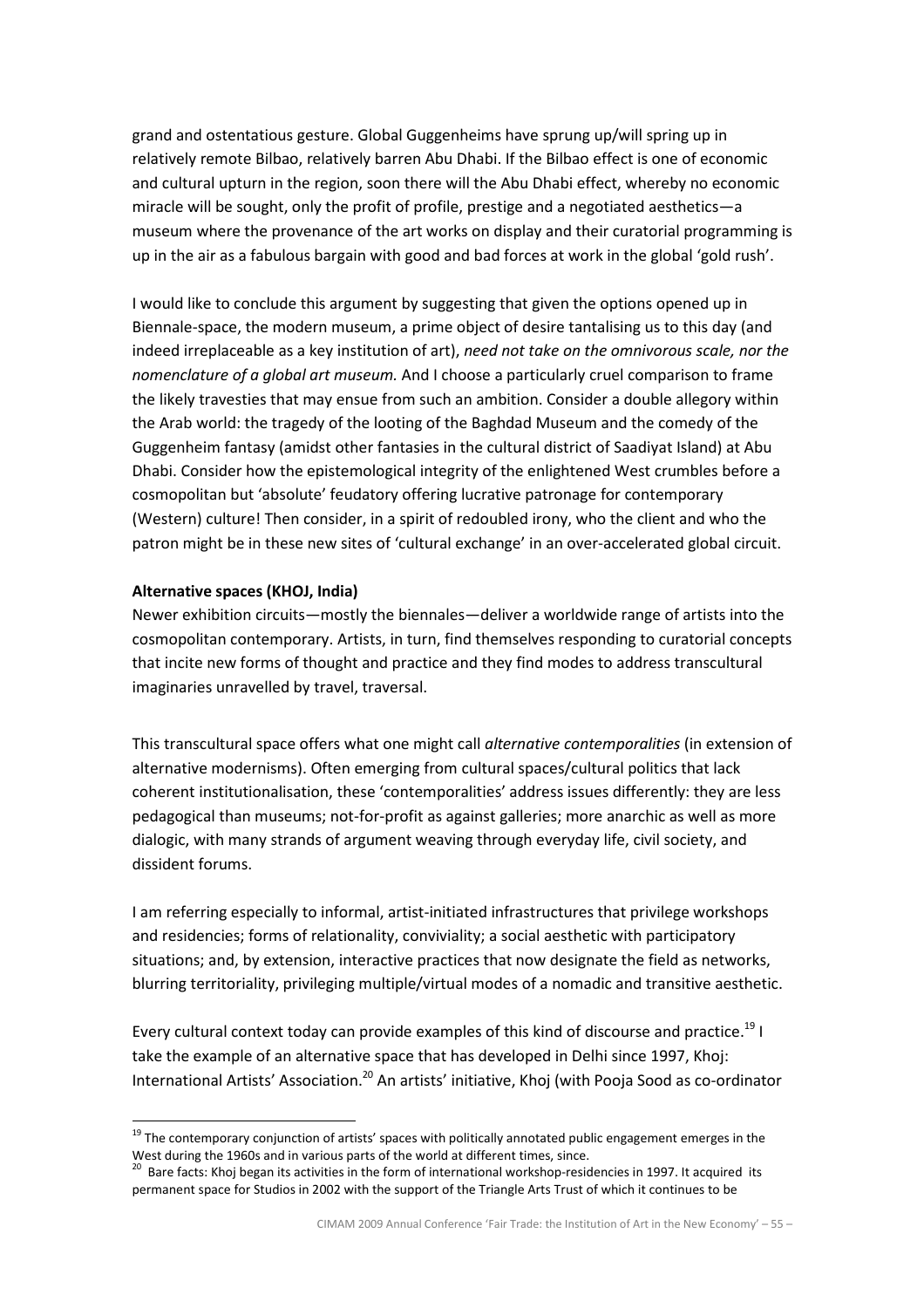grand and ostentatious gesture. Global Guggenheims have sprung up/will spring up in relatively remote Bilbao, relatively barren Abu Dhabi. If the Bilbao effect is one of economic and cultural upturn in the region, soon there will the Abu Dhabi effect, whereby no economic miracle will be sought, only the profit of profile, prestige and a negotiated aesthetics—a museum where the provenance of the art works on display and their curatorial programming is up in the air as a fabulous bargain with good and bad forces at work in the global 'gold rush'.

I would like to conclude this argument by suggesting that given the options opened up in Biennale-space, the modern museum, a prime object of desire tantalising us to this day (and indeed irreplaceable as a key institution of art), *need not take on the omnivorous scale, nor the nomenclature of a global art museum.* And I choose a particularly cruel comparison to frame the likely travesties that may ensue from such an ambition. Consider a double allegory within the Arab world: the tragedy of the looting of the Baghdad Museum and the comedy of the Guggenheim fantasy (amidst other fantasies in the cultural district of Saadiyat Island) at Abu Dhabi. Consider how the epistemological integrity of the enlightened West crumbles before a cosmopolitan but 'absolute' feudatory offering lucrative patronage for contemporary (Western) culture! Then consider, in a spirit of redoubled irony, who the client and who the patron might be in these new sites of 'cultural exchange' in an over-accelerated global circuit.

**Alternative spaces (KHOJ, India)**

Newer exhibition circuits—mostly the biennales—deliver a worldwide range of artists into the cosmopolitan contemporary. Artists, in turn, find themselves responding to curatorial concepts that incite new forms of thought and practice and they find modes to address transcultural imaginaries unravelled by travel, traversal.

This transcultural space offers what one might call *alternative contemporalities* (in extension of alternative modernisms). Often emerging from cultural spaces/cultural politics that lack coherent institutionalisation, these 'contemporalities' address issues differently: they are less pedagogical than museums; not-for-profit as against galleries; more anarchic as well as more dialogic, with many strands of argument weaving through everyday life, civil society, and dissident forums.

I am referring especially to informal, artist-initiated infrastructures that privilege workshops and residencies; forms of relationality, conviviality; a social aesthetic with participatory situations; and, by extension, interactive practices that now designate the field as networks, blurring territoriality, privileging multiple/virtual modes of a nomadic and transitive aesthetic.

Every cultural context today can provide examples of this kind of discourse and practice.[19] I take the example of an alternative space that has developed in Delhi since 1997, Khoj: International Artists' Association.[20] An artists' initiative, Khoj (with Pooja Sood as co-ordinator

[19] The contemporary conjunction of artists' spaces with politically annotated public engagement emerges in the West during the 1960s and in various parts of the world at different times, since.

[20] Bare facts: Khoj began its activities in the form of international workshop-residencies in 1997. It acquired its permanent space for Studios in 2002 with the support of the Triangle Arts Trust of which it continues to be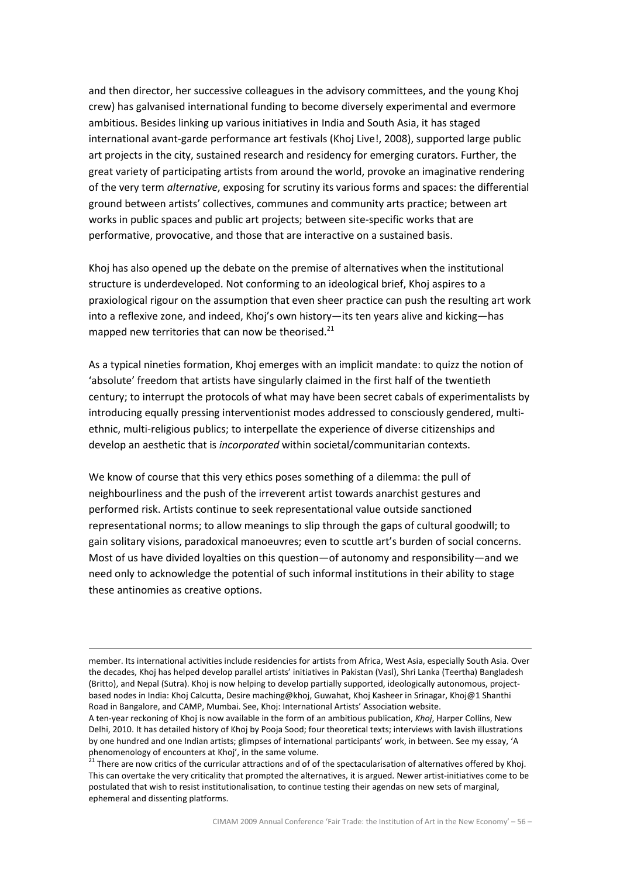and then director, her successive colleagues in the advisory committees, and the young Khoj crew) has galvanised international funding to become diversely experimental and evermore ambitious. Besides linking up various initiatives in India and South Asia, it has staged international avant-garde performance art festivals (Khoj Live!, 2008), supported large public art projects in the city, sustained research and residency for emerging curators. Further, the great variety of participating artists from around the world, provoke an imaginative rendering of the very term *alternative*, exposing for scrutiny its various forms and spaces: the differential ground between artists' collectives, communes and community arts practice; between art works in public spaces and public art projects; between site-specific works that are performative, provocative, and those that are interactive on a sustained basis.

Khoj has also opened up the debate on the premise of alternatives when the institutional structure is underdeveloped. Not conforming to an ideological brief, Khoj aspires to a praxiological rigour on the assumption that even sheer practice can push the resulting art work into a reflexive zone, and indeed, Khoj's own history—its ten years alive and kicking—has mapped new territories that can now be theorised.[21]

As a typical nineties formation, Khoj emerges with an implicit mandate: to quizz the notion of 'absolute' freedom that artists have singularly claimed in the first half of the twentieth century; to interrupt the protocols of what may have been secret cabals of experimentalists by introducing equally pressing interventionist modes addressed to consciously gendered, multi-ethnic, multi-religious publics; to interpellate the experience of diverse citizenships and develop an aesthetic that is *incorporated* within societal/communitarian contexts.

We know of course that this very ethics poses something of a dilemma: the pull of neighbourliness and the push of the irreverent artist towards anarchist gestures and performed risk. Artists continue to seek representational value outside sanctioned representational norms; to allow meanings to slip through the gaps of cultural goodwill; to gain solitary visions, paradoxical manoeuvres; even to scuttle art's burden of social concerns. Most of us have divided loyalties on this question—of autonomy and responsibility—and we need only to acknowledge the potential of such informal institutions in their ability to stage these antinomies as creative options.

---

member. Its international activities include residencies for artists from Africa, West Asia, especially South Asia. Over the decades, Khoj has helped develop parallel artists' initiatives in Pakistan (Vasl), Shri Lanka (Teertha) Bangladesh (Britto), and Nepal (Sutra). Khoj is now helping to develop partially supported, ideologically autonomous, project-based nodes in India: Khoj Calcutta, Desire maching@khoj, Guwahat, Khoj Kasheer in Srinagar, Khoj@1 Shanthi Road in Bangalore, and CAMP, Mumbai. See, Khoj: International Artists' Association website.

A ten-year reckoning of Khoj is now available in the form of an ambitious publication, *Khoj*, Harper Collins, New Delhi, 2010. It has detailed history of Khoj by Pooja Sood; four theoretical texts; interviews with lavish illustrations by one hundred and one Indian artists; glimpses of international participants' work, in between. See my essay, 'A phenomenology of encounters at Khoj', in the same volume.

[21] There are now critics of the curricular attractions and of of the spectacularisation of alternatives offered by Khoj. This can overtake the very criticality that prompted the alternatives, it is argued. Newer artist-initiatives come to be postulated that wish to resist institutionalisation, to continue testing their agendas on new sets of marginal, ephemeral and dissenting platforms.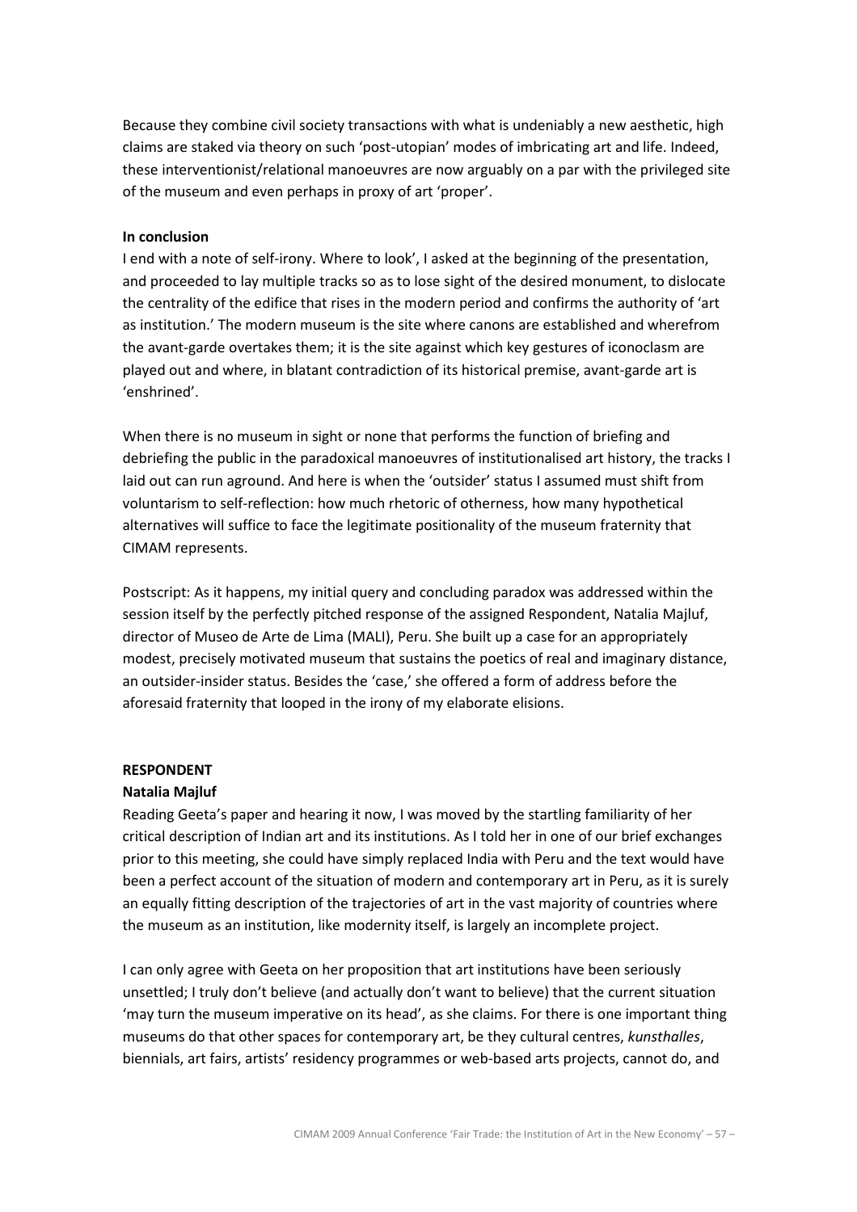Because they combine civil society transactions with what is undeniably a new aesthetic, high claims are staked via theory on such 'post-utopian' modes of imbricating art and life. Indeed, these interventionist/relational manoeuvres are now arguably on a par with the privileged site of the museum and even perhaps in proxy of art 'proper'.

**In conclusion**

I end with a note of self-irony. Where to look', I asked at the beginning of the presentation, and proceeded to lay multiple tracks so as to lose sight of the desired monument, to dislocate the centrality of the edifice that rises in the modern period and confirms the authority of 'art as institution.' The modern museum is the site where canons are established and wherefrom the avant-garde overtakes them; it is the site against which key gestures of iconoclasm are played out and where, in blatant contradiction of its historical premise, avant-garde art is 'enshrined'.

When there is no museum in sight or none that performs the function of briefing and debriefing the public in the paradoxical manoeuvres of institutionalised art history, the tracks I laid out can run aground. And here is when the 'outsider' status I assumed must shift from voluntarism to self-reflection: how much rhetoric of otherness, how many hypothetical alternatives will suffice to face the legitimate positionality of the museum fraternity that CIMAM represents.

Postscript: As it happens, my initial query and concluding paradox was addressed within the session itself by the perfectly pitched response of the assigned Respondent, Natalia Majluf, director of Museo de Arte de Lima (MALI), Peru. She built up a case for an appropriately modest, precisely motivated museum that sustains the poetics of real and imaginary distance, an outsider-insider status. Besides the 'case,' she offered a form of address before the aforesaid fraternity that looped in the irony of my elaborate elisions.

**RESPONDENT**

**Natalia Majluf**

Reading Geeta's paper and hearing it now, I was moved by the startling familiarity of her critical description of Indian art and its institutions. As I told her in one of our brief exchanges prior to this meeting, she could have simply replaced India with Peru and the text would have been a perfect account of the situation of modern and contemporary art in Peru, as it is surely an equally fitting description of the trajectories of art in the vast majority of countries where the museum as an institution, like modernity itself, is largely an incomplete project.

I can only agree with Geeta on her proposition that art institutions have been seriously unsettled; I truly don't believe (and actually don't want to believe) that the current situation 'may turn the museum imperative on its head', as she claims. For there is one important thing museums do that other spaces for contemporary art, be they cultural centres, *kunsthalles*, biennials, art fairs, artists' residency programmes or web-based arts projects, cannot do, and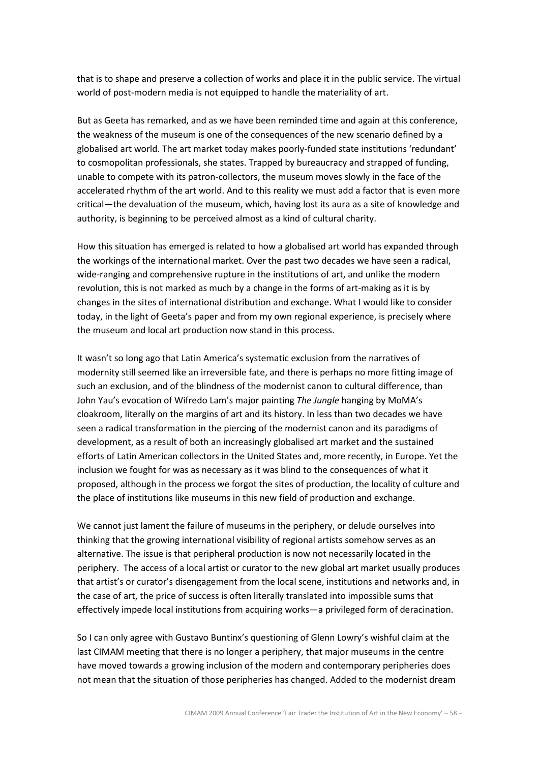that is to shape and preserve a collection of works and place it in the public service. The virtual world of post-modern media is not equipped to handle the materiality of art.

But as Geeta has remarked, and as we have been reminded time and again at this conference, the weakness of the museum is one of the consequences of the new scenario defined by a globalised art world. The art market today makes poorly-funded state institutions 'redundant' to cosmopolitan professionals, she states. Trapped by bureaucracy and strapped of funding, unable to compete with its patron-collectors, the museum moves slowly in the face of the accelerated rhythm of the art world. And to this reality we must add a factor that is even more critical—the devaluation of the museum, which, having lost its aura as a site of knowledge and authority, is beginning to be perceived almost as a kind of cultural charity.

How this situation has emerged is related to how a globalised art world has expanded through the workings of the international market. Over the past two decades we have seen a radical, wide-ranging and comprehensive rupture in the institutions of art, and unlike the modern revolution, this is not marked as much by a change in the forms of art-making as it is by changes in the sites of international distribution and exchange. What I would like to consider today, in the light of Geeta's paper and from my own regional experience, is precisely where the museum and local art production now stand in this process.

It wasn't so long ago that Latin America's systematic exclusion from the narratives of modernity still seemed like an irreversible fate, and there is perhaps no more fitting image of such an exclusion, and of the blindness of the modernist canon to cultural difference, than John Yau's evocation of Wifredo Lam's major painting *The Jungle* hanging by MoMA's cloakroom, literally on the margins of art and its history. In less than two decades we have seen a radical transformation in the piercing of the modernist canon and its paradigms of development, as a result of both an increasingly globalised art market and the sustained efforts of Latin American collectors in the United States and, more recently, in Europe. Yet the inclusion we fought for was as necessary as it was blind to the consequences of what it proposed, although in the process we forgot the sites of production, the locality of culture and the place of institutions like museums in this new field of production and exchange.

We cannot just lament the failure of museums in the periphery, or delude ourselves into thinking that the growing international visibility of regional artists somehow serves as an alternative. The issue is that peripheral production is now not necessarily located in the periphery. The access of a local artist or curator to the new global art market usually produces that artist's or curator's disengagement from the local scene, institutions and networks and, in the case of art, the price of success is often literally translated into impossible sums that effectively impede local institutions from acquiring works—a privileged form of deracination.

So I can only agree with Gustavo Buntinx's questioning of Glenn Lowry's wishful claim at the last CIMAM meeting that there is no longer a periphery, that major museums in the centre have moved towards a growing inclusion of the modern and contemporary peripheries does not mean that the situation of those peripheries has changed. Added to the modernist dream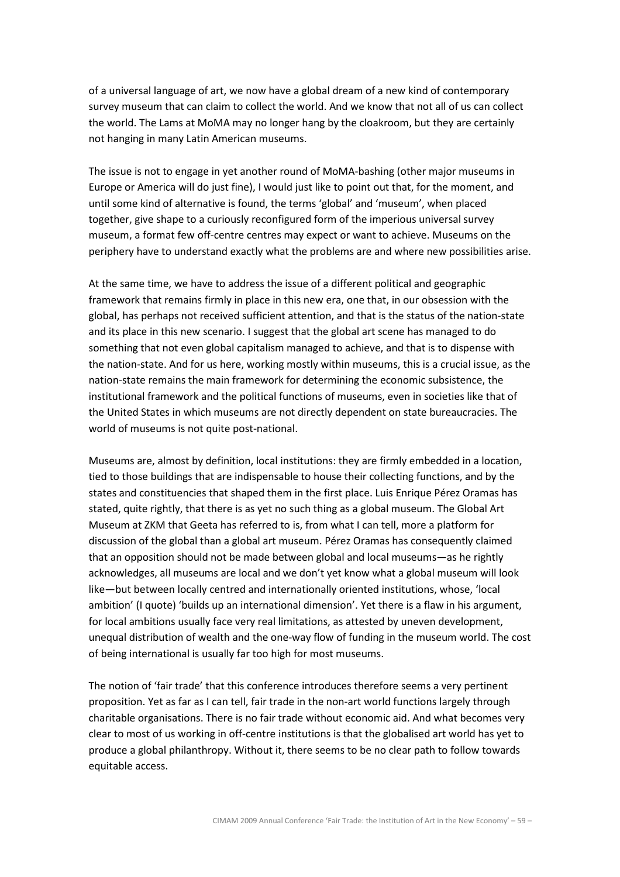of a universal language of art, we now have a global dream of a new kind of contemporary survey museum that can claim to collect the world. And we know that not all of us can collect the world. The Lams at MoMA may no longer hang by the cloakroom, but they are certainly not hanging in many Latin American museums.

The issue is not to engage in yet another round of MoMA-bashing (other major museums in Europe or America will do just fine), I would just like to point out that, for the moment, and until some kind of alternative is found, the terms 'global' and 'museum', when placed together, give shape to a curiously reconfigured form of the imperious universal survey museum, a format few off-centre centres may expect or want to achieve. Museums on the periphery have to understand exactly what the problems are and where new possibilities arise.

At the same time, we have to address the issue of a different political and geographic framework that remains firmly in place in this new era, one that, in our obsession with the global, has perhaps not received sufficient attention, and that is the status of the nation-state and its place in this new scenario. I suggest that the global art scene has managed to do something that not even global capitalism managed to achieve, and that is to dispense with the nation-state. And for us here, working mostly within museums, this is a crucial issue, as the nation-state remains the main framework for determining the economic subsistence, the institutional framework and the political functions of museums, even in societies like that of the United States in which museums are not directly dependent on state bureaucracies. The world of museums is not quite post-national.

Museums are, almost by definition, local institutions: they are firmly embedded in a location, tied to those buildings that are indispensable to house their collecting functions, and by the states and constituencies that shaped them in the first place. Luis Enrique Pérez Oramas has stated, quite rightly, that there is as yet no such thing as a global museum. The Global Art Museum at ZKM that Geeta has referred to is, from what I can tell, more a platform for discussion of the global than a global art museum. Pérez Oramas has consequently claimed that an opposition should not be made between global and local museums—as he rightly acknowledges, all museums are local and we don't yet know what a global museum will look like—but between locally centred and internationally oriented institutions, whose, 'local ambition' (I quote) 'builds up an international dimension'. Yet there is a flaw in his argument, for local ambitions usually face very real limitations, as attested by uneven development, unequal distribution of wealth and the one-way flow of funding in the museum world. The cost of being international is usually far too high for most museums.

The notion of 'fair trade' that this conference introduces therefore seems a very pertinent proposition. Yet as far as I can tell, fair trade in the non-art world functions largely through charitable organisations. There is no fair trade without economic aid. And what becomes very clear to most of us working in off-centre institutions is that the globalised art world has yet to produce a global philanthropy. Without it, there seems to be no clear path to follow towards equitable access.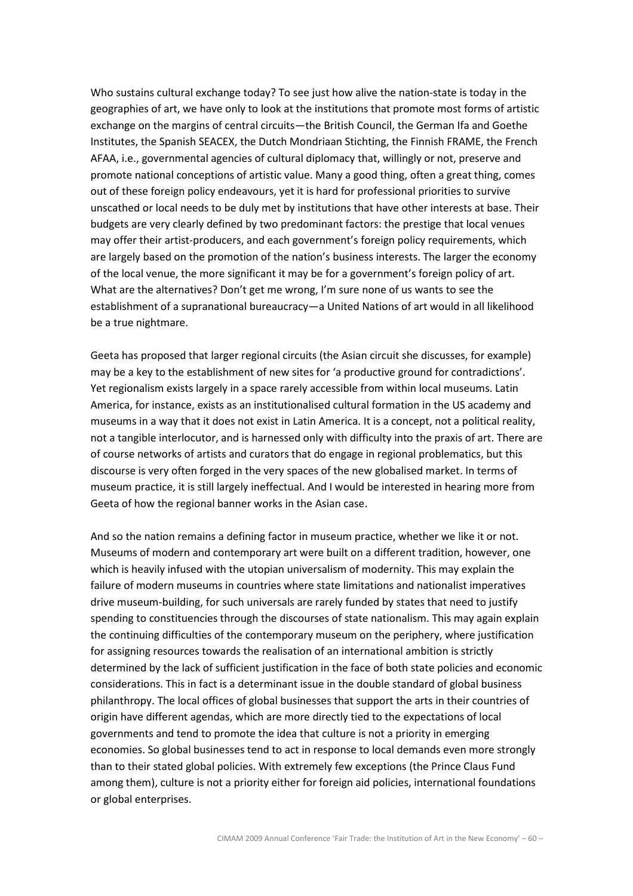Who sustains cultural exchange today? To see just how alive the nation-state is today in the geographies of art, we have only to look at the institutions that promote most forms of artistic exchange on the margins of central circuits—the British Council, the German Ifa and Goethe Institutes, the Spanish SEACEX, the Dutch Mondriaan Stichting, the Finnish FRAME, the French AFAA, i.e., governmental agencies of cultural diplomacy that, willingly or not, preserve and promote national conceptions of artistic value. Many a good thing, often a great thing, comes out of these foreign policy endeavours, yet it is hard for professional priorities to survive unscathed or local needs to be duly met by institutions that have other interests at base. Their budgets are very clearly defined by two predominant factors: the prestige that local venues may offer their artist-producers, and each government's foreign policy requirements, which are largely based on the promotion of the nation's business interests. The larger the economy of the local venue, the more significant it may be for a government's foreign policy of art. What are the alternatives? Don't get me wrong, I'm sure none of us wants to see the establishment of a supranational bureaucracy—a United Nations of art would in all likelihood be a true nightmare.

Geeta has proposed that larger regional circuits (the Asian circuit she discusses, for example) may be a key to the establishment of new sites for 'a productive ground for contradictions'. Yet regionalism exists largely in a space rarely accessible from within local museums. Latin America, for instance, exists as an institutionalised cultural formation in the US academy and museums in a way that it does not exist in Latin America. It is a concept, not a political reality, not a tangible interlocutor, and is harnessed only with difficulty into the praxis of art. There are of course networks of artists and curators that do engage in regional problematics, but this discourse is very often forged in the very spaces of the new globalised market. In terms of museum practice, it is still largely ineffectual. And I would be interested in hearing more from Geeta of how the regional banner works in the Asian case.

And so the nation remains a defining factor in museum practice, whether we like it or not. Museums of modern and contemporary art were built on a different tradition, however, one which is heavily infused with the utopian universalism of modernity. This may explain the failure of modern museums in countries where state limitations and nationalist imperatives drive museum-building, for such universals are rarely funded by states that need to justify spending to constituencies through the discourses of state nationalism. This may again explain the continuing difficulties of the contemporary museum on the periphery, where justification for assigning resources towards the realisation of an international ambition is strictly determined by the lack of sufficient justification in the face of both state policies and economic considerations. This in fact is a determinant issue in the double standard of global business philanthropy. The local offices of global businesses that support the arts in their countries of origin have different agendas, which are more directly tied to the expectations of local governments and tend to promote the idea that culture is not a priority in emerging economies. So global businesses tend to act in response to local demands even more strongly than to their stated global policies. With extremely few exceptions (the Prince Claus Fund among them), culture is not a priority either for foreign aid policies, international foundations or global enterprises.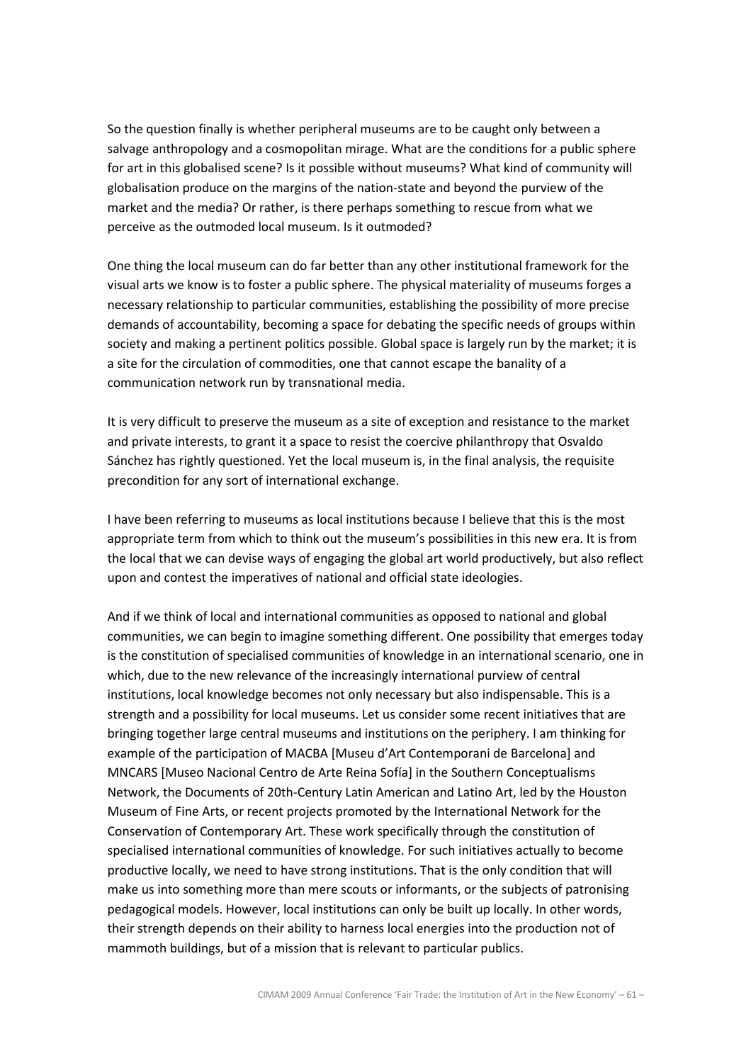So the question finally is whether peripheral museums are to be caught only between a salvage anthropology and a cosmopolitan mirage. What are the conditions for a public sphere for art in this globalised scene? Is it possible without museums? What kind of community will globalisation produce on the margins of the nation-state and beyond the purview of the market and the media? Or rather, is there perhaps something to rescue from what we perceive as the outmoded local museum. Is it outmoded?

One thing the local museum can do far better than any other institutional framework for the visual arts we know is to foster a public sphere. The physical materiality of museums forges a necessary relationship to particular communities, establishing the possibility of more precise demands of accountability, becoming a space for debating the specific needs of groups within society and making a pertinent politics possible. Global space is largely run by the market; it is a site for the circulation of commodities, one that cannot escape the banality of a communication network run by transnational media.

It is very difficult to preserve the museum as a site of exception and resistance to the market and private interests, to grant it a space to resist the coercive philanthropy that Osvaldo Sánchez has rightly questioned. Yet the local museum is, in the final analysis, the requisite precondition for any sort of international exchange.

I have been referring to museums as local institutions because I believe that this is the most appropriate term from which to think out the museum's possibilities in this new era. It is from the local that we can devise ways of engaging the global art world productively, but also reflect upon and contest the imperatives of national and official state ideologies.

And if we think of local and international communities as opposed to national and global communities, we can begin to imagine something different. One possibility that emerges today is the constitution of specialised communities of knowledge in an international scenario, one in which, due to the new relevance of the increasingly international purview of central institutions, local knowledge becomes not only necessary but also indispensable. This is a strength and a possibility for local museums. Let us consider some recent initiatives that are bringing together large central museums and institutions on the periphery. I am thinking for example of the participation of MACBA [Museu d'Art Contemporani de Barcelona] and MNCARS [Museo Nacional Centro de Arte Reina Sofía] in the Southern Conceptualisms Network, the Documents of 20th-Century Latin American and Latino Art, led by the Houston Museum of Fine Arts, or recent projects promoted by the International Network for the Conservation of Contemporary Art. These work specifically through the constitution of specialised international communities of knowledge. For such initiatives actually to become productive locally, we need to have strong institutions. That is the only condition that will make us into something more than mere scouts or informants, or the subjects of patronising pedagogical models. However, local institutions can only be built up locally. In other words, their strength depends on their ability to harness local energies into the production not of mammoth buildings, but of a mission that is relevant to particular publics.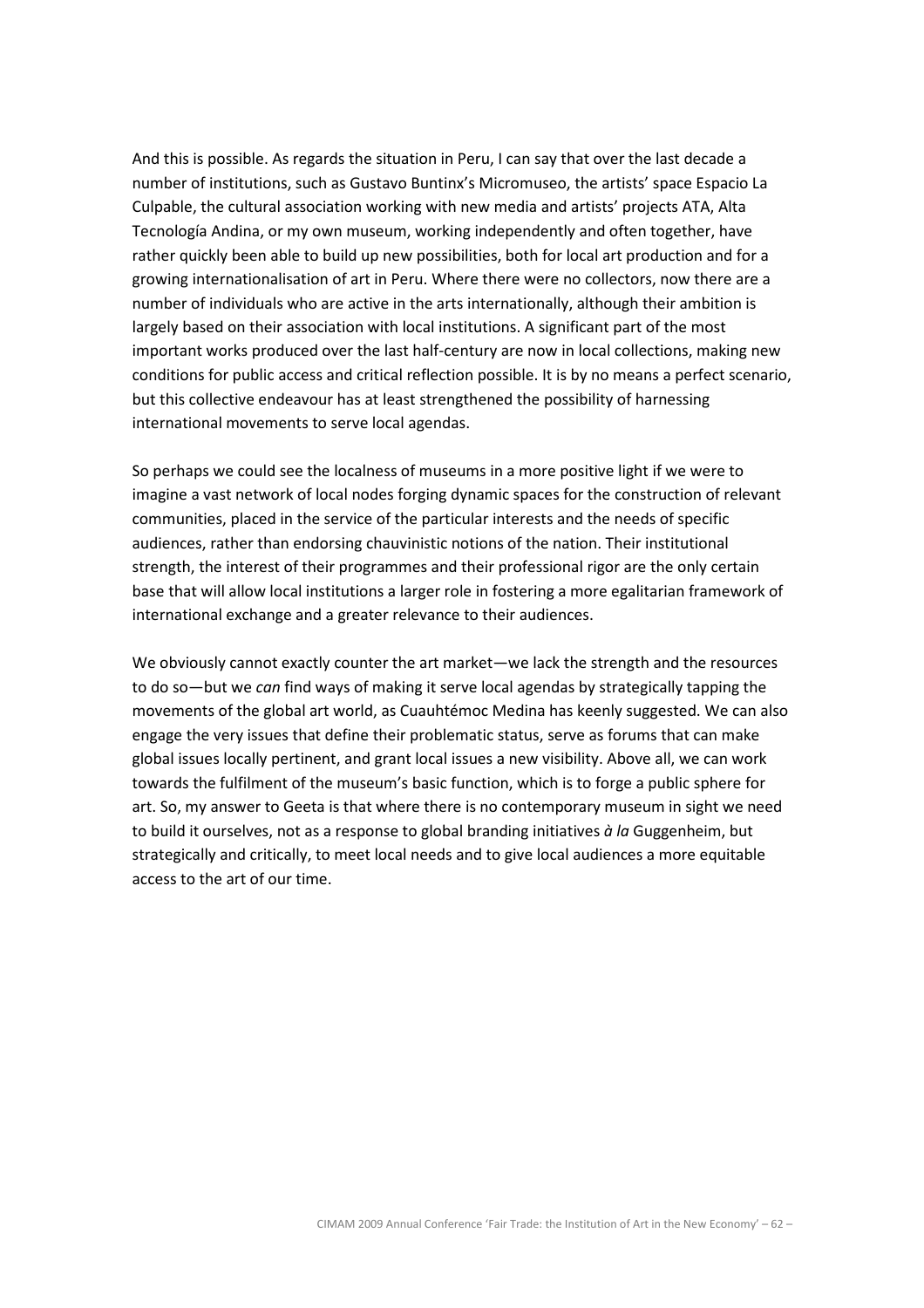And this is possible. As regards the situation in Peru, I can say that over the last decade a number of institutions, such as Gustavo Buntinx's Micromuseo, the artists' space Espacio La Culpable, the cultural association working with new media and artists' projects ATA, Alta Tecnología Andina, or my own museum, working independently and often together, have rather quickly been able to build up new possibilities, both for local art production and for a growing internationalisation of art in Peru. Where there were no collectors, now there are a number of individuals who are active in the arts internationally, although their ambition is largely based on their association with local institutions. A significant part of the most important works produced over the last half-century are now in local collections, making new conditions for public access and critical reflection possible. It is by no means a perfect scenario, but this collective endeavour has at least strengthened the possibility of harnessing international movements to serve local agendas.

So perhaps we could see the localness of museums in a more positive light if we were to imagine a vast network of local nodes forging dynamic spaces for the construction of relevant communities, placed in the service of the particular interests and the needs of specific audiences, rather than endorsing chauvinistic notions of the nation. Their institutional strength, the interest of their programmes and their professional rigor are the only certain base that will allow local institutions a larger role in fostering a more egalitarian framework of international exchange and a greater relevance to their audiences.

We obviously cannot exactly counter the art market—we lack the strength and the resources to do so—but we *can* find ways of making it serve local agendas by strategically tapping the movements of the global art world, as Cuauhtémoc Medina has keenly suggested. We can also engage the very issues that define their problematic status, serve as forums that can make global issues locally pertinent, and grant local issues a new visibility. Above all, we can work towards the fulfilment of the museum's basic function, which is to forge a public sphere for art. So, my answer to Geeta is that where there is no contemporary museum in sight we need to build it ourselves, not as a response to global branding initiatives *à la* Guggenheim, but strategically and critically, to meet local needs and to give local audiences a more equitable access to the art of our time.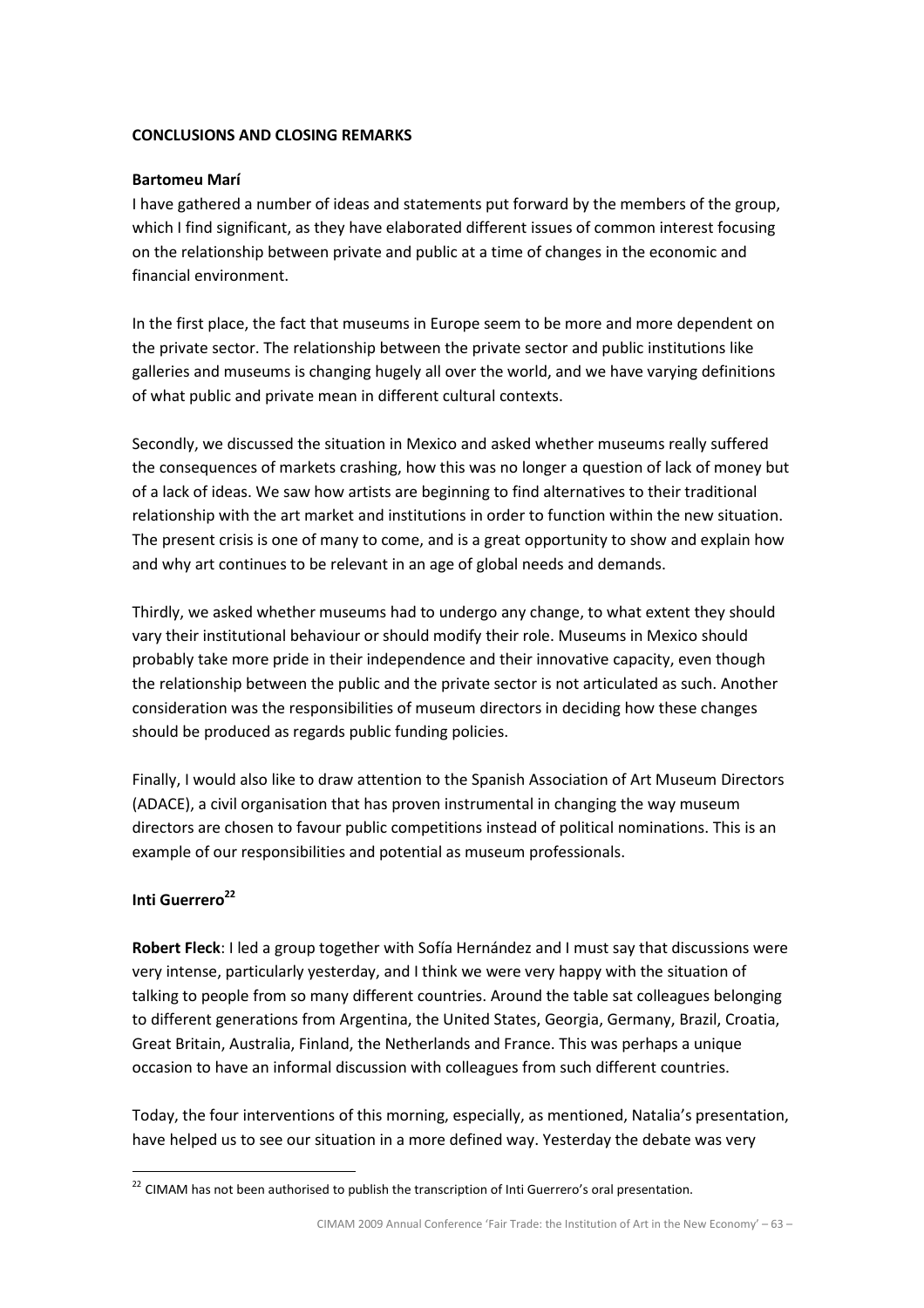**CONCLUSIONS AND CLOSING REMARKS**

**Bartomeu Marí**

I have gathered a number of ideas and statements put forward by the members of the group, which I find significant, as they have elaborated different issues of common interest focusing on the relationship between private and public at a time of changes in the economic and financial environment.

In the first place, the fact that museums in Europe seem to be more and more dependent on the private sector. The relationship between the private sector and public institutions like galleries and museums is changing hugely all over the world, and we have varying definitions of what public and private mean in different cultural contexts.

Secondly, we discussed the situation in Mexico and asked whether museums really suffered the consequences of markets crashing, how this was no longer a question of lack of money but of a lack of ideas. We saw how artists are beginning to find alternatives to their traditional relationship with the art market and institutions in order to function within the new situation. The present crisis is one of many to come, and is a great opportunity to show and explain how and why art continues to be relevant in an age of global needs and demands.

Thirdly, we asked whether museums had to undergo any change, to what extent they should vary their institutional behaviour or should modify their role. Museums in Mexico should probably take more pride in their independence and their innovative capacity, even though the relationship between the public and the private sector is not articulated as such. Another consideration was the responsibilities of museum directors in deciding how these changes should be produced as regards public funding policies.

Finally, I would also like to draw attention to the Spanish Association of Art Museum Directors (ADACE), a civil organisation that has proven instrumental in changing the way museum directors are chosen to favour public competitions instead of political nominations. This is an example of our responsibilities and potential as museum professionals.

**Inti Guerrero**[22]

**Robert Fleck**: I led a group together with Sofía Hernández and I must say that discussions were very intense, particularly yesterday, and I think we were very happy with the situation of talking to people from so many different countries. Around the table sat colleagues belonging to different generations from Argentina, the United States, Georgia, Germany, Brazil, Croatia, Great Britain, Australia, Finland, the Netherlands and France. This was perhaps a unique occasion to have an informal discussion with colleagues from such different countries.

Today, the four interventions of this morning, especially, as mentioned, Natalia's presentation, have helped us to see our situation in a more defined way. Yesterday the debate was very

[22] CIMAM has not been authorised to publish the transcription of Inti Guerrero's oral presentation.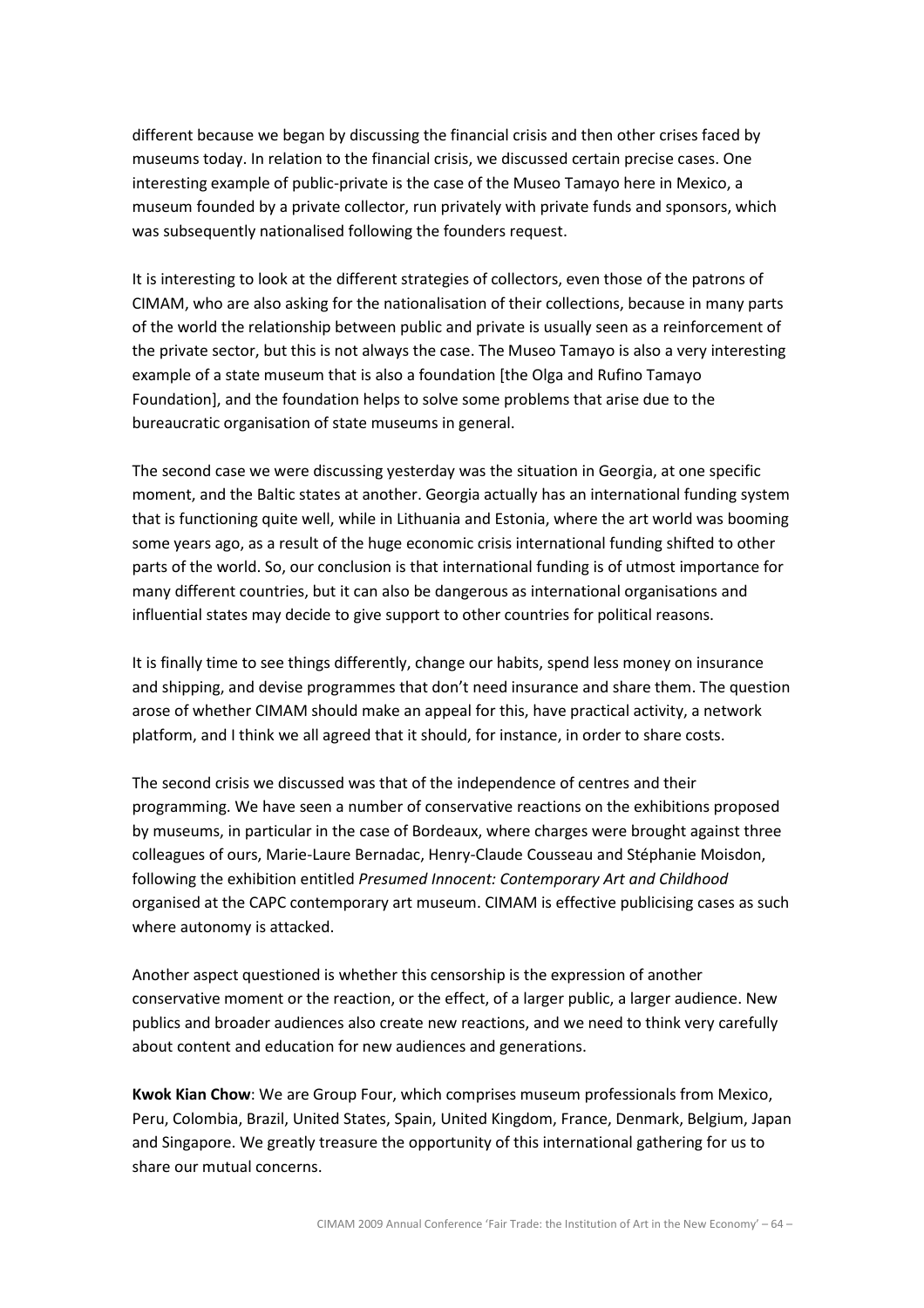different because we began by discussing the financial crisis and then other crises faced by museums today. In relation to the financial crisis, we discussed certain precise cases. One interesting example of public-private is the case of the Museo Tamayo here in Mexico, a museum founded by a private collector, run privately with private funds and sponsors, which was subsequently nationalised following the founders request.

It is interesting to look at the different strategies of collectors, even those of the patrons of CIMAM, who are also asking for the nationalisation of their collections, because in many parts of the world the relationship between public and private is usually seen as a reinforcement of the private sector, but this is not always the case. The Museo Tamayo is also a very interesting example of a state museum that is also a foundation [the Olga and Rufino Tamayo Foundation], and the foundation helps to solve some problems that arise due to the bureaucratic organisation of state museums in general.

The second case we were discussing yesterday was the situation in Georgia, at one specific moment, and the Baltic states at another. Georgia actually has an international funding system that is functioning quite well, while in Lithuania and Estonia, where the art world was booming some years ago, as a result of the huge economic crisis international funding shifted to other parts of the world. So, our conclusion is that international funding is of utmost importance for many different countries, but it can also be dangerous as international organisations and influential states may decide to give support to other countries for political reasons.

It is finally time to see things differently, change our habits, spend less money on insurance and shipping, and devise programmes that don't need insurance and share them. The question arose of whether CIMAM should make an appeal for this, have practical activity, a network platform, and I think we all agreed that it should, for instance, in order to share costs.

The second crisis we discussed was that of the independence of centres and their programming. We have seen a number of conservative reactions on the exhibitions proposed by museums, in particular in the case of Bordeaux, where charges were brought against three colleagues of ours, Marie-Laure Bernadac, Henry-Claude Cousseau and Stéphanie Moisdon, following the exhibition entitled *Presumed Innocent: Contemporary Art and Childhood* organised at the CAPC contemporary art museum. CIMAM is effective publicising cases as such where autonomy is attacked.

Another aspect questioned is whether this censorship is the expression of another conservative moment or the reaction, or the effect, of a larger public, a larger audience. New publics and broader audiences also create new reactions, and we need to think very carefully about content and education for new audiences and generations.

**Kwok Kian Chow**: We are Group Four, which comprises museum professionals from Mexico, Peru, Colombia, Brazil, United States, Spain, United Kingdom, France, Denmark, Belgium, Japan and Singapore. We greatly treasure the opportunity of this international gathering for us to share our mutual concerns.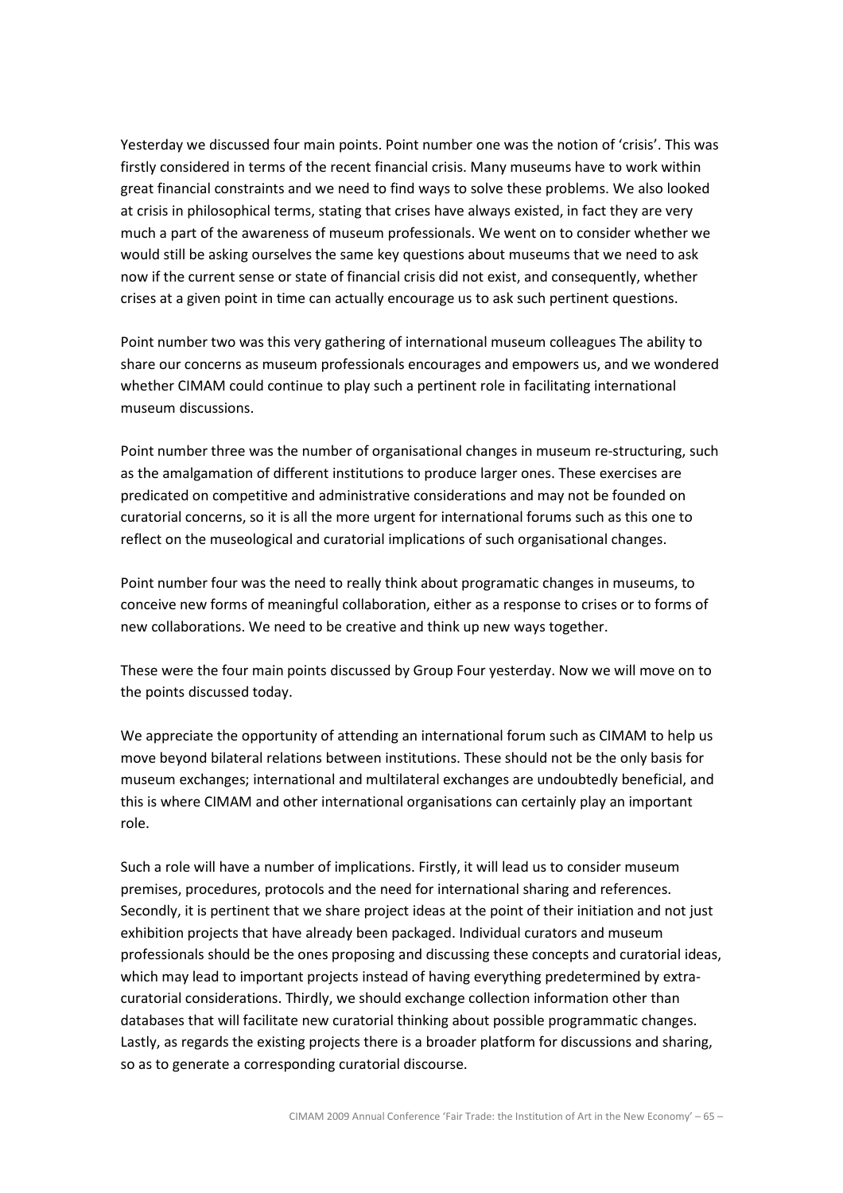Yesterday we discussed four main points. Point number one was the notion of 'crisis'. This was firstly considered in terms of the recent financial crisis. Many museums have to work within great financial constraints and we need to find ways to solve these problems. We also looked at crisis in philosophical terms, stating that crises have always existed, in fact they are very much a part of the awareness of museum professionals. We went on to consider whether we would still be asking ourselves the same key questions about museums that we need to ask now if the current sense or state of financial crisis did not exist, and consequently, whether crises at a given point in time can actually encourage us to ask such pertinent questions.

Point number two was this very gathering of international museum colleagues The ability to share our concerns as museum professionals encourages and empowers us, and we wondered whether CIMAM could continue to play such a pertinent role in facilitating international museum discussions.

Point number three was the number of organisational changes in museum re-structuring, such as the amalgamation of different institutions to produce larger ones. These exercises are predicated on competitive and administrative considerations and may not be founded on curatorial concerns, so it is all the more urgent for international forums such as this one to reflect on the museological and curatorial implications of such organisational changes.

Point number four was the need to really think about programatic changes in museums, to conceive new forms of meaningful collaboration, either as a response to crises or to forms of new collaborations. We need to be creative and think up new ways together.

These were the four main points discussed by Group Four yesterday. Now we will move on to the points discussed today.

We appreciate the opportunity of attending an international forum such as CIMAM to help us move beyond bilateral relations between institutions. These should not be the only basis for museum exchanges; international and multilateral exchanges are undoubtedly beneficial, and this is where CIMAM and other international organisations can certainly play an important role.

Such a role will have a number of implications. Firstly, it will lead us to consider museum premises, procedures, protocols and the need for international sharing and references. Secondly, it is pertinent that we share project ideas at the point of their initiation and not just exhibition projects that have already been packaged. Individual curators and museum professionals should be the ones proposing and discussing these concepts and curatorial ideas, which may lead to important projects instead of having everything predetermined by extra-curatorial considerations. Thirdly, we should exchange collection information other than databases that will facilitate new curatorial thinking about possible programmatic changes. Lastly, as regards the existing projects there is a broader platform for discussions and sharing, so as to generate a corresponding curatorial discourse.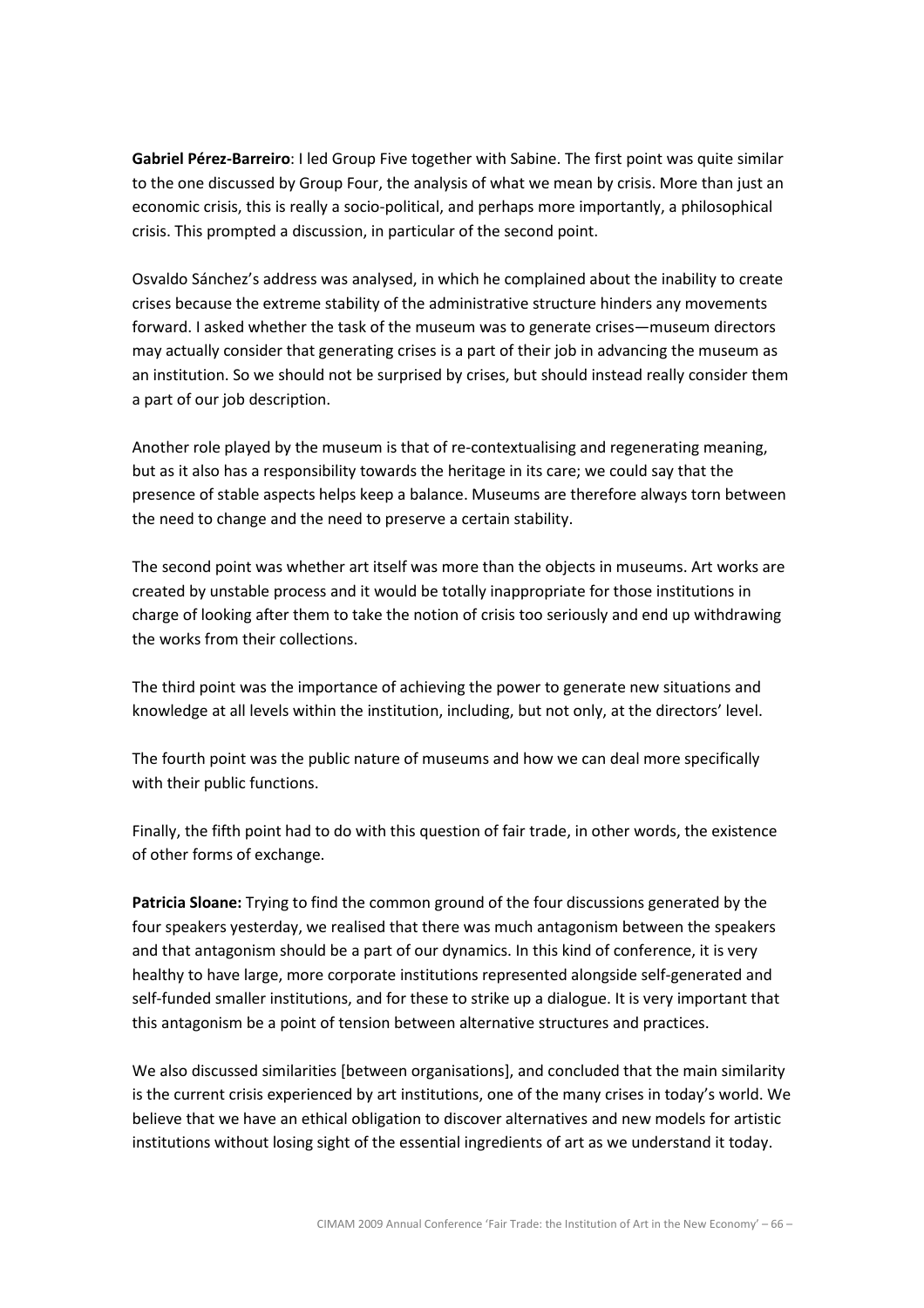**Gabriel Pérez-Barreiro**: I led Group Five together with Sabine. The first point was quite similar to the one discussed by Group Four, the analysis of what we mean by crisis. More than just an economic crisis, this is really a socio-political, and perhaps more importantly, a philosophical crisis. This prompted a discussion, in particular of the second point.

Osvaldo Sánchez's address was analysed, in which he complained about the inability to create crises because the extreme stability of the administrative structure hinders any movements forward. I asked whether the task of the museum was to generate crises—museum directors may actually consider that generating crises is a part of their job in advancing the museum as an institution. So we should not be surprised by crises, but should instead really consider them a part of our job description.

Another role played by the museum is that of re-contextualising and regenerating meaning, but as it also has a responsibility towards the heritage in its care; we could say that the presence of stable aspects helps keep a balance. Museums are therefore always torn between the need to change and the need to preserve a certain stability.

The second point was whether art itself was more than the objects in museums. Art works are created by unstable process and it would be totally inappropriate for those institutions in charge of looking after them to take the notion of crisis too seriously and end up withdrawing the works from their collections.

The third point was the importance of achieving the power to generate new situations and knowledge at all levels within the institution, including, but not only, at the directors' level.

The fourth point was the public nature of museums and how we can deal more specifically with their public functions.

Finally, the fifth point had to do with this question of fair trade, in other words, the existence of other forms of exchange.

**Patricia Sloane:** Trying to find the common ground of the four discussions generated by the four speakers yesterday, we realised that there was much antagonism between the speakers and that antagonism should be a part of our dynamics. In this kind of conference, it is very healthy to have large, more corporate institutions represented alongside self-generated and self-funded smaller institutions, and for these to strike up a dialogue. It is very important that this antagonism be a point of tension between alternative structures and practices.

We also discussed similarities [between organisations], and concluded that the main similarity is the current crisis experienced by art institutions, one of the many crises in today's world. We believe that we have an ethical obligation to discover alternatives and new models for artistic institutions without losing sight of the essential ingredients of art as we understand it today.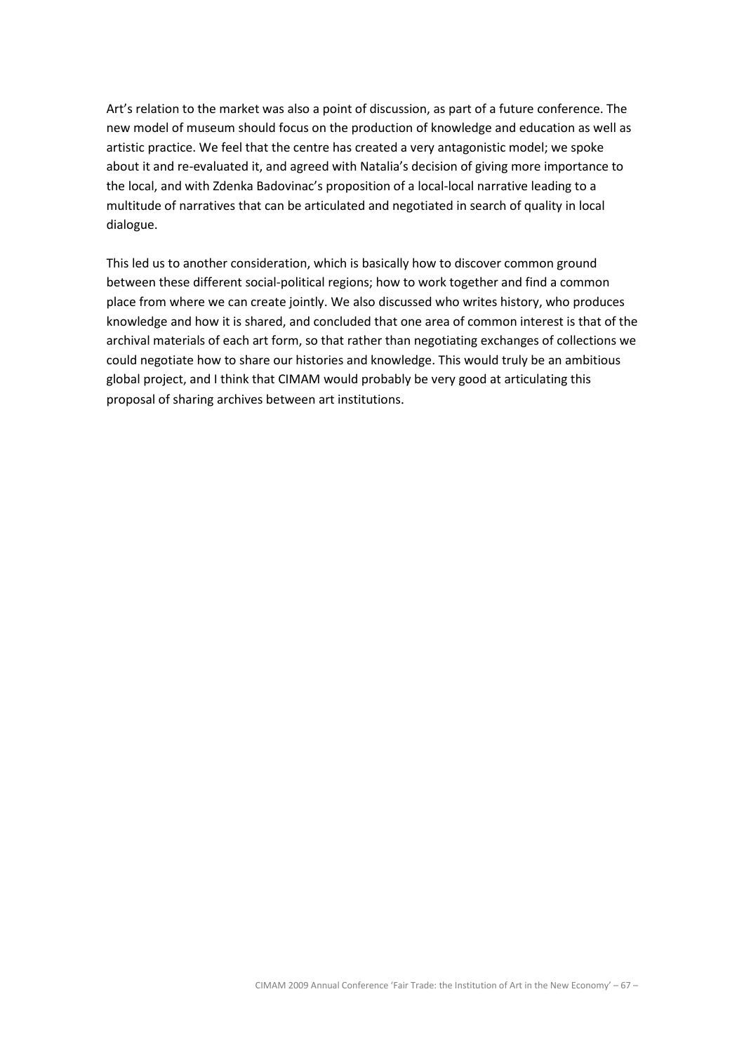Art's relation to the market was also a point of discussion, as part of a future conference. The new model of museum should focus on the production of knowledge and education as well as artistic practice. We feel that the centre has created a very antagonistic model; we spoke about it and re-evaluated it, and agreed with Natalia's decision of giving more importance to the local, and with Zdenka Badovinac's proposition of a local-local narrative leading to a multitude of narratives that can be articulated and negotiated in search of quality in local dialogue.

This led us to another consideration, which is basically how to discover common ground between these different social-political regions; how to work together and find a common place from where we can create jointly. We also discussed who writes history, who produces knowledge and how it is shared, and concluded that one area of common interest is that of the archival materials of each art form, so that rather than negotiating exchanges of collections we could negotiate how to share our histories and knowledge. This would truly be an ambitious global project, and I think that CIMAM would probably be very good at articulating this proposal of sharing archives between art institutions.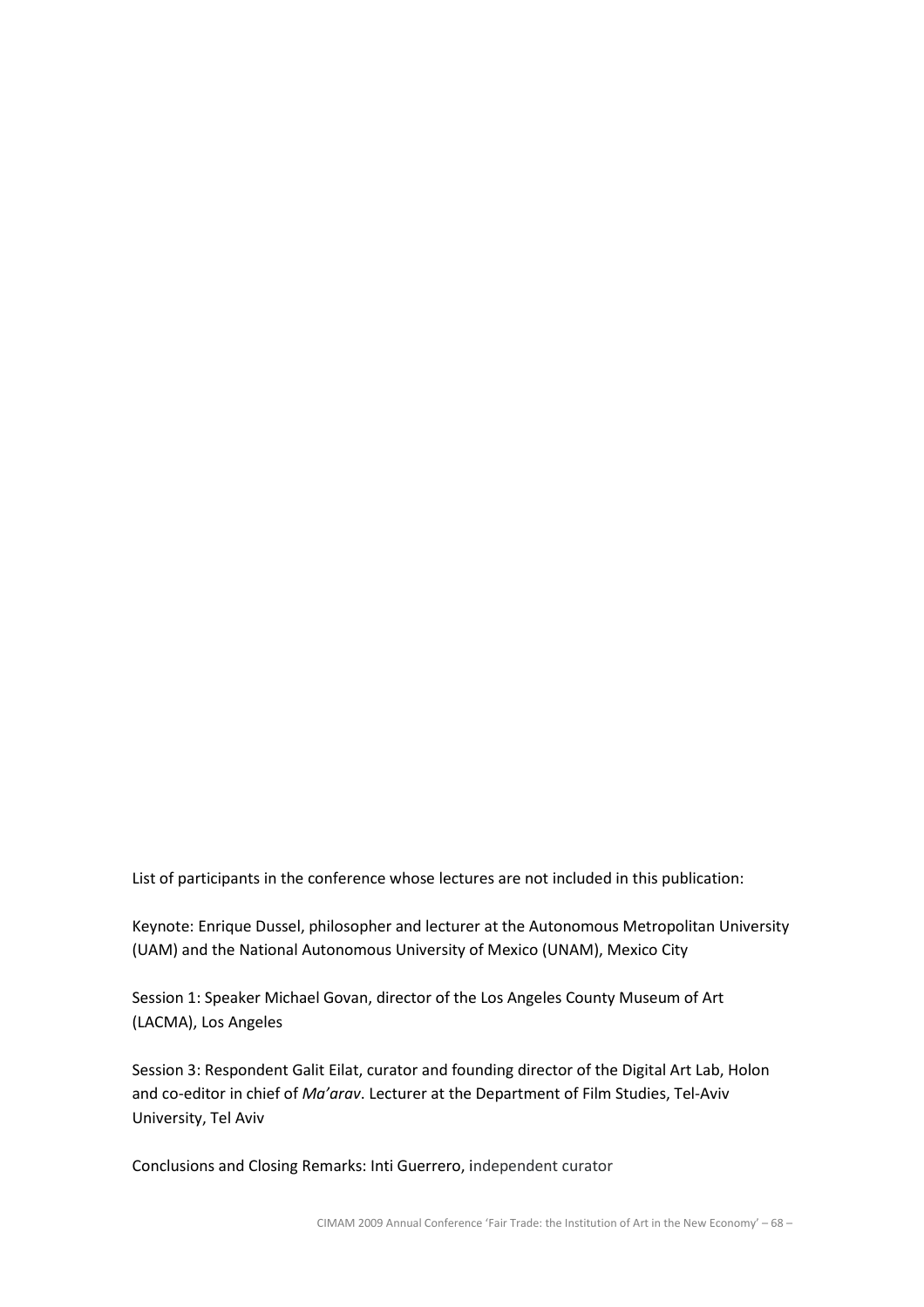List of participants in the conference whose lectures are not included in this publication:

Keynote: Enrique Dussel, philosopher and lecturer at the Autonomous Metropolitan University (UAM) and the National Autonomous University of Mexico (UNAM), Mexico City

Session 1: Speaker Michael Govan, director of the Los Angeles County Museum of Art (LACMA), Los Angeles

Session 3: Respondent Galit Eilat, curator and founding director of the Digital Art Lab, Holon and co-editor in chief of *Ma'arav*. Lecturer at the Department of Film Studies, Tel-Aviv University, Tel Aviv

Conclusions and Closing Remarks: Inti Guerrero, independent curator